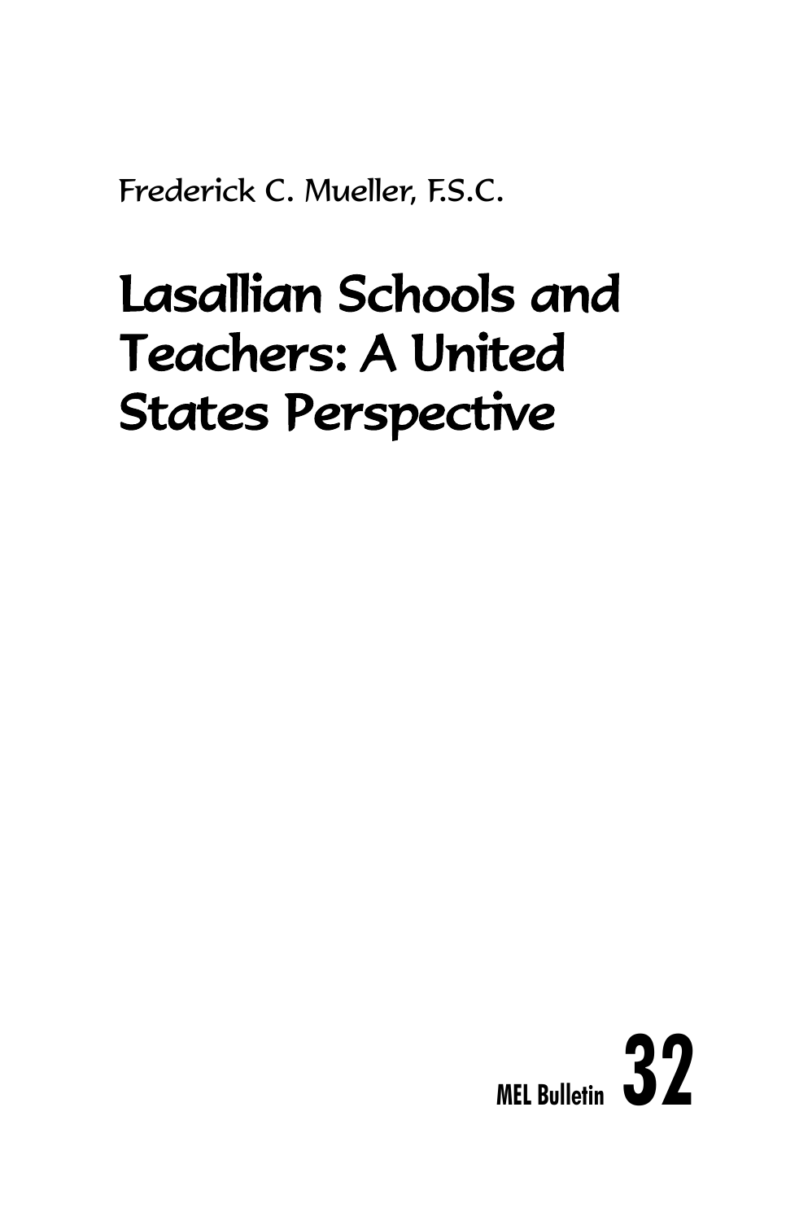Frederick C. Mueller, F.S.C.

# Lasallian Schools and Teachers: A United States Perspective

MEL Bulletin **32**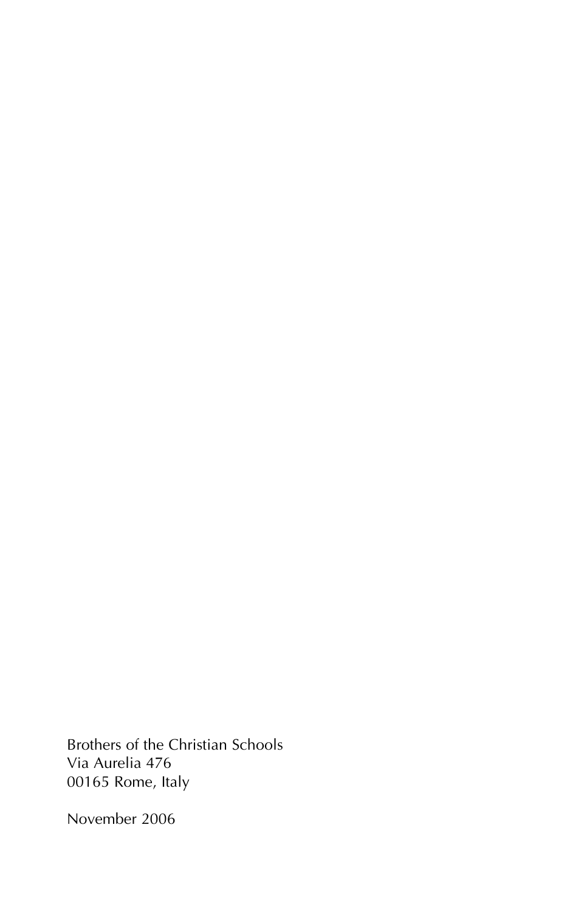Brothers of the Christian Schools
Via Aurelia 476
00165 Rome, Italy

November 2006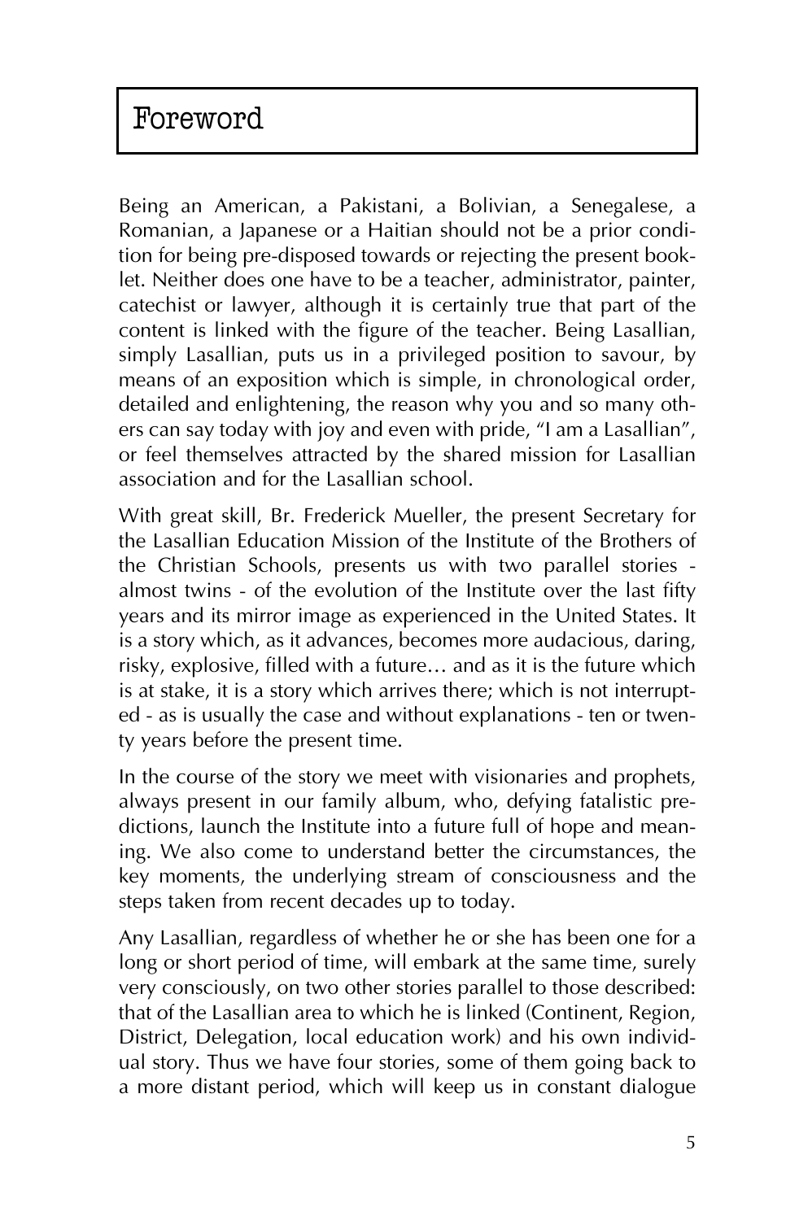# Foreword

Being an American, a Pakistani, a Bolivian, a Senegalese, a Romanian, a Japanese or a Haitian should not be a prior condition for being pre-disposed towards or rejecting the present booklet. Neither does one have to be a teacher, administrator, painter, catechist or lawyer, although it is certainly true that part of the content is linked with the figure of the teacher. Being Lasallian, simply Lasallian, puts us in a privileged position to savour, by means of an exposition which is simple, in chronological order, detailed and enlightening, the reason why you and so many others can say today with joy and even with pride, "I am a Lasallian", or feel themselves attracted by the shared mission for Lasallian association and for the Lasallian school.

With great skill, Br. Frederick Mueller, the present Secretary for the Lasallian Education Mission of the Institute of the Brothers of the Christian Schools, presents us with two parallel stories - almost twins - of the evolution of the Institute over the last fifty years and its mirror image as experienced in the United States. It is a story which, as it advances, becomes more audacious, daring, risky, explosive, filled with a future… and as it is the future which is at stake, it is a story which arrives there; which is not interrupted - as is usually the case and without explanations - ten or twenty years before the present time.

In the course of the story we meet with visionaries and prophets, always present in our family album, who, defying fatalistic predictions, launch the Institute into a future full of hope and meaning. We also come to understand better the circumstances, the key moments, the underlying stream of consciousness and the steps taken from recent decades up to today.

Any Lasallian, regardless of whether he or she has been one for a long or short period of time, will embark at the same time, surely very consciously, on two other stories parallel to those described: that of the Lasallian area to which he is linked (Continent, Region, District, Delegation, local education work) and his own individual story. Thus we have four stories, some of them going back to a more distant period, which will keep us in constant dialogue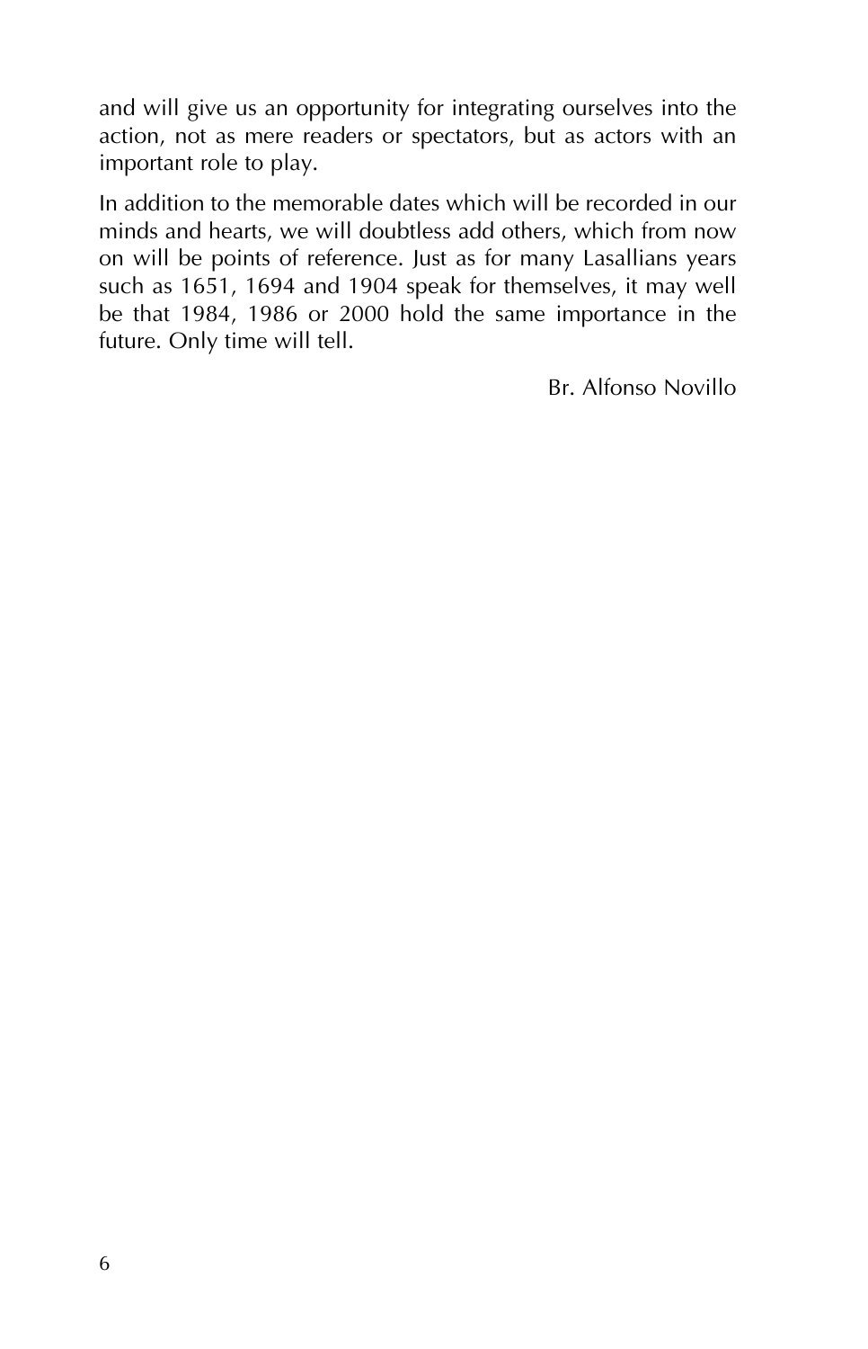and will give us an opportunity for integrating ourselves into the action, not as mere readers or spectators, but as actors with an important role to play.

In addition to the memorable dates which will be recorded in our minds and hearts, we will doubtless add others, which from now on will be points of reference. Just as for many Lasallians years such as 1651, 1694 and 1904 speak for themselves, it may well be that 1984, 1986 or 2000 hold the same importance in the future. Only time will tell.

Br. Alfonso Novillo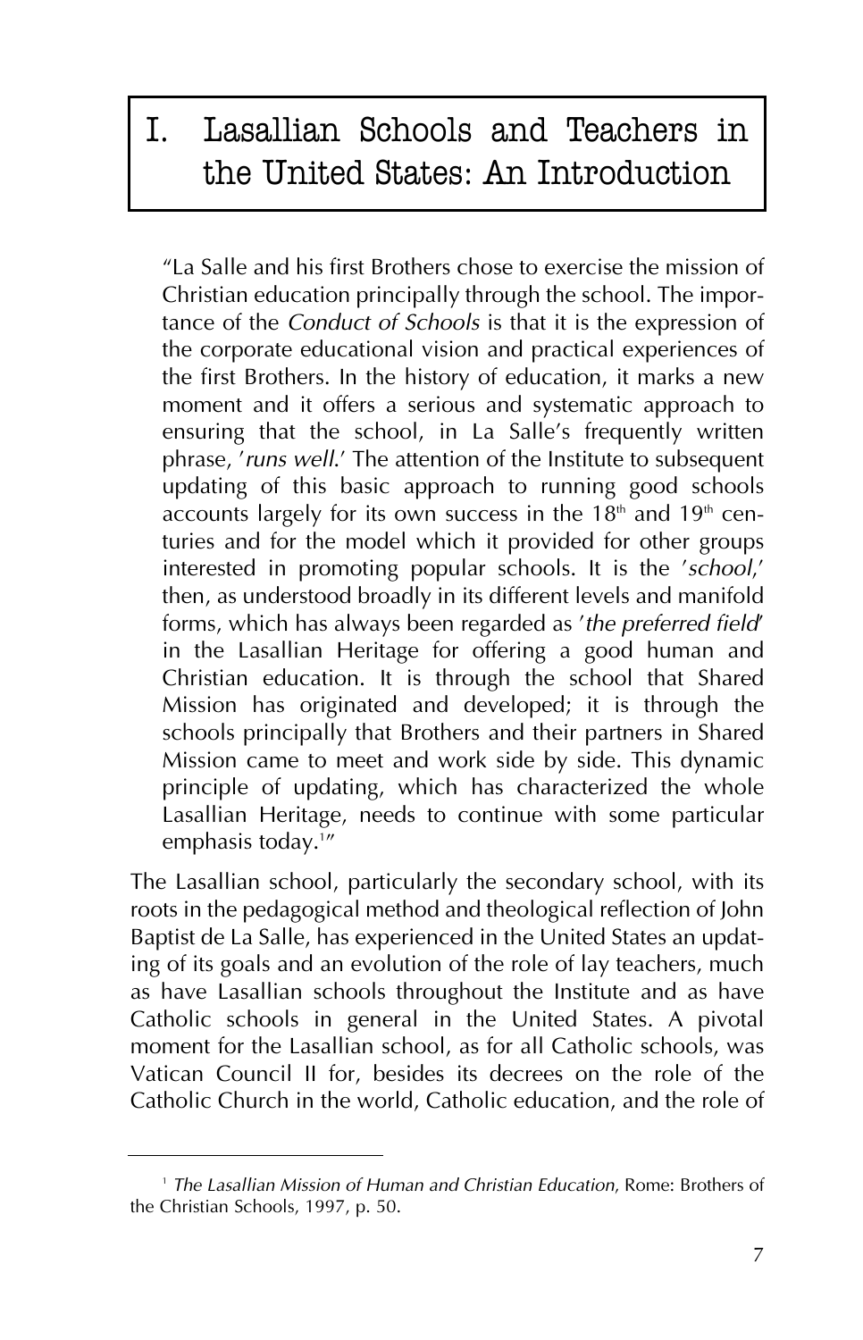# I. Lasallian Schools and Teachers in the United States: An Introduction

> "La Salle and his first Brothers chose to exercise the mission of Christian education principally through the school. The importance of the *Conduct of Schools* is that it is the expression of the corporate educational vision and practical experiences of the first Brothers. In the history of education, it marks a new moment and it offers a serious and systematic approach to ensuring that the school, in La Salle's frequently written phrase, '*runs well*.' The attention of the Institute to subsequent updating of this basic approach to running good schools accounts largely for its own success in the 18th and 19th centuries and for the model which it provided for other groups interested in promoting popular schools. It is the '*school*,' then, as understood broadly in its different levels and manifold forms, which has always been regarded as '*the preferred field*' in the Lasallian Heritage for offering a good human and Christian education. It is through the school that Shared Mission has originated and developed; it is through the schools principally that Brothers and their partners in Shared Mission came to meet and work side by side. This dynamic principle of updating, which has characterized the whole Lasallian Heritage, needs to continue with some particular emphasis today.[1]"

The Lasallian school, particularly the secondary school, with its roots in the pedagogical method and theological reflection of John Baptist de La Salle, has experienced in the United States an updating of its goals and an evolution of the role of lay teachers, much as have Lasallian schools throughout the Institute and as have Catholic schools in general in the United States. A pivotal moment for the Lasallian school, as for all Catholic schools, was Vatican Council II for, besides its decrees on the role of the Catholic Church in the world, Catholic education, and the role of

---

[1] *The Lasallian Mission of Human and Christian Education*, Rome: Brothers of the Christian Schools, 1997, p. 50.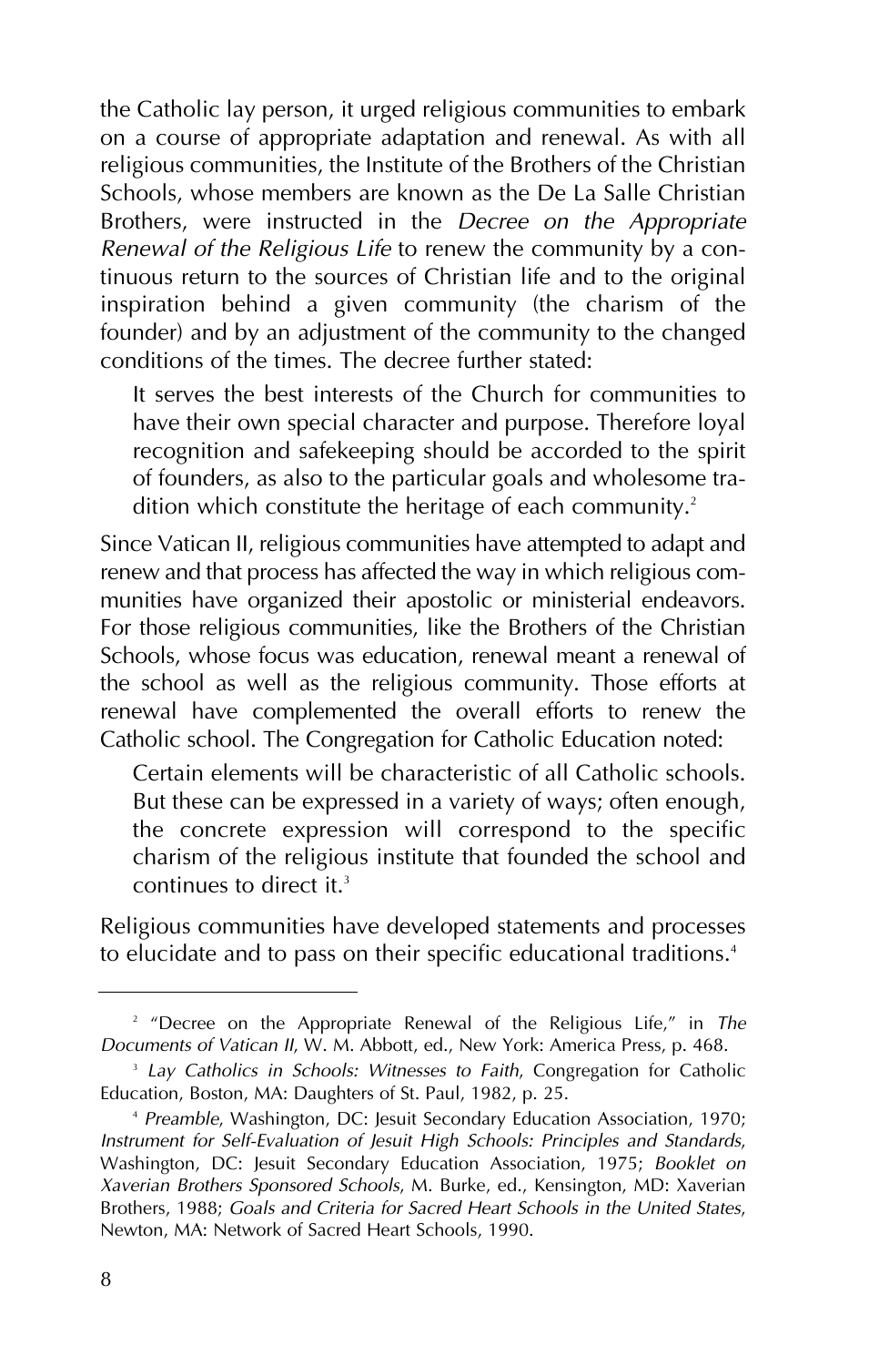the Catholic lay person, it urged religious communities to embark on a course of appropriate adaptation and renewal. As with all religious communities, the Institute of the Brothers of the Christian Schools, whose members are known as the De La Salle Christian Brothers, were instructed in the *Decree on the Appropriate Renewal of the Religious Life* to renew the community by a continuous return to the sources of Christian life and to the original inspiration behind a given community (the charism of the founder) and by an adjustment of the community to the changed conditions of the times. The decree further stated:

> It serves the best interests of the Church for communities to have their own special character and purpose. Therefore loyal recognition and safekeeping should be accorded to the spirit of founders, as also to the particular goals and wholesome tradition which constitute the heritage of each community.[2]

Since Vatican II, religious communities have attempted to adapt and renew and that process has affected the way in which religious communities have organized their apostolic or ministerial endeavors. For those religious communities, like the Brothers of the Christian Schools, whose focus was education, renewal meant a renewal of the school as well as the religious community. Those efforts at renewal have complemented the overall efforts to renew the Catholic school. The Congregation for Catholic Education noted:

> Certain elements will be characteristic of all Catholic schools. But these can be expressed in a variety of ways; often enough, the concrete expression will correspond to the specific charism of the religious institute that founded the school and continues to direct it.[3]

Religious communities have developed statements and processes to elucidate and to pass on their specific educational traditions.[4]

---

[2] "Decree on the Appropriate Renewal of the Religious Life," in *The Documents of Vatican II*, W. M. Abbott, ed., New York: America Press, p. 468.

[3] *Lay Catholics in Schools: Witnesses to Faith*, Congregation for Catholic Education, Boston, MA: Daughters of St. Paul, 1982, p. 25.

[4] *Preamble*, Washington, DC: Jesuit Secondary Education Association, 1970; *Instrument for Self-Evaluation of Jesuit High Schools: Principles and Standards*, Washington, DC: Jesuit Secondary Education Association, 1975; *Booklet on Xaverian Brothers Sponsored Schools*, M. Burke, ed., Kensington, MD: Xaverian Brothers, 1988; *Goals and Criteria for Sacred Heart Schools in the United States*, Newton, MA: Network of Sacred Heart Schools, 1990.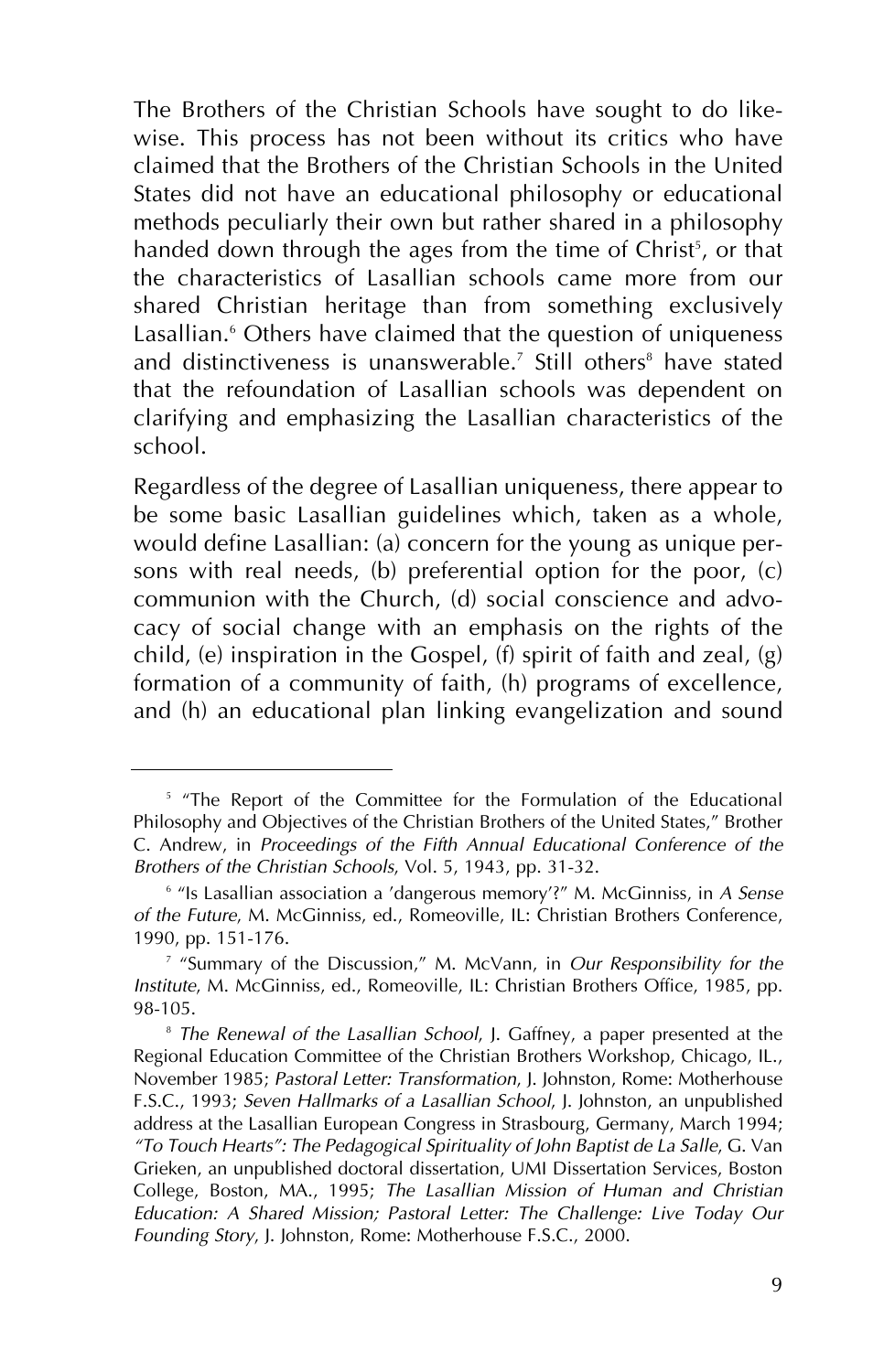The Brothers of the Christian Schools have sought to do likewise. This process has not been without its critics who have claimed that the Brothers of the Christian Schools in the United States did not have an educational philosophy or educational methods peculiarly their own but rather shared in a philosophy handed down through the ages from the time of Christ[5], or that the characteristics of Lasallian schools came more from our shared Christian heritage than from something exclusively Lasallian.[6] Others have claimed that the question of uniqueness and distinctiveness is unanswerable.[7] Still others[8] have stated that the refoundation of Lasallian schools was dependent on clarifying and emphasizing the Lasallian characteristics of the school.

Regardless of the degree of Lasallian uniqueness, there appear to be some basic Lasallian guidelines which, taken as a whole, would define Lasallian: (a) concern for the young as unique persons with real needs, (b) preferential option for the poor, (c) communion with the Church, (d) social conscience and advocacy of social change with an emphasis on the rights of the child, (e) inspiration in the Gospel, (f) spirit of faith and zeal, (g) formation of a community of faith, (h) programs of excellence, and (h) an educational plan linking evangelization and sound

---

[5] "The Report of the Committee for the Formulation of the Educational Philosophy and Objectives of the Christian Brothers of the United States," Brother C. Andrew, in *Proceedings of the Fifth Annual Educational Conference of the Brothers of the Christian Schools*, Vol. 5, 1943, pp. 31-32.

[6] "Is Lasallian association a 'dangerous memory'?" M. McGinniss, in *A Sense of the Future*, M. McGinniss, ed., Romeoville, IL: Christian Brothers Conference, 1990, pp. 151-176.

[7] "Summary of the Discussion," M. McVann, in *Our Responsibility for the Institute*, M. McGinniss, ed., Romeoville, IL: Christian Brothers Office, 1985, pp. 98-105.

[8] *The Renewal of the Lasallian School*, J. Gaffney, a paper presented at the Regional Education Committee of the Christian Brothers Workshop, Chicago, IL., November 1985; *Pastoral Letter: Transformation*, J. Johnston, Rome: Motherhouse F.S.C., 1993; *Seven Hallmarks of a Lasallian School*, J. Johnston, an unpublished address at the Lasallian European Congress in Strasbourg, Germany, March 1994; *"To Touch Hearts": The Pedagogical Spirituality of John Baptist de La Salle*, G. Van Grieken, an unpublished doctoral dissertation, UMI Dissertation Services, Boston College, Boston, MA., 1995; *The Lasallian Mission of Human and Christian Education: A Shared Mission; Pastoral Letter: The Challenge: Live Today Our Founding Story*, J. Johnston, Rome: Motherhouse F.S.C., 2000.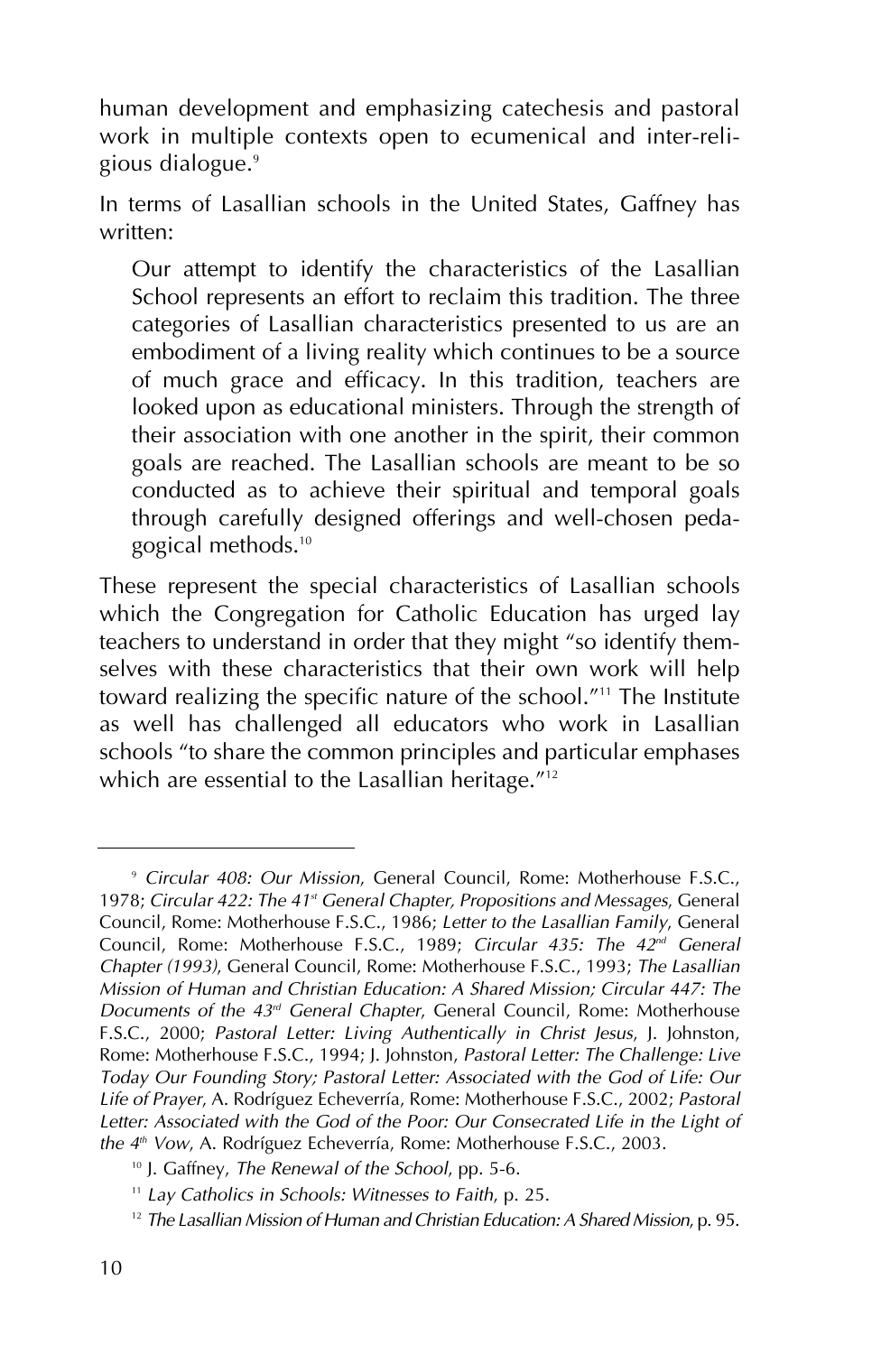human development and emphasizing catechesis and pastoral work in multiple contexts open to ecumenical and inter-religious dialogue.[9]

In terms of Lasallian schools in the United States, Gaffney has written:

> Our attempt to identify the characteristics of the Lasallian School represents an effort to reclaim this tradition. The three categories of Lasallian characteristics presented to us are an embodiment of a living reality which continues to be a source of much grace and efficacy. In this tradition, teachers are looked upon as educational ministers. Through the strength of their association with one another in the spirit, their common goals are reached. The Lasallian schools are meant to be so conducted as to achieve their spiritual and temporal goals through carefully designed offerings and well-chosen pedagogical methods.[10]

These represent the special characteristics of Lasallian schools which the Congregation for Catholic Education has urged lay teachers to understand in order that they might "so identify themselves with these characteristics that their own work will help toward realizing the specific nature of the school."[11] The Institute as well has challenged all educators who work in Lasallian schools "to share the common principles and particular emphases which are essential to the Lasallian heritage."[12]

---

[9] *Circular 408: Our Mission*, General Council, Rome: Motherhouse F.S.C., 1978; *Circular 422: The 41st General Chapter, Propositions and Messages*, General Council, Rome: Motherhouse F.S.C., 1986; *Letter to the Lasallian Family*, General Council, Rome: Motherhouse F.S.C., 1989; *Circular 435: The 42nd General Chapter (1993)*, General Council, Rome: Motherhouse F.S.C., 1993; *The Lasallian Mission of Human and Christian Education: A Shared Mission; Circular 447: The Documents of the 43rd General Chapter*, General Council, Rome: Motherhouse F.S.C., 2000; *Pastoral Letter: Living Authentically in Christ Jesus*, J. Johnston, Rome: Motherhouse F.S.C., 1994; J. Johnston, *Pastoral Letter: The Challenge: Live Today Our Founding Story; Pastoral Letter: Associated with the God of Life: Our Life of Prayer*, A. Rodríguez Echeverría, Rome: Motherhouse F.S.C., 2002; *Pastoral Letter: Associated with the God of the Poor: Our Consecrated Life in the Light of the 4th Vow*, A. Rodríguez Echeverría, Rome: Motherhouse F.S.C., 2003.

[10] J. Gaffney, *The Renewal of the School*, pp. 5-6.

[11] *Lay Catholics in Schools: Witnesses to Faith*, p. 25.

[12] *The Lasallian Mission of Human and Christian Education: A Shared Mission*, p. 95.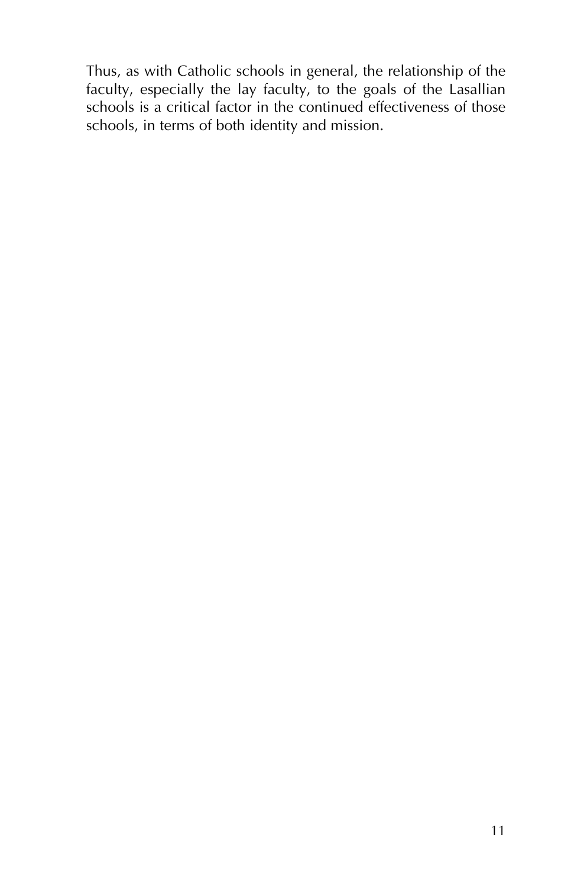Thus, as with Catholic schools in general, the relationship of the faculty, especially the lay faculty, to the goals of the Lasallian schools is a critical factor in the continued effectiveness of those schools, in terms of both identity and mission.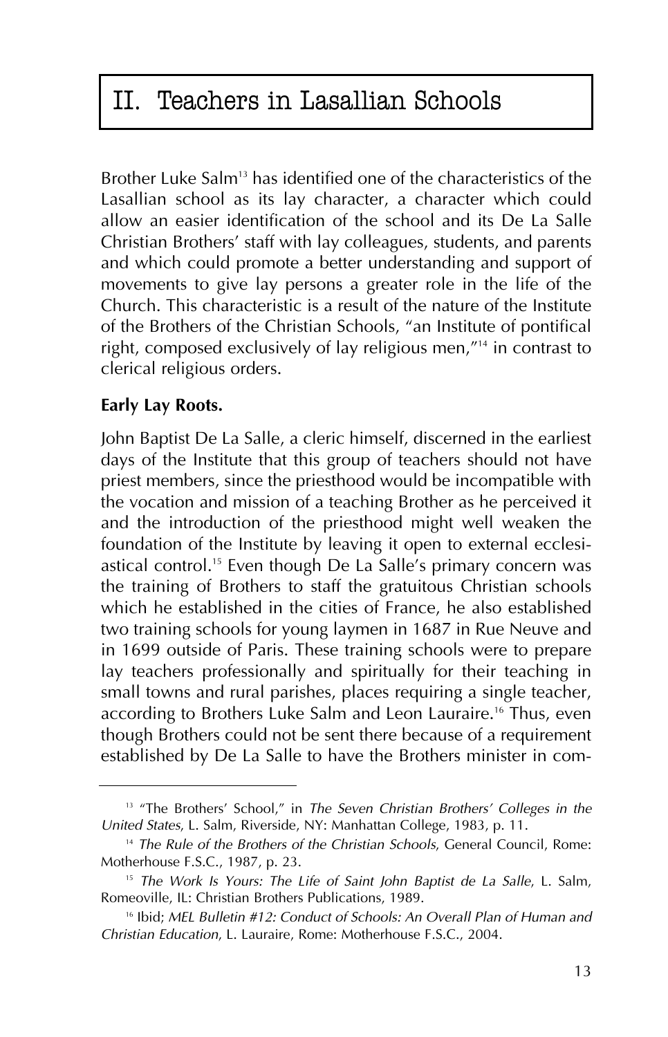# II. Teachers in Lasallian Schools

Brother Luke Salm[13] has identified one of the characteristics of the Lasallian school as its lay character, a character which could allow an easier identification of the school and its De La Salle Christian Brothers' staff with lay colleagues, students, and parents and which could promote a better understanding and support of movements to give lay persons a greater role in the life of the Church. This characteristic is a result of the nature of the Institute of the Brothers of the Christian Schools, "an Institute of pontifical right, composed exclusively of lay religious men,"[14] in contrast to clerical religious orders.

**Early Lay Roots.**

John Baptist De La Salle, a cleric himself, discerned in the earliest days of the Institute that this group of teachers should not have priest members, since the priesthood would be incompatible with the vocation and mission of a teaching Brother as he perceived it and the introduction of the priesthood might well weaken the foundation of the Institute by leaving it open to external ecclesiastical control.[15] Even though De La Salle's primary concern was the training of Brothers to staff the gratuitous Christian schools which he established in the cities of France, he also established two training schools for young laymen in 1687 in Rue Neuve and in 1699 outside of Paris. These training schools were to prepare lay teachers professionally and spiritually for their teaching in small towns and rural parishes, places requiring a single teacher, according to Brothers Luke Salm and Leon Lauraire.[16] Thus, even though Brothers could not be sent there because of a requirement established by De La Salle to have the Brothers minister in com-

---

[13] "The Brothers' School," in *The Seven Christian Brothers' Colleges in the United States*, L. Salm, Riverside, NY: Manhattan College, 1983, p. 11.

[14] *The Rule of the Brothers of the Christian Schools*, General Council, Rome: Motherhouse F.S.C., 1987, p. 23.

[15] *The Work Is Yours: The Life of Saint John Baptist de La Salle*, L. Salm, Romeoville, IL: Christian Brothers Publications, 1989.

[16] Ibid; *MEL Bulletin #12: Conduct of Schools: An Overall Plan of Human and Christian Education*, L. Lauraire, Rome: Motherhouse F.S.C., 2004.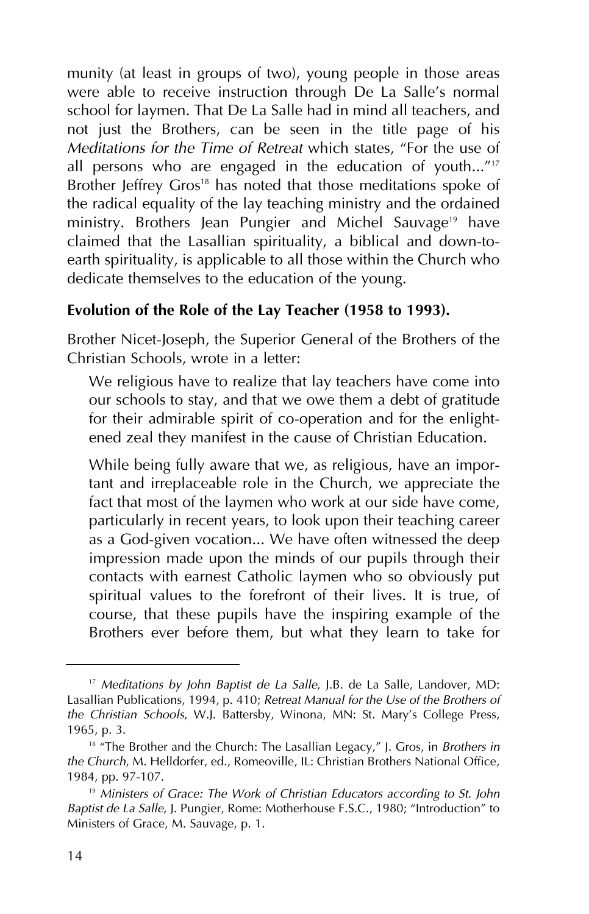munity (at least in groups of two), young people in those areas were able to receive instruction through De La Salle's normal school for laymen. That De La Salle had in mind all teachers, and not just the Brothers, can be seen in the title page of his *Meditations for the Time of Retreat* which states, "For the use of all persons who are engaged in the education of youth..."[17] Brother Jeffrey Gros[18] has noted that those meditations spoke of the radical equality of the lay teaching ministry and the ordained ministry. Brothers Jean Pungier and Michel Sauvage[19] have claimed that the Lasallian spirituality, a biblical and down-to-earth spirituality, is applicable to all those within the Church who dedicate themselves to the education of the young.

**Evolution of the Role of the Lay Teacher (1958 to 1993).**

Brother Nicet-Joseph, the Superior General of the Brothers of the Christian Schools, wrote in a letter:

> We religious have to realize that lay teachers have come into our schools to stay, and that we owe them a debt of gratitude for their admirable spirit of co-operation and for the enlightened zeal they manifest in the cause of Christian Education.
>
> While being fully aware that we, as religious, have an important and irreplaceable role in the Church, we appreciate the fact that most of the laymen who work at our side have come, particularly in recent years, to look upon their teaching career as a God-given vocation... We have often witnessed the deep impression made upon the minds of our pupils through their contacts with earnest Catholic laymen who so obviously put spiritual values to the forefront of their lives. It is true, of course, that these pupils have the inspiring example of the Brothers ever before them, but what they learn to take for

---

[17] *Meditations by John Baptist de La Salle*, J.B. de La Salle, Landover, MD: Lasallian Publications, 1994, p. 410; *Retreat Manual for the Use of the Brothers of the Christian Schools*, W.J. Battersby, Winona, MN: St. Mary's College Press, 1965, p. 3.

[18] "The Brother and the Church: The Lasallian Legacy," J. Gros, in *Brothers in the Church*, M. Helldorfer, ed., Romeoville, IL: Christian Brothers National Office, 1984, pp. 97-107.

[19] *Ministers of Grace: The Work of Christian Educators according to St. John Baptist de La Salle*, J. Pungier, Rome: Motherhouse F.S.C., 1980; "Introduction" to Ministers of Grace, M. Sauvage, p. 1.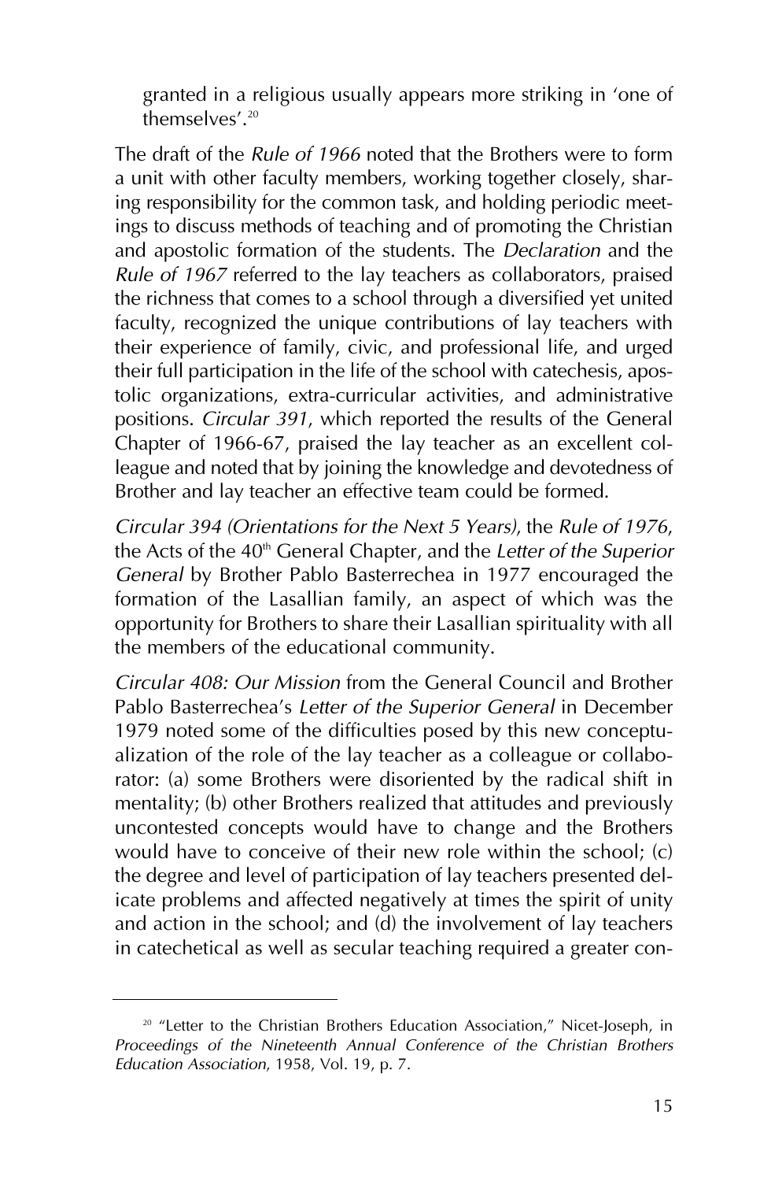granted in a religious usually appears more striking in 'one of themselves'.[20]

The draft of the *Rule of 1966* noted that the Brothers were to form a unit with other faculty members, working together closely, sharing responsibility for the common task, and holding periodic meetings to discuss methods of teaching and of promoting the Christian and apostolic formation of the students. The *Declaration* and the *Rule of 1967* referred to the lay teachers as collaborators, praised the richness that comes to a school through a diversified yet united faculty, recognized the unique contributions of lay teachers with their experience of family, civic, and professional life, and urged their full participation in the life of the school with catechesis, apostolic organizations, extra-curricular activities, and administrative positions. *Circular 391*, which reported the results of the General Chapter of 1966-67, praised the lay teacher as an excellent colleague and noted that by joining the knowledge and devotedness of Brother and lay teacher an effective team could be formed.

*Circular 394 (Orientations for the Next 5 Years)*, the *Rule of 1976*, the Acts of the 40th General Chapter, and the *Letter of the Superior General* by Brother Pablo Basterrechea in 1977 encouraged the formation of the Lasallian family, an aspect of which was the opportunity for Brothers to share their Lasallian spirituality with all the members of the educational community.

*Circular 408: Our Mission* from the General Council and Brother Pablo Basterrechea's *Letter of the Superior General* in December 1979 noted some of the difficulties posed by this new conceptualization of the role of the lay teacher as a colleague or collaborator: (a) some Brothers were disoriented by the radical shift in mentality; (b) other Brothers realized that attitudes and previously uncontested concepts would have to change and the Brothers would have to conceive of their new role within the school; (c) the degree and level of participation of lay teachers presented delicate problems and affected negatively at times the spirit of unity and action in the school; and (d) the involvement of lay teachers in catechetical as well as secular teaching required a greater con-

---

[20] "Letter to the Christian Brothers Education Association," Nicet-Joseph, in *Proceedings of the Nineteenth Annual Conference of the Christian Brothers Education Association*, 1958, Vol. 19, p. 7.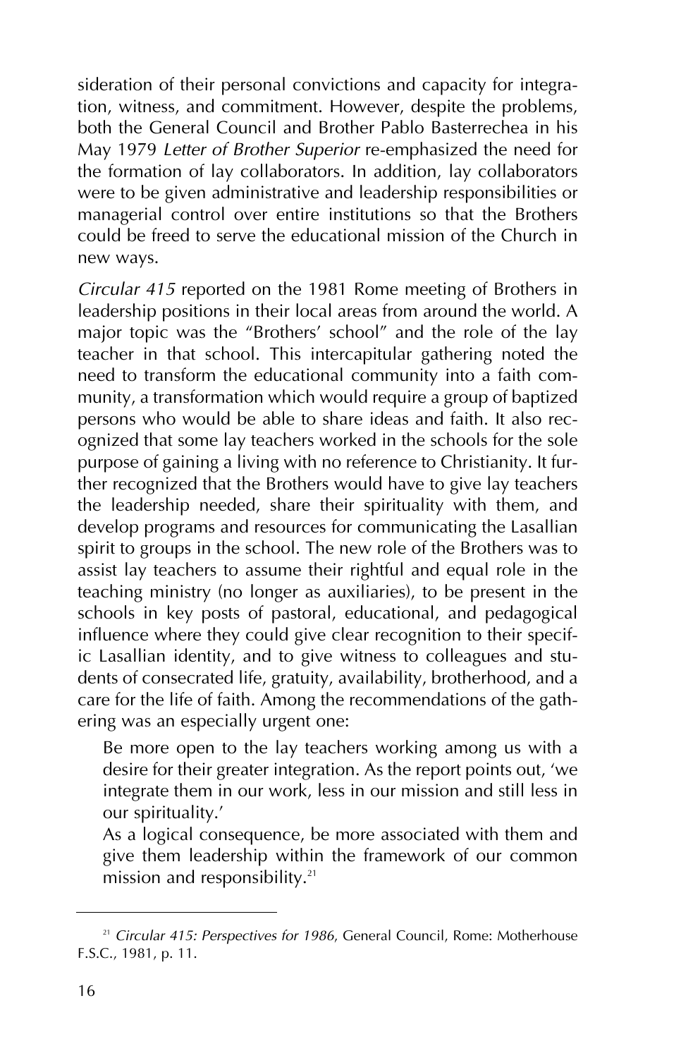sideration of their personal convictions and capacity for integration, witness, and commitment. However, despite the problems, both the General Council and Brother Pablo Basterrechea in his May 1979 *Letter of Brother Superior* re-emphasized the need for the formation of lay collaborators. In addition, lay collaborators were to be given administrative and leadership responsibilities or managerial control over entire institutions so that the Brothers could be freed to serve the educational mission of the Church in new ways.

*Circular 415* reported on the 1981 Rome meeting of Brothers in leadership positions in their local areas from around the world. A major topic was the "Brothers' school" and the role of the lay teacher in that school. This intercapitular gathering noted the need to transform the educational community into a faith community, a transformation which would require a group of baptized persons who would be able to share ideas and faith. It also recognized that some lay teachers worked in the schools for the sole purpose of gaining a living with no reference to Christianity. It further recognized that the Brothers would have to give lay teachers the leadership needed, share their spirituality with them, and develop programs and resources for communicating the Lasallian spirit to groups in the school. The new role of the Brothers was to assist lay teachers to assume their rightful and equal role in the teaching ministry (no longer as auxiliaries), to be present in the schools in key posts of pastoral, educational, and pedagogical influence where they could give clear recognition to their specific Lasallian identity, and to give witness to colleagues and students of consecrated life, gratuity, availability, brotherhood, and a care for the life of faith. Among the recommendations of the gathering was an especially urgent one:

> Be more open to the lay teachers working among us with a desire for their greater integration. As the report points out, 'we integrate them in our work, less in our mission and still less in our spirituality.'
>
> As a logical consequence, be more associated with them and give them leadership within the framework of our common mission and responsibility.[21]

---

[21] *Circular 415: Perspectives for 1986*, General Council, Rome: Motherhouse F.S.C., 1981, p. 11.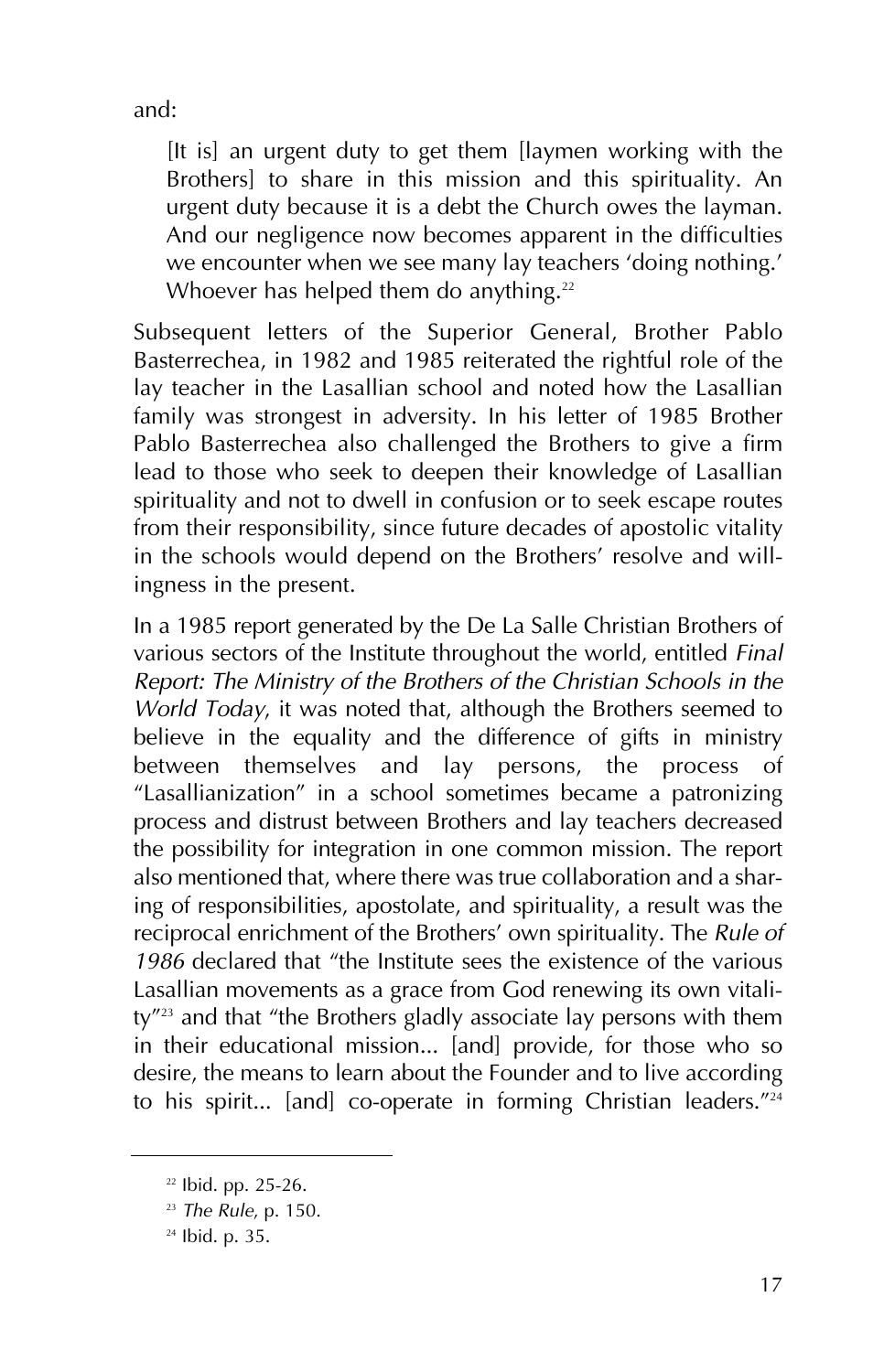and:

> [It is] an urgent duty to get them [laymen working with the Brothers] to share in this mission and this spirituality. An urgent duty because it is a debt the Church owes the layman. And our negligence now becomes apparent in the difficulties we encounter when we see many lay teachers 'doing nothing.' Whoever has helped them do anything.[22]

Subsequent letters of the Superior General, Brother Pablo Basterrechea, in 1982 and 1985 reiterated the rightful role of the lay teacher in the Lasallian school and noted how the Lasallian family was strongest in adversity. In his letter of 1985 Brother Pablo Basterrechea also challenged the Brothers to give a firm lead to those who seek to deepen their knowledge of Lasallian spirituality and not to dwell in confusion or to seek escape routes from their responsibility, since future decades of apostolic vitality in the schools would depend on the Brothers' resolve and willingness in the present.

In a 1985 report generated by the De La Salle Christian Brothers of various sectors of the Institute throughout the world, entitled *Final Report: The Ministry of the Brothers of the Christian Schools in the World Today*, it was noted that, although the Brothers seemed to believe in the equality and the difference of gifts in ministry between themselves and lay persons, the process of "Lasallianization" in a school sometimes became a patronizing process and distrust between Brothers and lay teachers decreased the possibility for integration in one common mission. The report also mentioned that, where there was true collaboration and a sharing of responsibilities, apostolate, and spirituality, a result was the reciprocal enrichment of the Brothers' own spirituality. The *Rule of 1986* declared that "the Institute sees the existence of the various Lasallian movements as a grace from God renewing its own vitality"[23] and that "the Brothers gladly associate lay persons with them in their educational mission... [and] provide, for those who so desire, the means to learn about the Founder and to live according to his spirit... [and] co-operate in forming Christian leaders."[24]

---

[22] Ibid. pp. 25-26.

[23] *The Rule*, p. 150.

[24] Ibid. p. 35.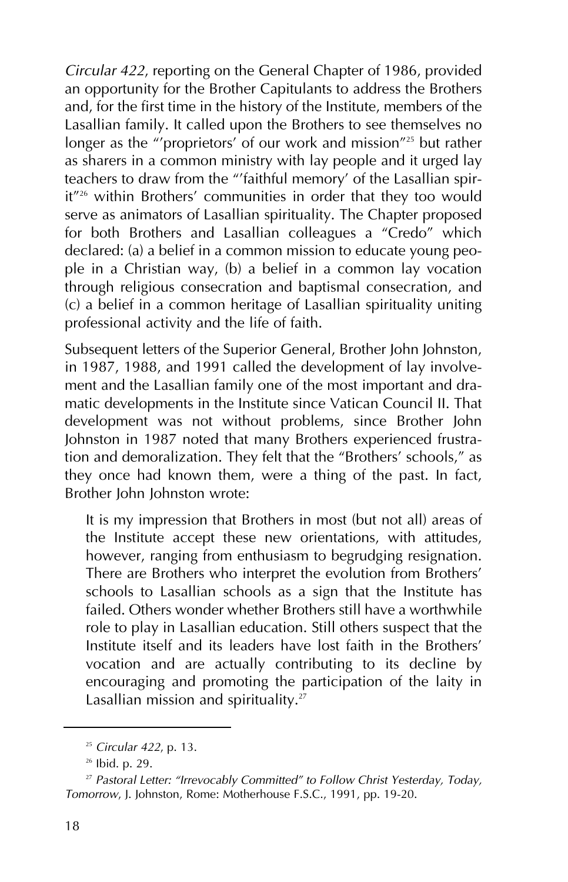*Circular 422*, reporting on the General Chapter of 1986, provided an opportunity for the Brother Capitulants to address the Brothers and, for the first time in the history of the Institute, members of the Lasallian family. It called upon the Brothers to see themselves no longer as the "'proprietors' of our work and mission"[25] but rather as sharers in a common ministry with lay people and it urged lay teachers to draw from the "'faithful memory' of the Lasallian spirit"[26] within Brothers' communities in order that they too would serve as animators of Lasallian spirituality. The Chapter proposed for both Brothers and Lasallian colleagues a "Credo" which declared: (a) a belief in a common mission to educate young people in a Christian way, (b) a belief in a common lay vocation through religious consecration and baptismal consecration, and (c) a belief in a common heritage of Lasallian spirituality uniting professional activity and the life of faith.

Subsequent letters of the Superior General, Brother John Johnston, in 1987, 1988, and 1991 called the development of lay involvement and the Lasallian family one of the most important and dramatic developments in the Institute since Vatican Council II. That development was not without problems, since Brother John Johnston in 1987 noted that many Brothers experienced frustration and demoralization. They felt that the "Brothers' schools," as they once had known them, were a thing of the past. In fact, Brother John Johnston wrote:

> It is my impression that Brothers in most (but not all) areas of the Institute accept these new orientations, with attitudes, however, ranging from enthusiasm to begrudging resignation. There are Brothers who interpret the evolution from Brothers' schools to Lasallian schools as a sign that the Institute has failed. Others wonder whether Brothers still have a worthwhile role to play in Lasallian education. Still others suspect that the Institute itself and its leaders have lost faith in the Brothers' vocation and are actually contributing to its decline by encouraging and promoting the participation of the laity in Lasallian mission and spirituality.[27]

---

[25] *Circular 422*, p. 13.

[26] Ibid. p. 29.

[27] *Pastoral Letter: "Irrevocably Committed" to Follow Christ Yesterday, Today, Tomorrow*, J. Johnston, Rome: Motherhouse F.S.C., 1991, pp. 19-20.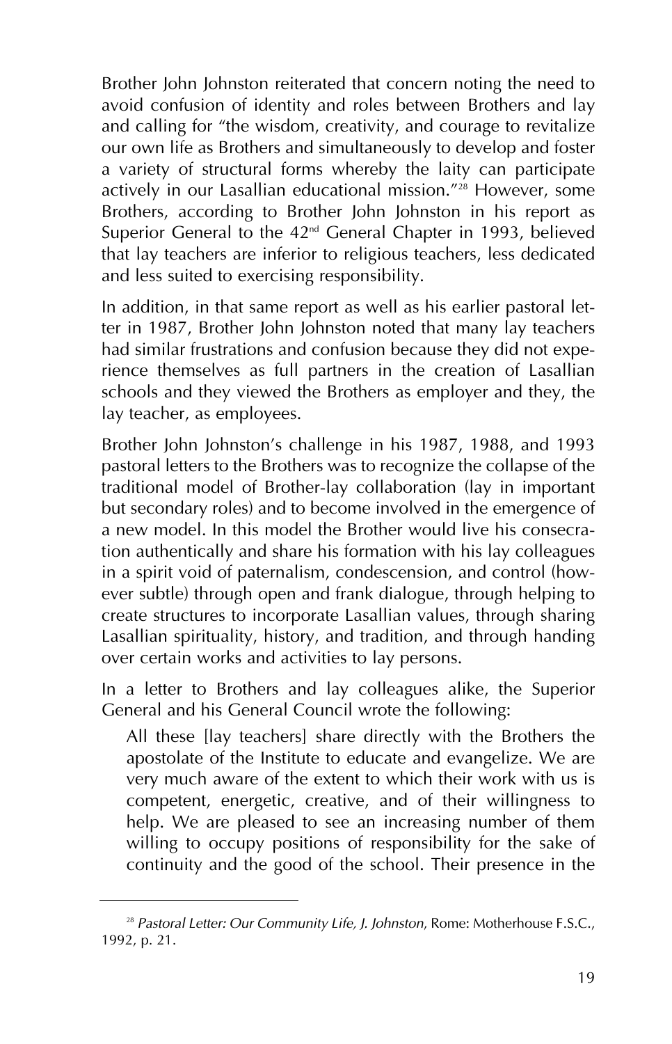Brother John Johnston reiterated that concern noting the need to avoid confusion of identity and roles between Brothers and lay and calling for "the wisdom, creativity, and courage to revitalize our own life as Brothers and simultaneously to develop and foster a variety of structural forms whereby the laity can participate actively in our Lasallian educational mission."[28] However, some Brothers, according to Brother John Johnston in his report as Superior General to the 42nd General Chapter in 1993, believed that lay teachers are inferior to religious teachers, less dedicated and less suited to exercising responsibility.

In addition, in that same report as well as his earlier pastoral letter in 1987, Brother John Johnston noted that many lay teachers had similar frustrations and confusion because they did not experience themselves as full partners in the creation of Lasallian schools and they viewed the Brothers as employer and they, the lay teacher, as employees.

Brother John Johnston's challenge in his 1987, 1988, and 1993 pastoral letters to the Brothers was to recognize the collapse of the traditional model of Brother-lay collaboration (lay in important but secondary roles) and to become involved in the emergence of a new model. In this model the Brother would live his consecration authentically and share his formation with his lay colleagues in a spirit void of paternalism, condescension, and control (however subtle) through open and frank dialogue, through helping to create structures to incorporate Lasallian values, through sharing Lasallian spirituality, history, and tradition, and through handing over certain works and activities to lay persons.

In a letter to Brothers and lay colleagues alike, the Superior General and his General Council wrote the following:

> All these [lay teachers] share directly with the Brothers the apostolate of the Institute to educate and evangelize. We are very much aware of the extent to which their work with us is competent, energetic, creative, and of their willingness to help. We are pleased to see an increasing number of them willing to occupy positions of responsibility for the sake of continuity and the good of the school. Their presence in the

---

[28] *Pastoral Letter: Our Community Life, J. Johnston*, Rome: Motherhouse F.S.C., 1992, p. 21.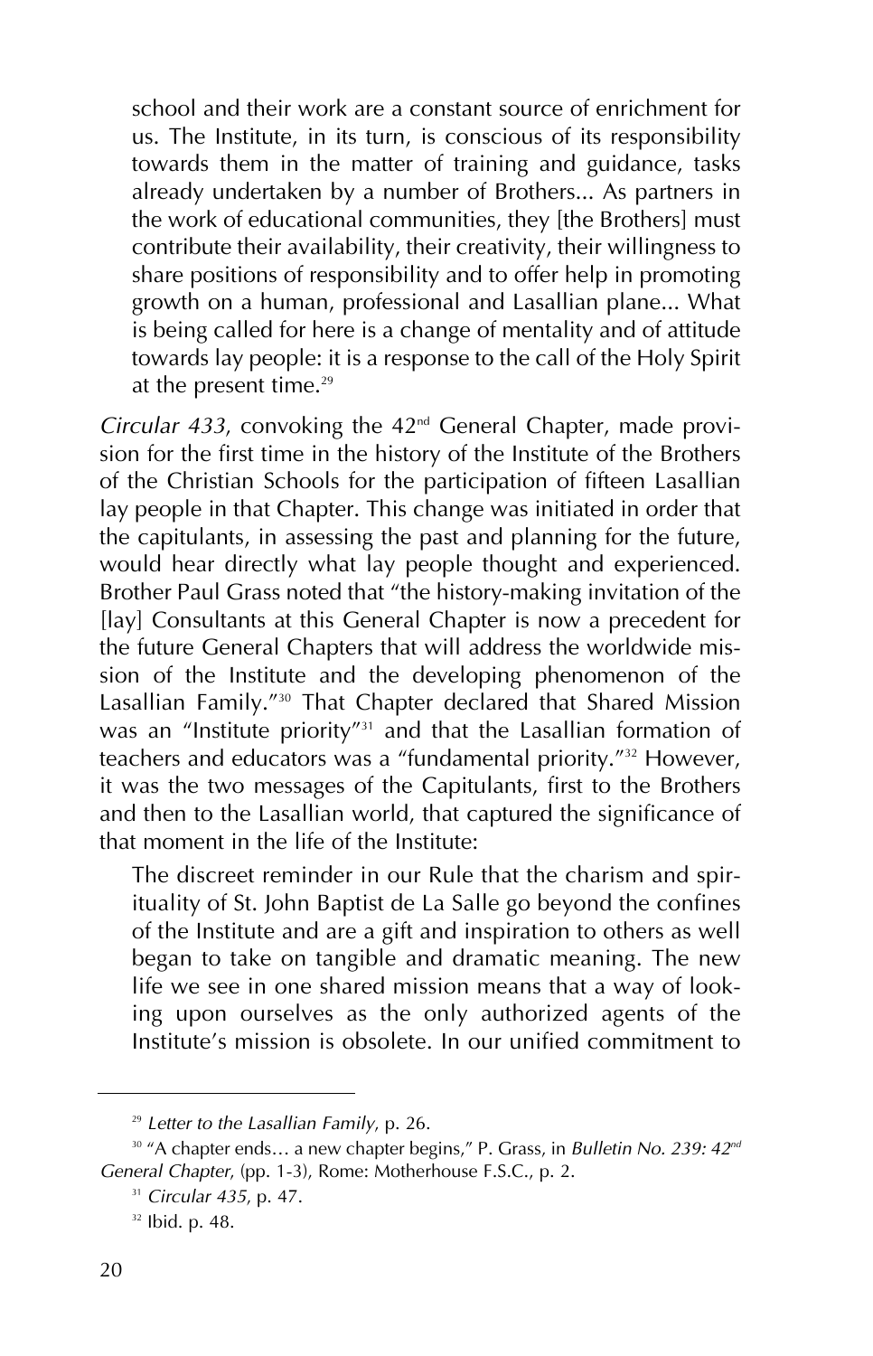> school and their work are a constant source of enrichment for us. The Institute, in its turn, is conscious of its responsibility towards them in the matter of training and guidance, tasks already undertaken by a number of Brothers... As partners in the work of educational communities, they [the Brothers] must contribute their availability, their creativity, their willingness to share positions of responsibility and to offer help in promoting growth on a human, professional and Lasallian plane... What is being called for here is a change of mentality and of attitude towards lay people: it is a response to the call of the Holy Spirit at the present time.[29]

*Circular 433*, convoking the 42nd General Chapter, made provision for the first time in the history of the Institute of the Brothers of the Christian Schools for the participation of fifteen Lasallian lay people in that Chapter. This change was initiated in order that the capitulants, in assessing the past and planning for the future, would hear directly what lay people thought and experienced. Brother Paul Grass noted that "the history-making invitation of the [lay] Consultants at this General Chapter is now a precedent for the future General Chapters that will address the worldwide mission of the Institute and the developing phenomenon of the Lasallian Family."[30] That Chapter declared that Shared Mission was an "Institute priority"[31] and that the Lasallian formation of teachers and educators was a "fundamental priority."[32] However, it was the two messages of the Capitulants, first to the Brothers and then to the Lasallian world, that captured the significance of that moment in the life of the Institute:

> The discreet reminder in our Rule that the charism and spirituality of St. John Baptist de La Salle go beyond the confines of the Institute and are a gift and inspiration to others as well began to take on tangible and dramatic meaning. The new life we see in one shared mission means that a way of looking upon ourselves as the only authorized agents of the Institute's mission is obsolete. In our unified commitment to

---

[29] *Letter to the Lasallian Family*, p. 26.

[30] "A chapter ends… a new chapter begins," P. Grass, in *Bulletin No. 239: 42nd General Chapter*, (pp. 1-3), Rome: Motherhouse F.S.C., p. 2.

[31] *Circular 435*, p. 47.

[32] Ibid. p. 48.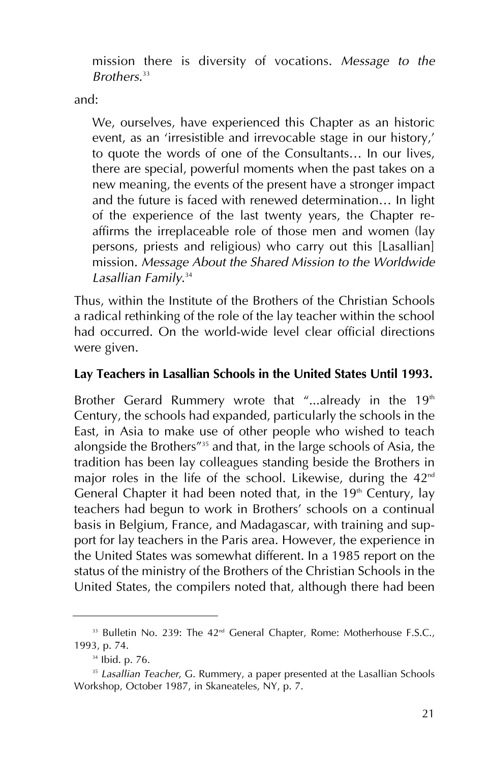> mission there is diversity of vocations. *Message to the Brothers.*[33]

and:

> We, ourselves, have experienced this Chapter as an historic event, as an 'irresistible and irrevocable stage in our history,' to quote the words of one of the Consultants… In our lives, there are special, powerful moments when the past takes on a new meaning, the events of the present have a stronger impact and the future is faced with renewed determination… In light of the experience of the last twenty years, the Chapter reaffirms the irreplaceable role of those men and women (lay persons, priests and religious) who carry out this [Lasallian] mission. *Message About the Shared Mission to the Worldwide Lasallian Family.*[34]

Thus, within the Institute of the Brothers of the Christian Schools a radical rethinking of the role of the lay teacher within the school had occurred. On the world-wide level clear official directions were given.

**Lay Teachers in Lasallian Schools in the United States Until 1993.**

Brother Gerard Rummery wrote that "...already in the 19th Century, the schools had expanded, particularly the schools in the East, in Asia to make use of other people who wished to teach alongside the Brothers"[35] and that, in the large schools of Asia, the tradition has been lay colleagues standing beside the Brothers in major roles in the life of the school. Likewise, during the 42nd General Chapter it had been noted that, in the 19th Century, lay teachers had begun to work in Brothers' schools on a continual basis in Belgium, France, and Madagascar, with training and support for lay teachers in the Paris area. However, the experience in the United States was somewhat different. In a 1985 report on the status of the ministry of the Brothers of the Christian Schools in the United States, the compilers noted that, although there had been

---

[33] Bulletin No. 239: The 42nd General Chapter, Rome: Motherhouse F.S.C., 1993, p. 74.

[34] Ibid. p. 76.

[35] *Lasallian Teacher*, G. Rummery, a paper presented at the Lasallian Schools Workshop, October 1987, in Skaneateles, NY, p. 7.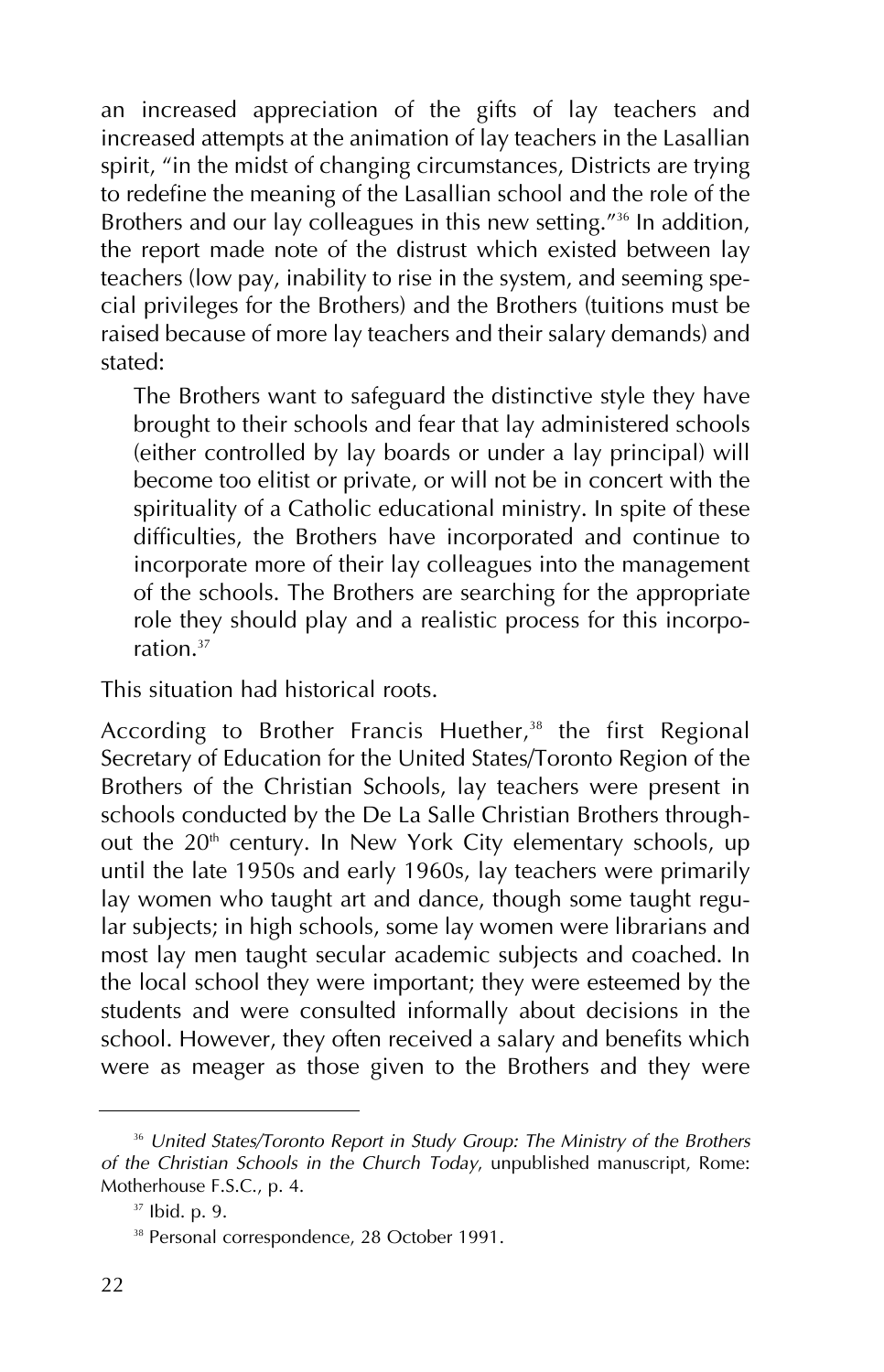an increased appreciation of the gifts of lay teachers and increased attempts at the animation of lay teachers in the Lasallian spirit, "in the midst of changing circumstances, Districts are trying to redefine the meaning of the Lasallian school and the role of the Brothers and our lay colleagues in this new setting."[36] In addition, the report made note of the distrust which existed between lay teachers (low pay, inability to rise in the system, and seeming special privileges for the Brothers) and the Brothers (tuitions must be raised because of more lay teachers and their salary demands) and stated:

> The Brothers want to safeguard the distinctive style they have brought to their schools and fear that lay administered schools (either controlled by lay boards or under a lay principal) will become too elitist or private, or will not be in concert with the spirituality of a Catholic educational ministry. In spite of these difficulties, the Brothers have incorporated and continue to incorporate more of their lay colleagues into the management of the schools. The Brothers are searching for the appropriate role they should play and a realistic process for this incorporation.[37]

This situation had historical roots.

According to Brother Francis Huether,[38] the first Regional Secretary of Education for the United States/Toronto Region of the Brothers of the Christian Schools, lay teachers were present in schools conducted by the De La Salle Christian Brothers throughout the 20th century. In New York City elementary schools, up until the late 1950s and early 1960s, lay teachers were primarily lay women who taught art and dance, though some taught regular subjects; in high schools, some lay women were librarians and most lay men taught secular academic subjects and coached. In the local school they were important; they were esteemed by the students and were consulted informally about decisions in the school. However, they often received a salary and benefits which were as meager as those given to the Brothers and they were

---

[36] *United States/Toronto Report in Study Group: The Ministry of the Brothers of the Christian Schools in the Church Today*, unpublished manuscript, Rome: Motherhouse F.S.C., p. 4.

[37] Ibid. p. 9.

[38] Personal correspondence, 28 October 1991.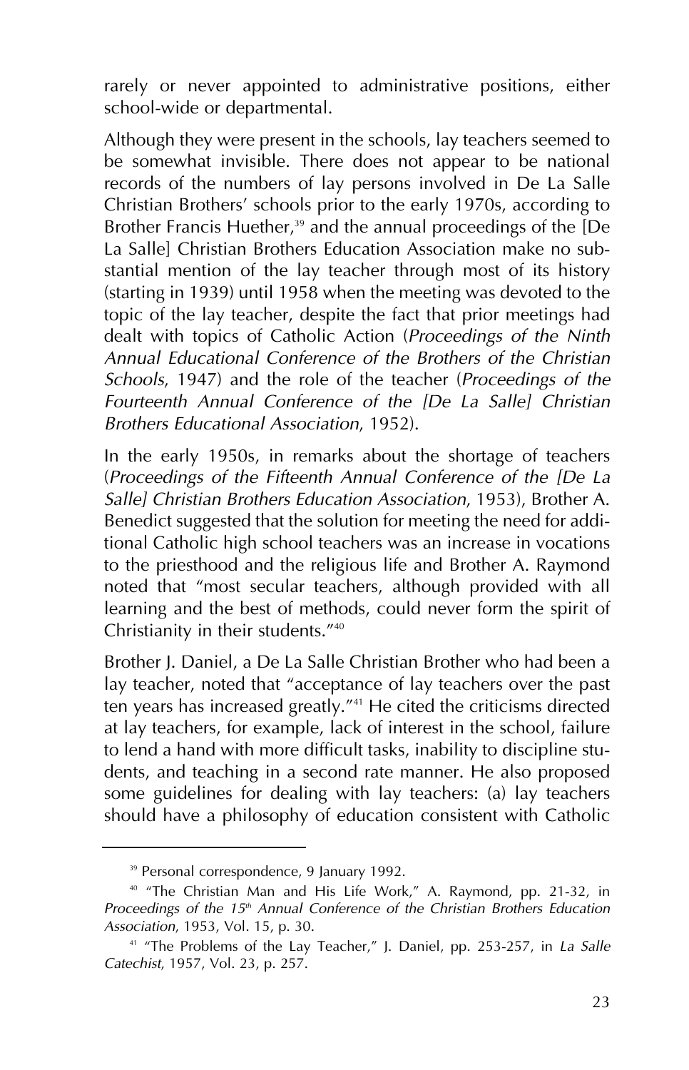rarely or never appointed to administrative positions, either school-wide or departmental.

Although they were present in the schools, lay teachers seemed to be somewhat invisible. There does not appear to be national records of the numbers of lay persons involved in De La Salle Christian Brothers' schools prior to the early 1970s, according to Brother Francis Huether,[39] and the annual proceedings of the [De La Salle] Christian Brothers Education Association make no substantial mention of the lay teacher through most of its history (starting in 1939) until 1958 when the meeting was devoted to the topic of the lay teacher, despite the fact that prior meetings had dealt with topics of Catholic Action (*Proceedings of the Ninth Annual Educational Conference of the Brothers of the Christian Schools*, 1947) and the role of the teacher (*Proceedings of the Fourteenth Annual Conference of the [De La Salle] Christian Brothers Educational Association*, 1952).

In the early 1950s, in remarks about the shortage of teachers (*Proceedings of the Fifteenth Annual Conference of the [De La Salle] Christian Brothers Education Association*, 1953), Brother A. Benedict suggested that the solution for meeting the need for additional Catholic high school teachers was an increase in vocations to the priesthood and the religious life and Brother A. Raymond noted that "most secular teachers, although provided with all learning and the best of methods, could never form the spirit of Christianity in their students."[40]

Brother J. Daniel, a De La Salle Christian Brother who had been a lay teacher, noted that "acceptance of lay teachers over the past ten years has increased greatly."[41] He cited the criticisms directed at lay teachers, for example, lack of interest in the school, failure to lend a hand with more difficult tasks, inability to discipline students, and teaching in a second rate manner. He also proposed some guidelines for dealing with lay teachers: (a) lay teachers should have a philosophy of education consistent with Catholic

---

[39] Personal correspondence, 9 January 1992.

[40] "The Christian Man and His Life Work," A. Raymond, pp. 21-32, in *Proceedings of the 15th Annual Conference of the Christian Brothers Education Association*, 1953, Vol. 15, p. 30.

[41] "The Problems of the Lay Teacher," J. Daniel, pp. 253-257, in *La Salle Catechist*, 1957, Vol. 23, p. 257.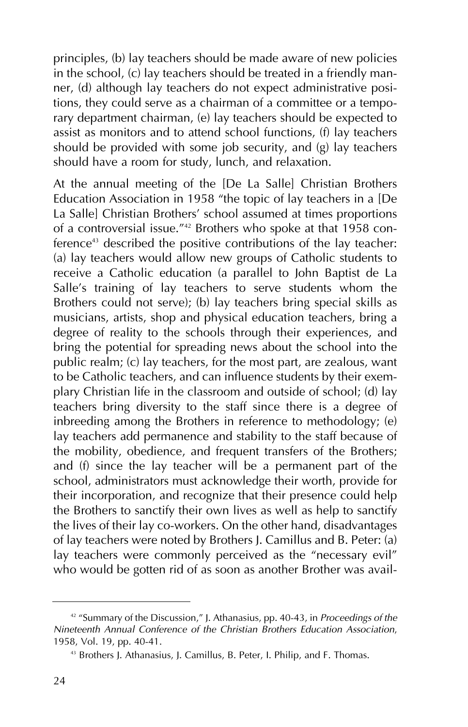principles, (b) lay teachers should be made aware of new policies in the school, (c) lay teachers should be treated in a friendly manner, (d) although lay teachers do not expect administrative positions, they could serve as a chairman of a committee or a temporary department chairman, (e) lay teachers should be expected to assist as monitors and to attend school functions, (f) lay teachers should be provided with some job security, and (g) lay teachers should have a room for study, lunch, and relaxation.

At the annual meeting of the [De La Salle] Christian Brothers Education Association in 1958 "the topic of lay teachers in a [De La Salle] Christian Brothers' school assumed at times proportions of a controversial issue."[42] Brothers who spoke at that 1958 conference[43] described the positive contributions of the lay teacher: (a) lay teachers would allow new groups of Catholic students to receive a Catholic education (a parallel to John Baptist de La Salle's training of lay teachers to serve students whom the Brothers could not serve); (b) lay teachers bring special skills as musicians, artists, shop and physical education teachers, bring a degree of reality to the schools through their experiences, and bring the potential for spreading news about the school into the public realm; (c) lay teachers, for the most part, are zealous, want to be Catholic teachers, and can influence students by their exemplary Christian life in the classroom and outside of school; (d) lay teachers bring diversity to the staff since there is a degree of inbreeding among the Brothers in reference to methodology; (e) lay teachers add permanence and stability to the staff because of the mobility, obedience, and frequent transfers of the Brothers; and (f) since the lay teacher will be a permanent part of the school, administrators must acknowledge their worth, provide for their incorporation, and recognize that their presence could help the Brothers to sanctify their own lives as well as help to sanctify the lives of their lay co-workers. On the other hand, disadvantages of lay teachers were noted by Brothers J. Camillus and B. Peter: (a) lay teachers were commonly perceived as the "necessary evil" who would be gotten rid of as soon as another Brother was avail-

---

[42] "Summary of the Discussion," J. Athanasius, pp. 40-43, in *Proceedings of the Nineteenth Annual Conference of the Christian Brothers Education Association*, 1958, Vol. 19, pp. 40-41.

[43] Brothers J. Athanasius, J. Camillus, B. Peter, I. Philip, and F. Thomas.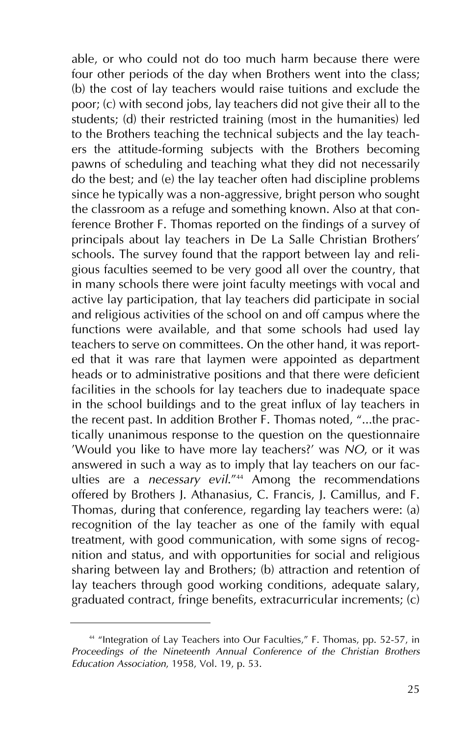able, or who could not do too much harm because there were four other periods of the day when Brothers went into the class; (b) the cost of lay teachers would raise tuitions and exclude the poor; (c) with second jobs, lay teachers did not give their all to the students; (d) their restricted training (most in the humanities) led to the Brothers teaching the technical subjects and the lay teachers the attitude-forming subjects with the Brothers becoming pawns of scheduling and teaching what they did not necessarily do the best; and (e) the lay teacher often had discipline problems since he typically was a non-aggressive, bright person who sought the classroom as a refuge and something known. Also at that conference Brother F. Thomas reported on the findings of a survey of principals about lay teachers in De La Salle Christian Brothers' schools. The survey found that the rapport between lay and religious faculties seemed to be very good all over the country, that in many schools there were joint faculty meetings with vocal and active lay participation, that lay teachers did participate in social and religious activities of the school on and off campus where the functions were available, and that some schools had used lay teachers to serve on committees. On the other hand, it was reported that it was rare that laymen were appointed as department heads or to administrative positions and that there were deficient facilities in the schools for lay teachers due to inadequate space in the school buildings and to the great influx of lay teachers in the recent past. In addition Brother F. Thomas noted, "...the practically unanimous response to the question on the questionnaire 'Would you like to have more lay teachers?' was *NO*, or it was answered in such a way as to imply that lay teachers on our faculties are a *necessary evil*."[44] Among the recommendations offered by Brothers J. Athanasius, C. Francis, J. Camillus, and F. Thomas, during that conference, regarding lay teachers were: (a) recognition of the lay teacher as one of the family with equal treatment, with good communication, with some signs of recognition and status, and with opportunities for social and religious sharing between lay and Brothers; (b) attraction and retention of lay teachers through good working conditions, adequate salary, graduated contract, fringe benefits, extracurricular increments; (c)

[44] "Integration of Lay Teachers into Our Faculties," F. Thomas, pp. 52-57, in *Proceedings of the Nineteenth Annual Conference of the Christian Brothers Education Association*, 1958, Vol. 19, p. 53.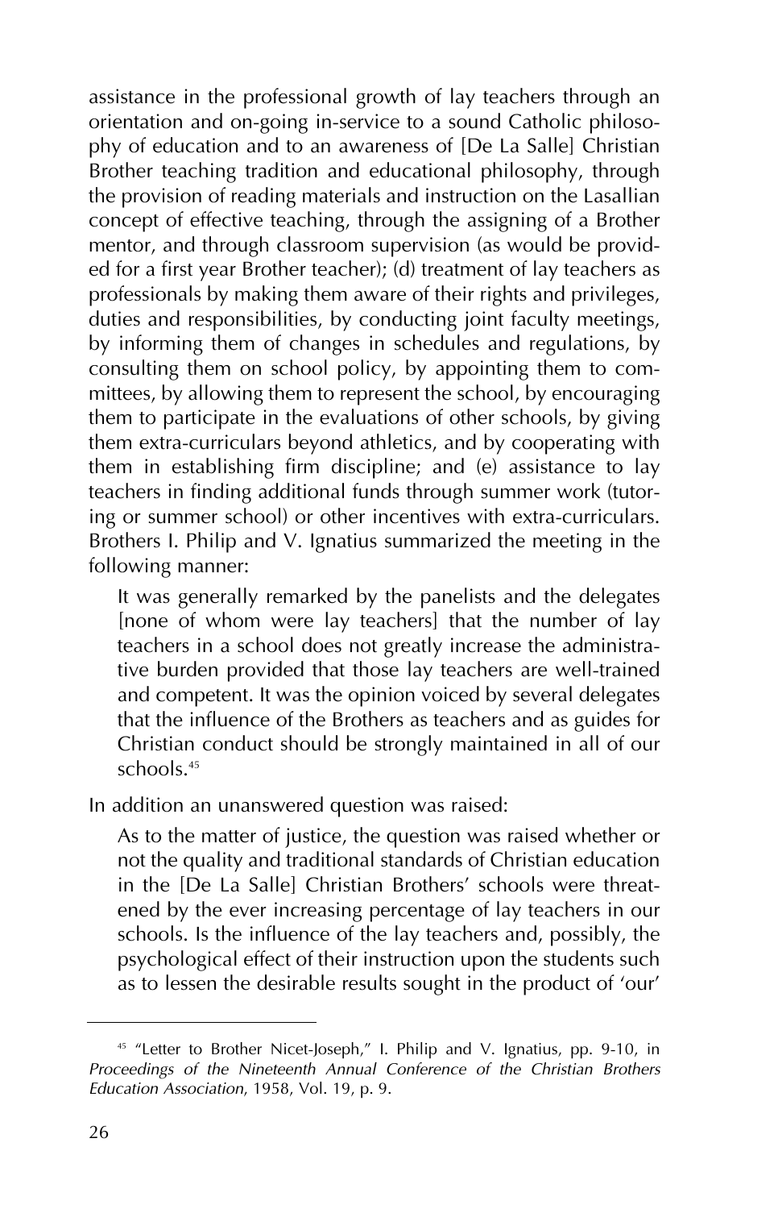assistance in the professional growth of lay teachers through an orientation and on-going in-service to a sound Catholic philosophy of education and to an awareness of [De La Salle] Christian Brother teaching tradition and educational philosophy, through the provision of reading materials and instruction on the Lasallian concept of effective teaching, through the assigning of a Brother mentor, and through classroom supervision (as would be provided for a first year Brother teacher); (d) treatment of lay teachers as professionals by making them aware of their rights and privileges, duties and responsibilities, by conducting joint faculty meetings, by informing them of changes in schedules and regulations, by consulting them on school policy, by appointing them to committees, by allowing them to represent the school, by encouraging them to participate in the evaluations of other schools, by giving them extra-curriculars beyond athletics, and by cooperating with them in establishing firm discipline; and (e) assistance to lay teachers in finding additional funds through summer work (tutoring or summer school) or other incentives with extra-curriculars. Brothers I. Philip and V. Ignatius summarized the meeting in the following manner:

> It was generally remarked by the panelists and the delegates [none of whom were lay teachers] that the number of lay teachers in a school does not greatly increase the administrative burden provided that those lay teachers are well-trained and competent. It was the opinion voiced by several delegates that the influence of the Brothers as teachers and as guides for Christian conduct should be strongly maintained in all of our schools.[45]

In addition an unanswered question was raised:

> As to the matter of justice, the question was raised whether or not the quality and traditional standards of Christian education in the [De La Salle] Christian Brothers' schools were threatened by the ever increasing percentage of lay teachers in our schools. Is the influence of the lay teachers and, possibly, the psychological effect of their instruction upon the students such as to lessen the desirable results sought in the product of 'our'

---

[45] "Letter to Brother Nicet-Joseph," I. Philip and V. Ignatius, pp. 9-10, in *Proceedings of the Nineteenth Annual Conference of the Christian Brothers Education Association*, 1958, Vol. 19, p. 9.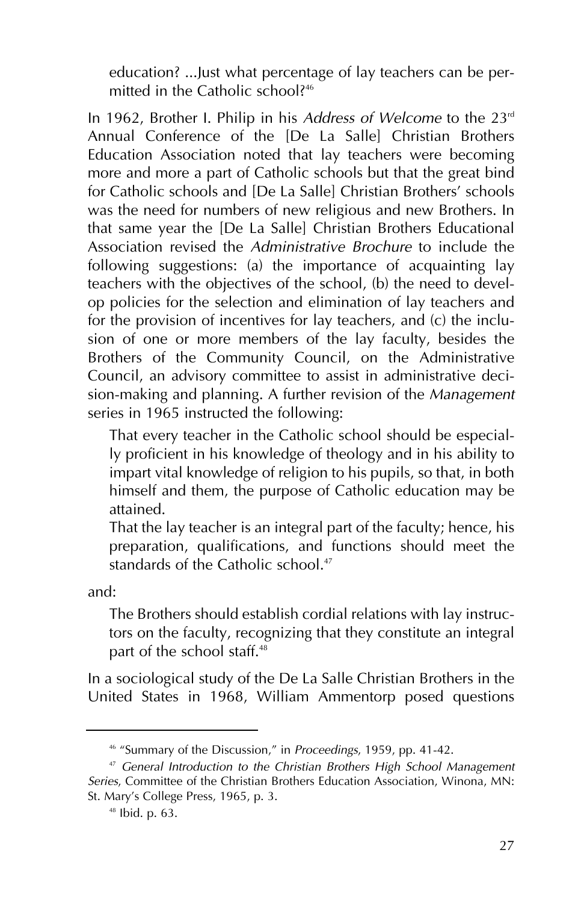> education? ...Just what percentage of lay teachers can be permitted in the Catholic school?[46]

In 1962, Brother I. Philip in his *Address of Welcome* to the 23rd Annual Conference of the [De La Salle] Christian Brothers Education Association noted that lay teachers were becoming more and more a part of Catholic schools but that the great bind for Catholic schools and [De La Salle] Christian Brothers' schools was the need for numbers of new religious and new Brothers. In that same year the [De La Salle] Christian Brothers Educational Association revised the *Administrative Brochure* to include the following suggestions: (a) the importance of acquainting lay teachers with the objectives of the school, (b) the need to develop policies for the selection and elimination of lay teachers and for the provision of incentives for lay teachers, and (c) the inclusion of one or more members of the lay faculty, besides the Brothers of the Community Council, on the Administrative Council, an advisory committee to assist in administrative decision-making and planning. A further revision of the *Management* series in 1965 instructed the following:

> That every teacher in the Catholic school should be especially proficient in his knowledge of theology and in his ability to impart vital knowledge of religion to his pupils, so that, in both himself and them, the purpose of Catholic education may be attained.
>
> That the lay teacher is an integral part of the faculty; hence, his preparation, qualifications, and functions should meet the standards of the Catholic school.[47]

and:

> The Brothers should establish cordial relations with lay instructors on the faculty, recognizing that they constitute an integral part of the school staff.[48]

In a sociological study of the De La Salle Christian Brothers in the United States in 1968, William Ammentorp posed questions

---

[46] "Summary of the Discussion," in *Proceedings*, 1959, pp. 41-42.

[47] *General Introduction to the Christian Brothers High School Management Series*, Committee of the Christian Brothers Education Association, Winona, MN: St. Mary's College Press, 1965, p. 3.

[48] Ibid. p. 63.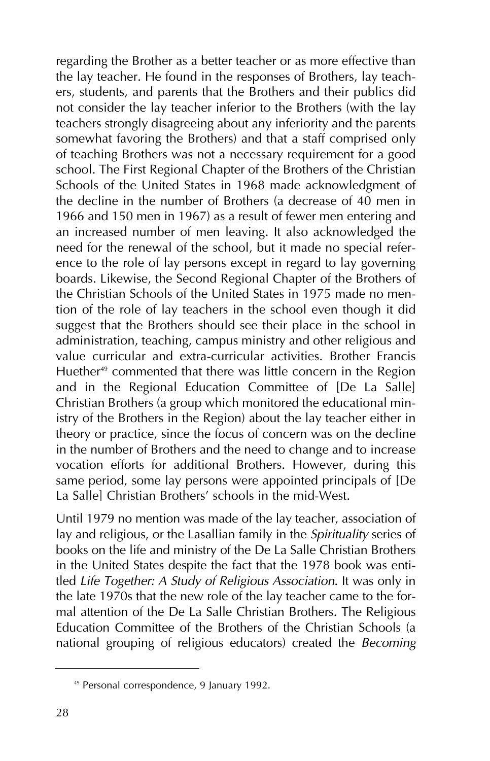regarding the Brother as a better teacher or as more effective than the lay teacher. He found in the responses of Brothers, lay teachers, students, and parents that the Brothers and their publics did not consider the lay teacher inferior to the Brothers (with the lay teachers strongly disagreeing about any inferiority and the parents somewhat favoring the Brothers) and that a staff comprised only of teaching Brothers was not a necessary requirement for a good school. The First Regional Chapter of the Brothers of the Christian Schools of the United States in 1968 made acknowledgment of the decline in the number of Brothers (a decrease of 40 men in 1966 and 150 men in 1967) as a result of fewer men entering and an increased number of men leaving. It also acknowledged the need for the renewal of the school, but it made no special reference to the role of lay persons except in regard to lay governing boards. Likewise, the Second Regional Chapter of the Brothers of the Christian Schools of the United States in 1975 made no mention of the role of lay teachers in the school even though it did suggest that the Brothers should see their place in the school in administration, teaching, campus ministry and other religious and value curricular and extra-curricular activities. Brother Francis Huether[49] commented that there was little concern in the Region and in the Regional Education Committee of [De La Salle] Christian Brothers (a group which monitored the educational ministry of the Brothers in the Region) about the lay teacher either in theory or practice, since the focus of concern was on the decline in the number of Brothers and the need to change and to increase vocation efforts for additional Brothers. However, during this same period, some lay persons were appointed principals of [De La Salle] Christian Brothers' schools in the mid-West.

Until 1979 no mention was made of the lay teacher, association of lay and religious, or the Lasallian family in the *Spirituality* series of books on the life and ministry of the De La Salle Christian Brothers in the United States despite the fact that the 1978 book was entitled *Life Together: A Study of Religious Association*. It was only in the late 1970s that the new role of the lay teacher came to the formal attention of the De La Salle Christian Brothers. The Religious Education Committee of the Brothers of the Christian Schools (a national grouping of religious educators) created the *Becoming*

---

[49] Personal correspondence, 9 January 1992.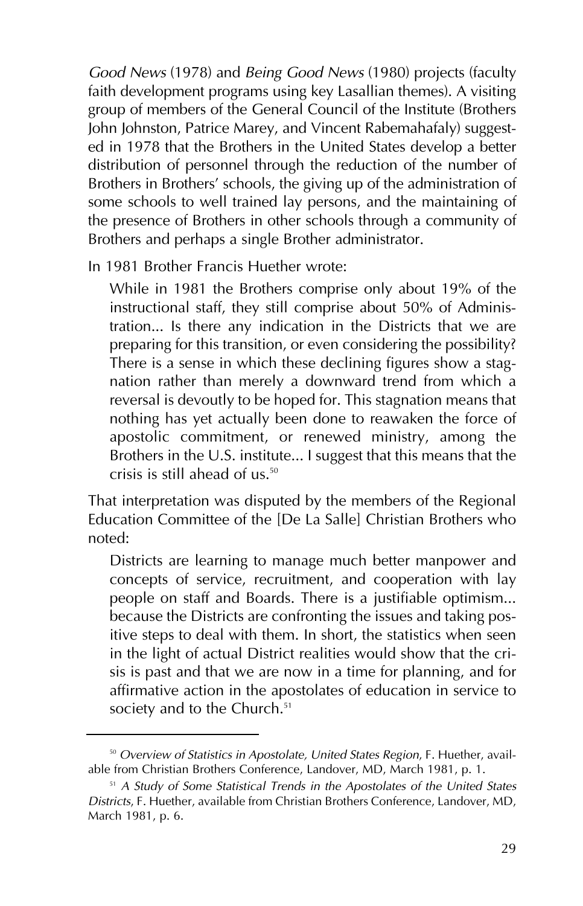*Good News* (1978) and *Being Good News* (1980) projects (faculty faith development programs using key Lasallian themes). A visiting group of members of the General Council of the Institute (Brothers John Johnston, Patrice Marey, and Vincent Rabemahafaly) suggested in 1978 that the Brothers in the United States develop a better distribution of personnel through the reduction of the number of Brothers in Brothers' schools, the giving up of the administration of some schools to well trained lay persons, and the maintaining of the presence of Brothers in other schools through a community of Brothers and perhaps a single Brother administrator.

In 1981 Brother Francis Huether wrote:

> While in 1981 the Brothers comprise only about 19% of the instructional staff, they still comprise about 50% of Administration... Is there any indication in the Districts that we are preparing for this transition, or even considering the possibility? There is a sense in which these declining figures show a stagnation rather than merely a downward trend from which a reversal is devoutly to be hoped for. This stagnation means that nothing has yet actually been done to reawaken the force of apostolic commitment, or renewed ministry, among the Brothers in the U.S. institute... I suggest that this means that the crisis is still ahead of us.[50]

That interpretation was disputed by the members of the Regional Education Committee of the [De La Salle] Christian Brothers who noted:

> Districts are learning to manage much better manpower and concepts of service, recruitment, and cooperation with lay people on staff and Boards. There is a justifiable optimism... because the Districts are confronting the issues and taking positive steps to deal with them. In short, the statistics when seen in the light of actual District realities would show that the crisis is past and that we are now in a time for planning, and for affirmative action in the apostolates of education in service to society and to the Church.[51]

---

[50] *Overview of Statistics in Apostolate, United States Region*, F. Huether, available from Christian Brothers Conference, Landover, MD, March 1981, p. 1.

[51] *A Study of Some Statistical Trends in the Apostolates of the United States Districts*, F. Huether, available from Christian Brothers Conference, Landover, MD, March 1981, p. 6.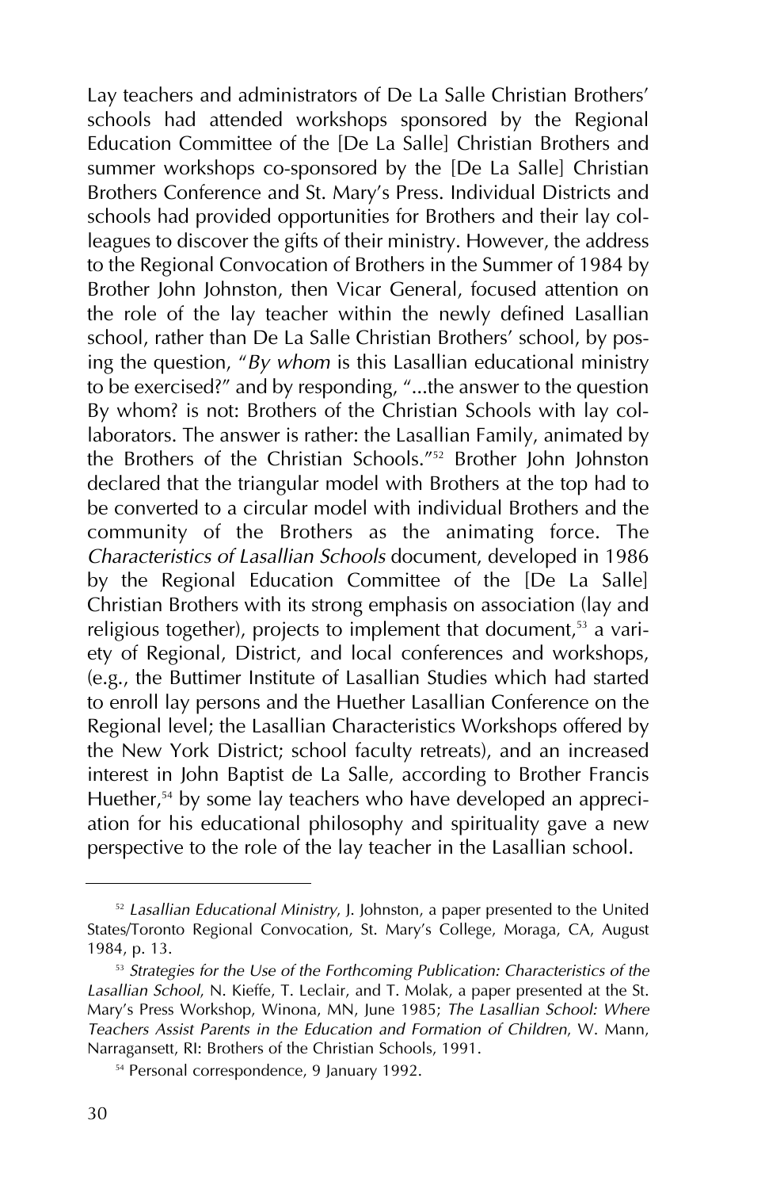Lay teachers and administrators of De La Salle Christian Brothers' schools had attended workshops sponsored by the Regional Education Committee of the [De La Salle] Christian Brothers and summer workshops co-sponsored by the [De La Salle] Christian Brothers Conference and St. Mary's Press. Individual Districts and schools had provided opportunities for Brothers and their lay colleagues to discover the gifts of their ministry. However, the address to the Regional Convocation of Brothers in the Summer of 1984 by Brother John Johnston, then Vicar General, focused attention on the role of the lay teacher within the newly defined Lasallian school, rather than De La Salle Christian Brothers' school, by posing the question, "*By whom* is this Lasallian educational ministry to be exercised?" and by responding, "...the answer to the question By whom? is not: Brothers of the Christian Schools with lay collaborators. The answer is rather: the Lasallian Family, animated by the Brothers of the Christian Schools."[52] Brother John Johnston declared that the triangular model with Brothers at the top had to be converted to a circular model with individual Brothers and the community of the Brothers as the animating force. The *Characteristics of Lasallian Schools* document, developed in 1986 by the Regional Education Committee of the [De La Salle] Christian Brothers with its strong emphasis on association (lay and religious together), projects to implement that document,[53] a variety of Regional, District, and local conferences and workshops, (e.g., the Buttimer Institute of Lasallian Studies which had started to enroll lay persons and the Huether Lasallian Conference on the Regional level; the Lasallian Characteristics Workshops offered by the New York District; school faculty retreats), and an increased interest in John Baptist de La Salle, according to Brother Francis Huether,[54] by some lay teachers who have developed an appreciation for his educational philosophy and spirituality gave a new perspective to the role of the lay teacher in the Lasallian school.

---

[52] *Lasallian Educational Ministry*, J. Johnston, a paper presented to the United States/Toronto Regional Convocation, St. Mary's College, Moraga, CA, August 1984, p. 13.

[53] *Strategies for the Use of the Forthcoming Publication: Characteristics of the Lasallian School*, N. Kieffe, T. Leclair, and T. Molak, a paper presented at the St. Mary's Press Workshop, Winona, MN, June 1985; *The Lasallian School: Where Teachers Assist Parents in the Education and Formation of Children*, W. Mann, Narragansett, RI: Brothers of the Christian Schools, 1991.

[54] Personal correspondence, 9 January 1992.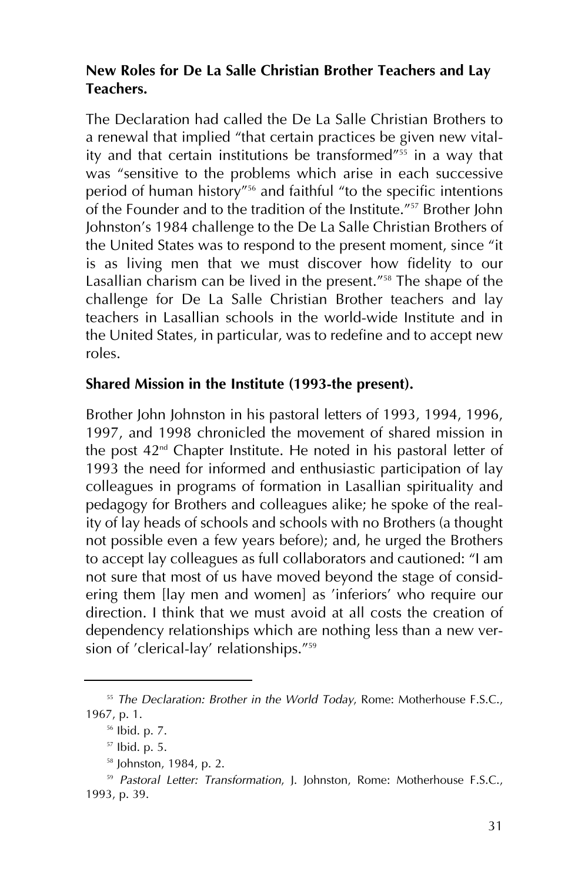**New Roles for De La Salle Christian Brother Teachers and Lay Teachers.**

The Declaration had called the De La Salle Christian Brothers to a renewal that implied "that certain practices be given new vitality and that certain institutions be transformed"[55] in a way that was "sensitive to the problems which arise in each successive period of human history"[56] and faithful "to the specific intentions of the Founder and to the tradition of the Institute."[57] Brother John Johnston's 1984 challenge to the De La Salle Christian Brothers of the United States was to respond to the present moment, since "it is as living men that we must discover how fidelity to our Lasallian charism can be lived in the present."[58] The shape of the challenge for De La Salle Christian Brother teachers and lay teachers in Lasallian schools in the world-wide Institute and in the United States, in particular, was to redefine and to accept new roles.

**Shared Mission in the Institute (1993-the present).**

Brother John Johnston in his pastoral letters of 1993, 1994, 1996, 1997, and 1998 chronicled the movement of shared mission in the post 42nd Chapter Institute. He noted in his pastoral letter of 1993 the need for informed and enthusiastic participation of lay colleagues in programs of formation in Lasallian spirituality and pedagogy for Brothers and colleagues alike; he spoke of the reality of lay heads of schools and schools with no Brothers (a thought not possible even a few years before); and, he urged the Brothers to accept lay colleagues as full collaborators and cautioned: "I am not sure that most of us have moved beyond the stage of considering them [lay men and women] as 'inferiors' who require our direction. I think that we must avoid at all costs the creation of dependency relationships which are nothing less than a new version of 'clerical-lay' relationships."[59]

---

[55] *The Declaration: Brother in the World Today*, Rome: Motherhouse F.S.C., 1967, p. 1.

[56] Ibid. p. 7.

[57] Ibid. p. 5.

[58] Johnston, 1984, p. 2.

[59] *Pastoral Letter: Transformation*, J. Johnston, Rome: Motherhouse F.S.C., 1993, p. 39.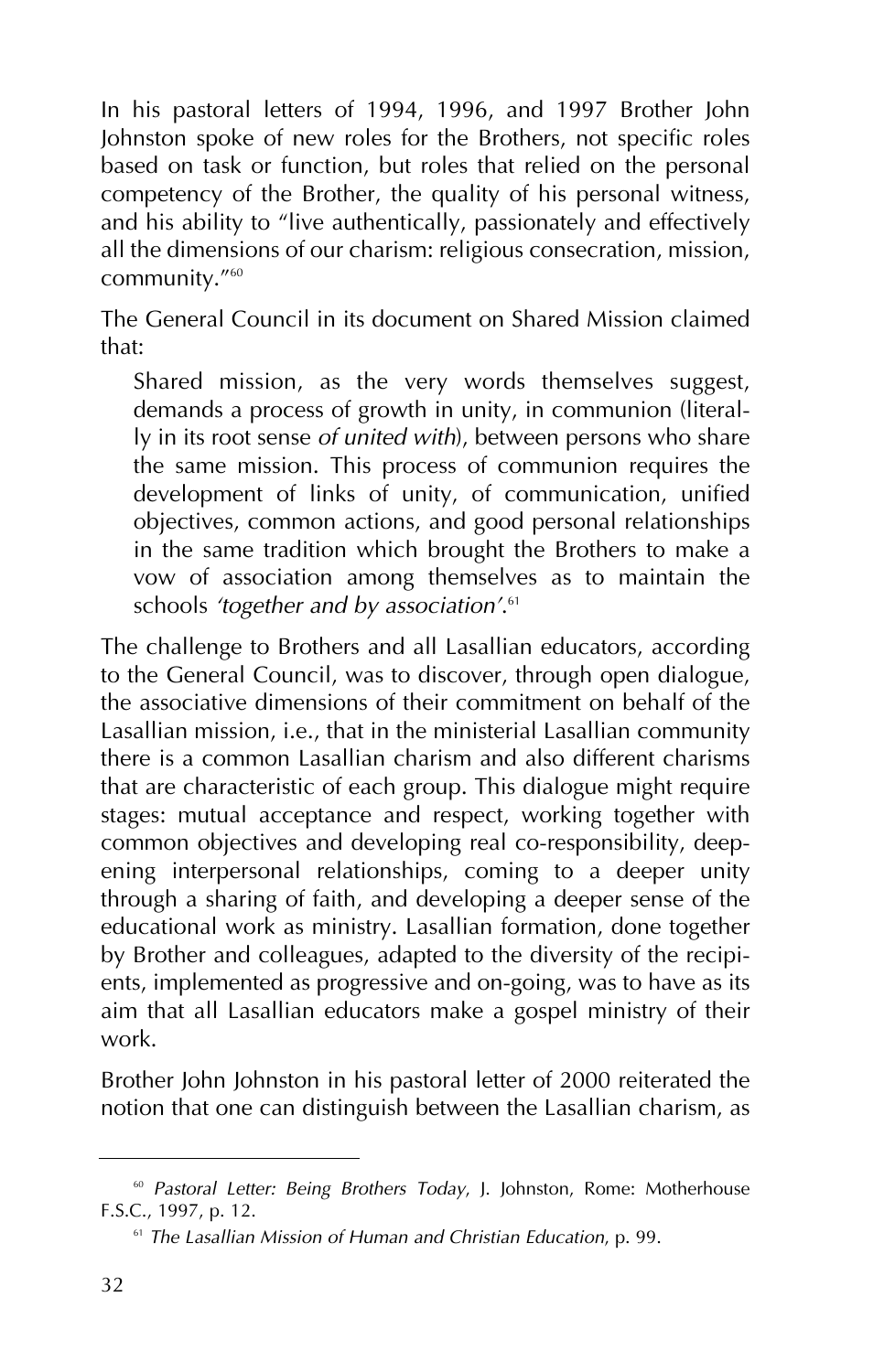In his pastoral letters of 1994, 1996, and 1997 Brother John Johnston spoke of new roles for the Brothers, not specific roles based on task or function, but roles that relied on the personal competency of the Brother, the quality of his personal witness, and his ability to "live authentically, passionately and effectively all the dimensions of our charism: religious consecration, mission, community."[60]

The General Council in its document on Shared Mission claimed that:

> Shared mission, as the very words themselves suggest, demands a process of growth in unity, in communion (literally in its root sense *of united with*), between persons who share the same mission. This process of communion requires the development of links of unity, of communication, unified objectives, common actions, and good personal relationships in the same tradition which brought the Brothers to make a vow of association among themselves as to maintain the schools *'together and by association'*.[61]

The challenge to Brothers and all Lasallian educators, according to the General Council, was to discover, through open dialogue, the associative dimensions of their commitment on behalf of the Lasallian mission, i.e., that in the ministerial Lasallian community there is a common Lasallian charism and also different charisms that are characteristic of each group. This dialogue might require stages: mutual acceptance and respect, working together with common objectives and developing real co-responsibility, deepening interpersonal relationships, coming to a deeper unity through a sharing of faith, and developing a deeper sense of the educational work as ministry. Lasallian formation, done together by Brother and colleagues, adapted to the diversity of the recipients, implemented as progressive and on-going, was to have as its aim that all Lasallian educators make a gospel ministry of their work.

Brother John Johnston in his pastoral letter of 2000 reiterated the notion that one can distinguish between the Lasallian charism, as

---

[60] *Pastoral Letter: Being Brothers Today*, J. Johnston, Rome: Motherhouse F.S.C., 1997, p. 12.

[61] *The Lasallian Mission of Human and Christian Education*, p. 99.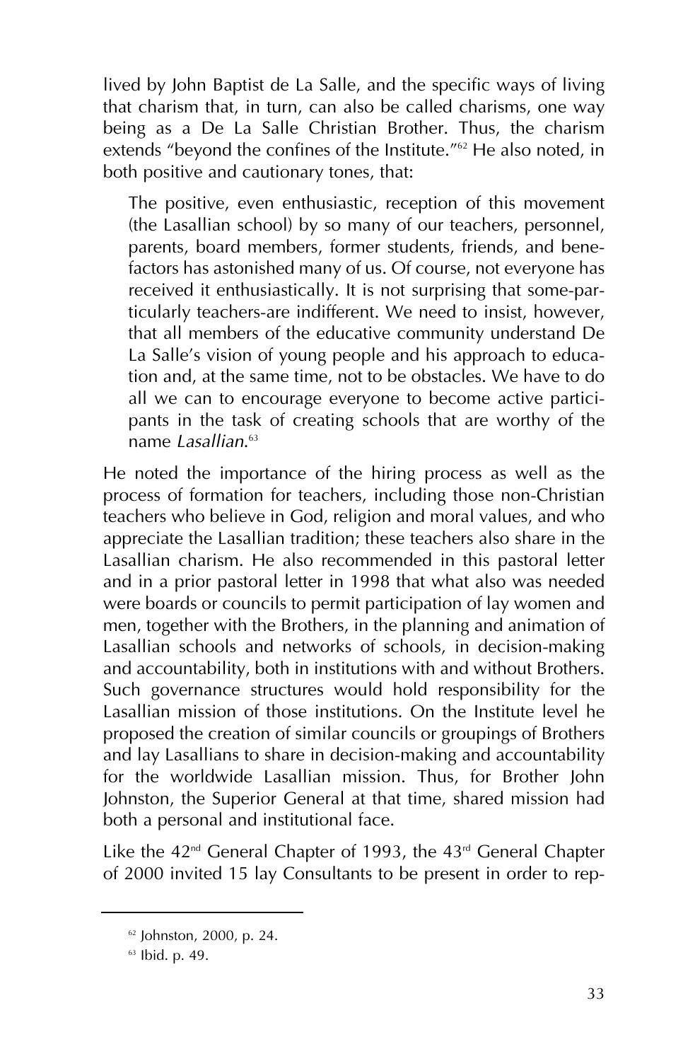lived by John Baptist de La Salle, and the specific ways of living that charism that, in turn, can also be called charisms, one way being as a De La Salle Christian Brother. Thus, the charism extends "beyond the confines of the Institute."[62] He also noted, in both positive and cautionary tones, that:

> The positive, even enthusiastic, reception of this movement (the Lasallian school) by so many of our teachers, personnel, parents, board members, former students, friends, and benefactors has astonished many of us. Of course, not everyone has received it enthusiastically. It is not surprising that some-particularly teachers-are indifferent. We need to insist, however, that all members of the educative community understand De La Salle's vision of young people and his approach to education and, at the same time, not to be obstacles. We have to do all we can to encourage everyone to become active participants in the task of creating schools that are worthy of the name *Lasallian*.[63]

He noted the importance of the hiring process as well as the process of formation for teachers, including those non-Christian teachers who believe in God, religion and moral values, and who appreciate the Lasallian tradition; these teachers also share in the Lasallian charism. He also recommended in this pastoral letter and in a prior pastoral letter in 1998 that what also was needed were boards or councils to permit participation of lay women and men, together with the Brothers, in the planning and animation of Lasallian schools and networks of schools, in decision-making and accountability, both in institutions with and without Brothers. Such governance structures would hold responsibility for the Lasallian mission of those institutions. On the Institute level he proposed the creation of similar councils or groupings of Brothers and lay Lasallians to share in decision-making and accountability for the worldwide Lasallian mission. Thus, for Brother John Johnston, the Superior General at that time, shared mission had both a personal and institutional face.

Like the 42nd General Chapter of 1993, the 43rd General Chapter of 2000 invited 15 lay Consultants to be present in order to rep-

---

[62] Johnston, 2000, p. 24.

[63] Ibid. p. 49.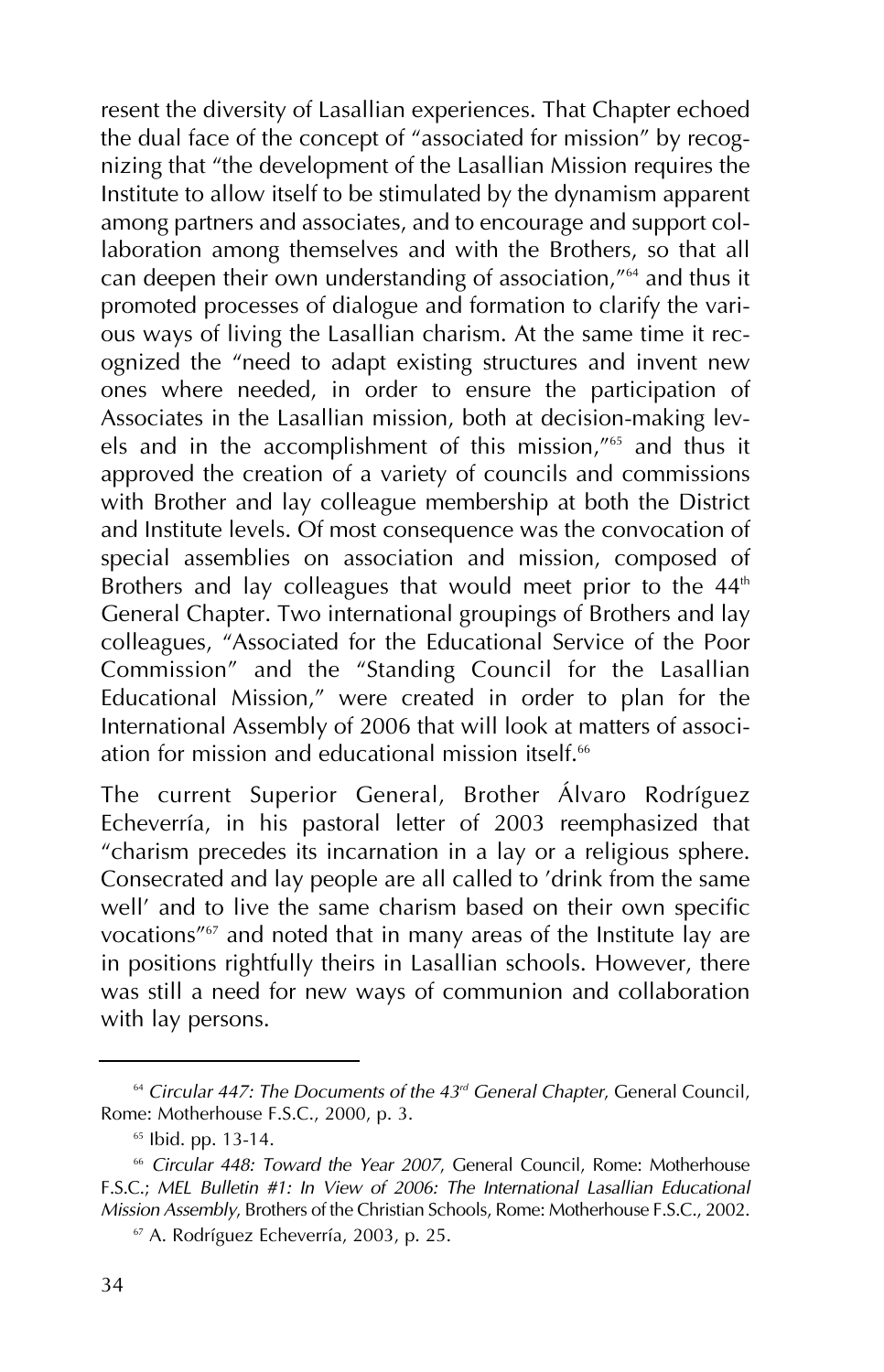resent the diversity of Lasallian experiences. That Chapter echoed the dual face of the concept of "associated for mission" by recognizing that "the development of the Lasallian Mission requires the Institute to allow itself to be stimulated by the dynamism apparent among partners and associates, and to encourage and support collaboration among themselves and with the Brothers, so that all can deepen their own understanding of association,"[64] and thus it promoted processes of dialogue and formation to clarify the various ways of living the Lasallian charism. At the same time it recognized the "need to adapt existing structures and invent new ones where needed, in order to ensure the participation of Associates in the Lasallian mission, both at decision-making levels and in the accomplishment of this mission,"[65] and thus it approved the creation of a variety of councils and commissions with Brother and lay colleague membership at both the District and Institute levels. Of most consequence was the convocation of special assemblies on association and mission, composed of Brothers and lay colleagues that would meet prior to the 44th General Chapter. Two international groupings of Brothers and lay colleagues, "Associated for the Educational Service of the Poor Commission" and the "Standing Council for the Lasallian Educational Mission," were created in order to plan for the International Assembly of 2006 that will look at matters of association for mission and educational mission itself.[66]

The current Superior General, Brother Álvaro Rodríguez Echeverría, in his pastoral letter of 2003 reemphasized that "charism precedes its incarnation in a lay or a religious sphere. Consecrated and lay people are all called to 'drink from the same well' and to live the same charism based on their own specific vocations"[67] and noted that in many areas of the Institute lay are in positions rightfully theirs in Lasallian schools. However, there was still a need for new ways of communion and collaboration with lay persons.

---

[64] *Circular 447: The Documents of the 43rd General Chapter*, General Council, Rome: Motherhouse F.S.C., 2000, p. 3.

[65] Ibid. pp. 13-14.

[66] *Circular 448: Toward the Year 2007*, General Council, Rome: Motherhouse F.S.C.; *MEL Bulletin #1: In View of 2006: The International Lasallian Educational Mission Assembly*, Brothers of the Christian Schools, Rome: Motherhouse F.S.C., 2002.

[67] A. Rodríguez Echeverría, 2003, p. 25.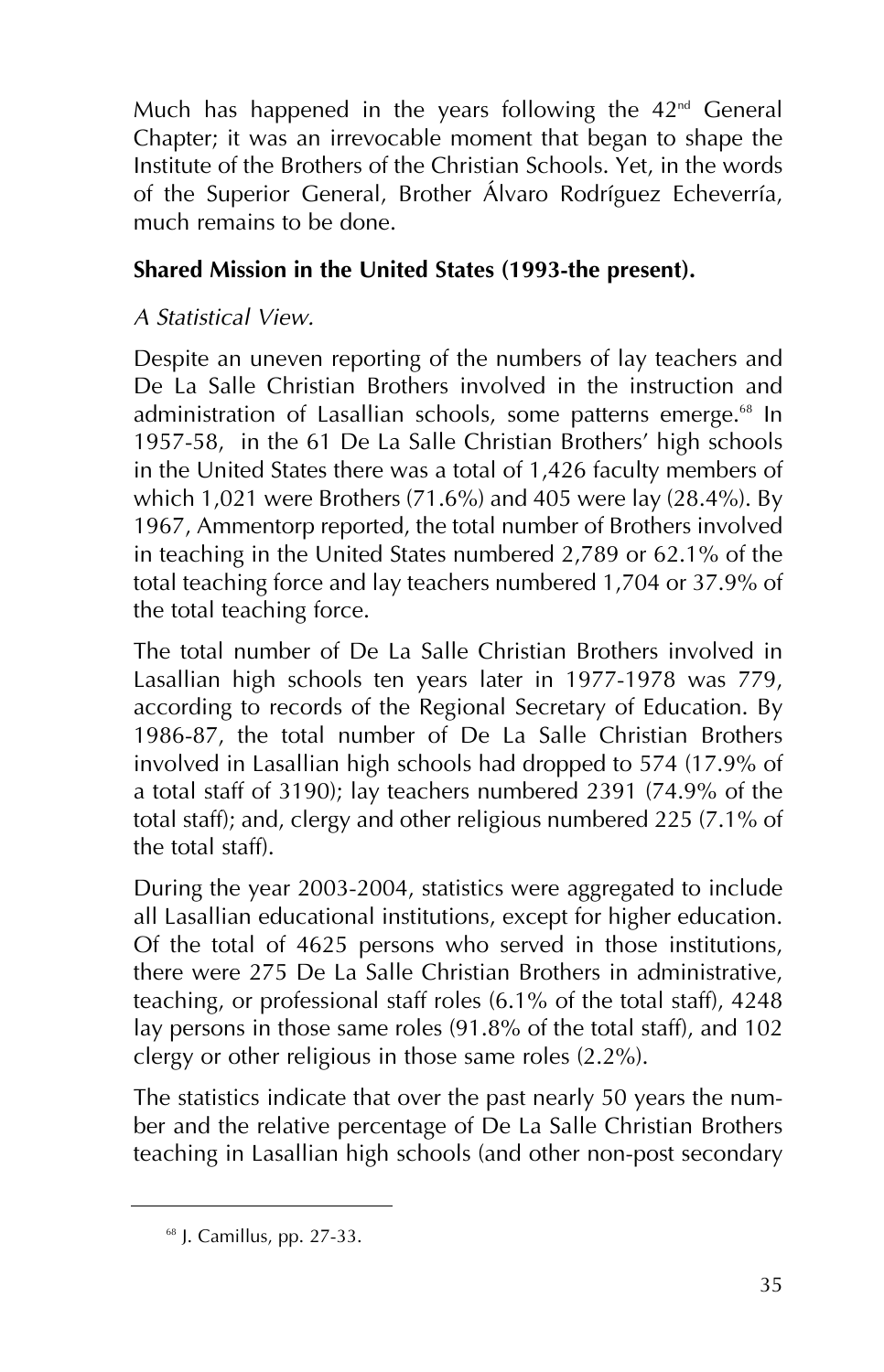Much has happened in the years following the 42nd General Chapter; it was an irrevocable moment that began to shape the Institute of the Brothers of the Christian Schools. Yet, in the words of the Superior General, Brother Álvaro Rodríguez Echeverría, much remains to be done.

**Shared Mission in the United States (1993-the present).**

*A Statistical View.*

Despite an uneven reporting of the numbers of lay teachers and De La Salle Christian Brothers involved in the instruction and administration of Lasallian schools, some patterns emerge.[68] In 1957-58, in the 61 De La Salle Christian Brothers' high schools in the United States there was a total of 1,426 faculty members of which 1,021 were Brothers (71.6%) and 405 were lay (28.4%). By 1967, Ammentorp reported, the total number of Brothers involved in teaching in the United States numbered 2,789 or 62.1% of the total teaching force and lay teachers numbered 1,704 or 37.9% of the total teaching force.

The total number of De La Salle Christian Brothers involved in Lasallian high schools ten years later in 1977-1978 was 779, according to records of the Regional Secretary of Education. By 1986-87, the total number of De La Salle Christian Brothers involved in Lasallian high schools had dropped to 574 (17.9% of a total staff of 3190); lay teachers numbered 2391 (74.9% of the total staff); and, clergy and other religious numbered 225 (7.1% of the total staff).

During the year 2003-2004, statistics were aggregated to include all Lasallian educational institutions, except for higher education. Of the total of 4625 persons who served in those institutions, there were 275 De La Salle Christian Brothers in administrative, teaching, or professional staff roles (6.1% of the total staff), 4248 lay persons in those same roles (91.8% of the total staff), and 102 clergy or other religious in those same roles (2.2%).

The statistics indicate that over the past nearly 50 years the number and the relative percentage of De La Salle Christian Brothers teaching in Lasallian high schools (and other non-post secondary

[68] J. Camillus, pp. 27-33.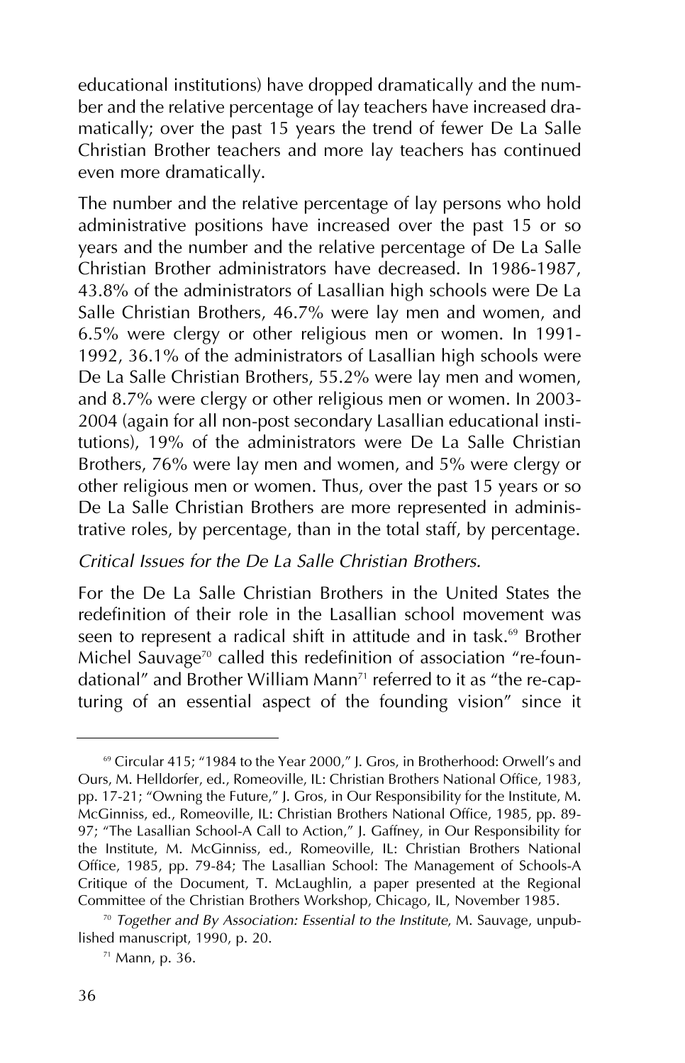educational institutions) have dropped dramatically and the number and the relative percentage of lay teachers have increased dramatically; over the past 15 years the trend of fewer De La Salle Christian Brother teachers and more lay teachers has continued even more dramatically.

The number and the relative percentage of lay persons who hold administrative positions have increased over the past 15 or so years and the number and the relative percentage of De La Salle Christian Brother administrators have decreased. In 1986-1987, 43.8% of the administrators of Lasallian high schools were De La Salle Christian Brothers, 46.7% were lay men and women, and 6.5% were clergy or other religious men or women. In 1991-1992, 36.1% of the administrators of Lasallian high schools were De La Salle Christian Brothers, 55.2% were lay men and women, and 8.7% were clergy or other religious men or women. In 2003-2004 (again for all non-post secondary Lasallian educational institutions), 19% of the administrators were De La Salle Christian Brothers, 76% were lay men and women, and 5% were clergy or other religious men or women. Thus, over the past 15 years or so De La Salle Christian Brothers are more represented in administrative roles, by percentage, than in the total staff, by percentage.

*Critical Issues for the De La Salle Christian Brothers.*

For the De La Salle Christian Brothers in the United States the redefinition of their role in the Lasallian school movement was seen to represent a radical shift in attitude and in task.[69] Brother Michel Sauvage[70] called this redefinition of association "re-foundational" and Brother William Mann[71] referred to it as "the re-capturing of an essential aspect of the founding vision" since it

---

[69] Circular 415; "1984 to the Year 2000," J. Gros, in Brotherhood: Orwell's and Ours, M. Helldorfer, ed., Romeoville, IL: Christian Brothers National Office, 1983, pp. 17-21; "Owning the Future," J. Gros, in Our Responsibility for the Institute, M. McGinniss, ed., Romeoville, IL: Christian Brothers National Office, 1985, pp. 89-97; "The Lasallian School-A Call to Action," J. Gaffney, in Our Responsibility for the Institute, M. McGinniss, ed., Romeoville, IL: Christian Brothers National Office, 1985, pp. 79-84; The Lasallian School: The Management of Schools-A Critique of the Document, T. McLaughlin, a paper presented at the Regional Committee of the Christian Brothers Workshop, Chicago, IL, November 1985.

[70] *Together and By Association: Essential to the Institute*, M. Sauvage, unpublished manuscript, 1990, p. 20.

[71] Mann, p. 36.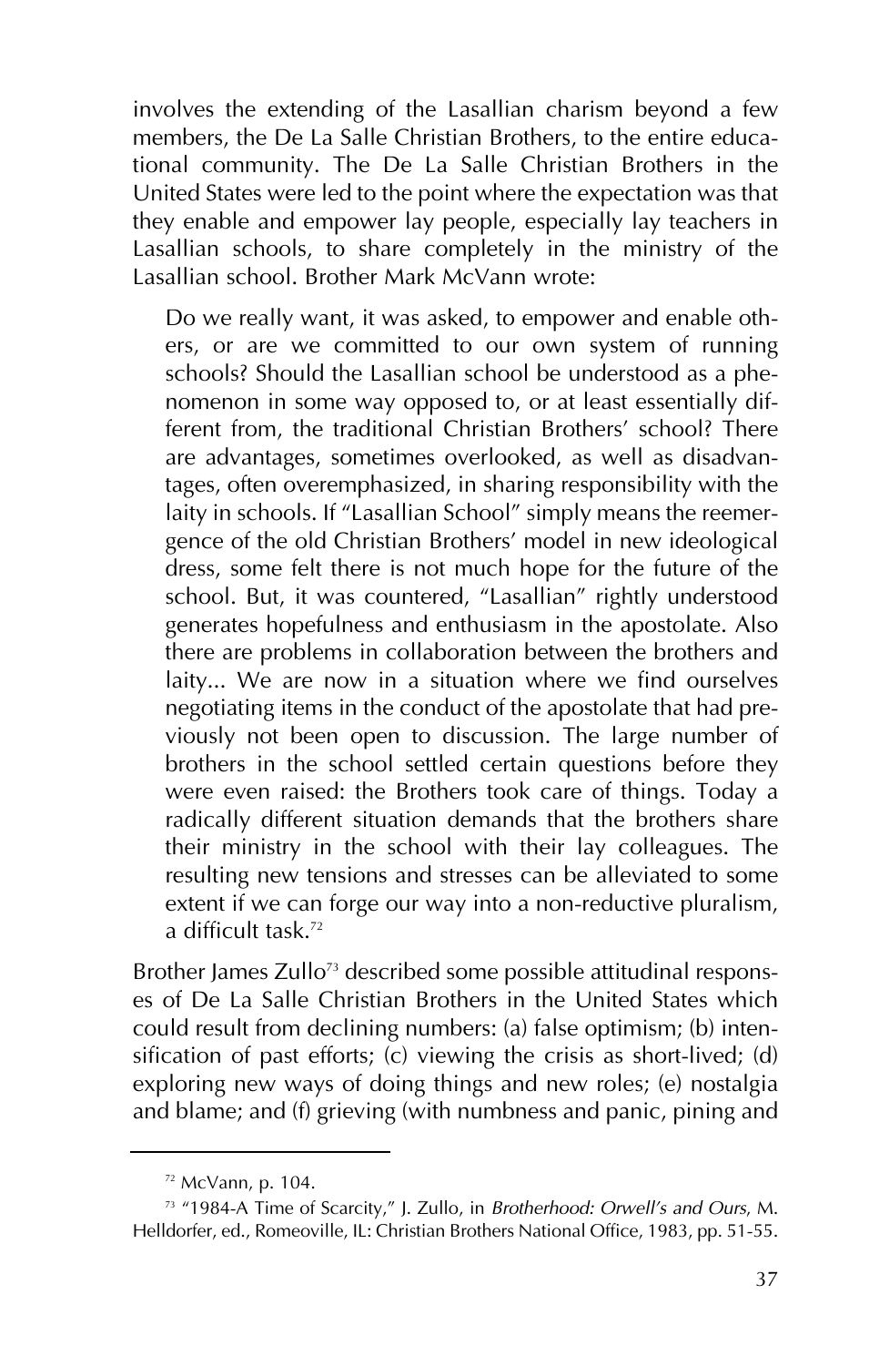involves the extending of the Lasallian charism beyond a few members, the De La Salle Christian Brothers, to the entire educational community. The De La Salle Christian Brothers in the United States were led to the point where the expectation was that they enable and empower lay people, especially lay teachers in Lasallian schools, to share completely in the ministry of the Lasallian school. Brother Mark McVann wrote:

> Do we really want, it was asked, to empower and enable others, or are we committed to our own system of running schools? Should the Lasallian school be understood as a phenomenon in some way opposed to, or at least essentially different from, the traditional Christian Brothers' school? There are advantages, sometimes overlooked, as well as disadvantages, often overemphasized, in sharing responsibility with the laity in schools. If "Lasallian School" simply means the reemergence of the old Christian Brothers' model in new ideological dress, some felt there is not much hope for the future of the school. But, it was countered, "Lasallian" rightly understood generates hopefulness and enthusiasm in the apostolate. Also there are problems in collaboration between the brothers and laity... We are now in a situation where we find ourselves negotiating items in the conduct of the apostolate that had previously not been open to discussion. The large number of brothers in the school settled certain questions before they were even raised: the Brothers took care of things. Today a radically different situation demands that the brothers share their ministry in the school with their lay colleagues. The resulting new tensions and stresses can be alleviated to some extent if we can forge our way into a non-reductive pluralism, a difficult task.[72]

Brother James Zullo[73] described some possible attitudinal responses of De La Salle Christian Brothers in the United States which could result from declining numbers: (a) false optimism; (b) intensification of past efforts; (c) viewing the crisis as short-lived; (d) exploring new ways of doing things and new roles; (e) nostalgia and blame; and (f) grieving (with numbness and panic, pining and

---

[72] McVann, p. 104.

[73] "1984-A Time of Scarcity," J. Zullo, in *Brotherhood: Orwell's and Ours*, M. Helldorfer, ed., Romeoville, IL: Christian Brothers National Office, 1983, pp. 51-55.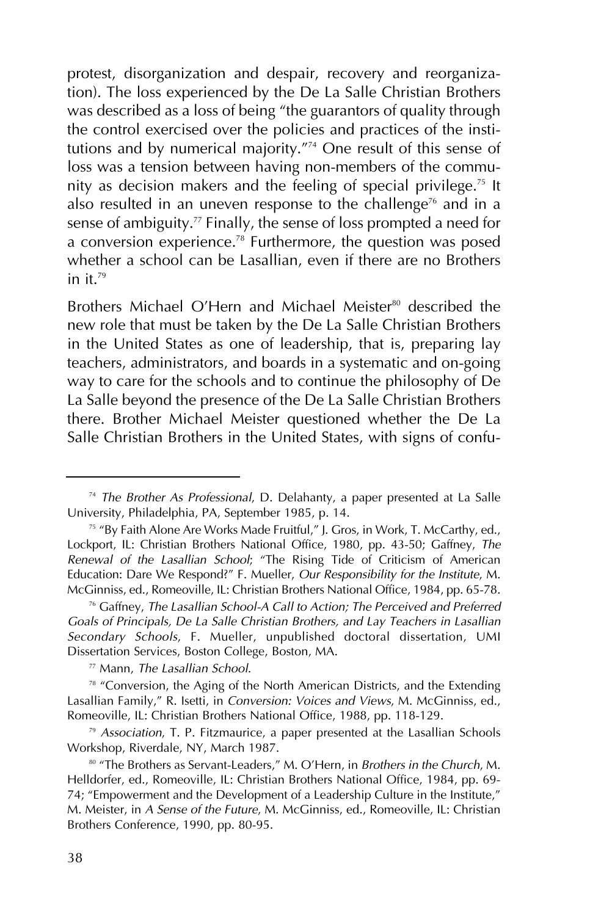protest, disorganization and despair, recovery and reorganization). The loss experienced by the De La Salle Christian Brothers was described as a loss of being "the guarantors of quality through the control exercised over the policies and practices of the institutions and by numerical majority."[74] One result of this sense of loss was a tension between having non-members of the community as decision makers and the feeling of special privilege.[75] It also resulted in an uneven response to the challenge[76] and in a sense of ambiguity.[77] Finally, the sense of loss prompted a need for a conversion experience.[78] Furthermore, the question was posed whether a school can be Lasallian, even if there are no Brothers in it.[79]

Brothers Michael O'Hern and Michael Meister[80] described the new role that must be taken by the De La Salle Christian Brothers in the United States as one of leadership, that is, preparing lay teachers, administrators, and boards in a systematic and on-going way to care for the schools and to continue the philosophy of De La Salle beyond the presence of the De La Salle Christian Brothers there. Brother Michael Meister questioned whether the De La Salle Christian Brothers in the United States, with signs of confu-

---

[74] *The Brother As Professional*, D. Delahanty, a paper presented at La Salle University, Philadelphia, PA, September 1985, p. 14.

[75] "By Faith Alone Are Works Made Fruitful," J. Gros, in Work, T. McCarthy, ed., Lockport, IL: Christian Brothers National Office, 1980, pp. 43-50; Gaffney, *The Renewal of the Lasallian School*; "The Rising Tide of Criticism of American Education: Dare We Respond?" F. Mueller, *Our Responsibility for the Institute*, M. McGinniss, ed., Romeoville, IL: Christian Brothers National Office, 1984, pp. 65-78.

[76] Gaffney, *The Lasallian School-A Call to Action; The Perceived and Preferred Goals of Principals, De La Salle Christian Brothers, and Lay Teachers in Lasallian Secondary Schools*, F. Mueller, unpublished doctoral dissertation, UMI Dissertation Services, Boston College, Boston, MA.

[77] Mann, *The Lasallian School*.

[78] "Conversion, the Aging of the North American Districts, and the Extending Lasallian Family," R. Isetti, in *Conversion: Voices and Views*, M. McGinniss, ed., Romeoville, IL: Christian Brothers National Office, 1988, pp. 118-129.

[79] *Association*, T. P. Fitzmaurice, a paper presented at the Lasallian Schools Workshop, Riverdale, NY, March 1987.

[80] "The Brothers as Servant-Leaders," M. O'Hern, in *Brothers in the Church*, M. Helldorfer, ed., Romeoville, IL: Christian Brothers National Office, 1984, pp. 69-74; "Empowerment and the Development of a Leadership Culture in the Institute," M. Meister, in *A Sense of the Future*, M. McGinniss, ed., Romeoville, IL: Christian Brothers Conference, 1990, pp. 80-95.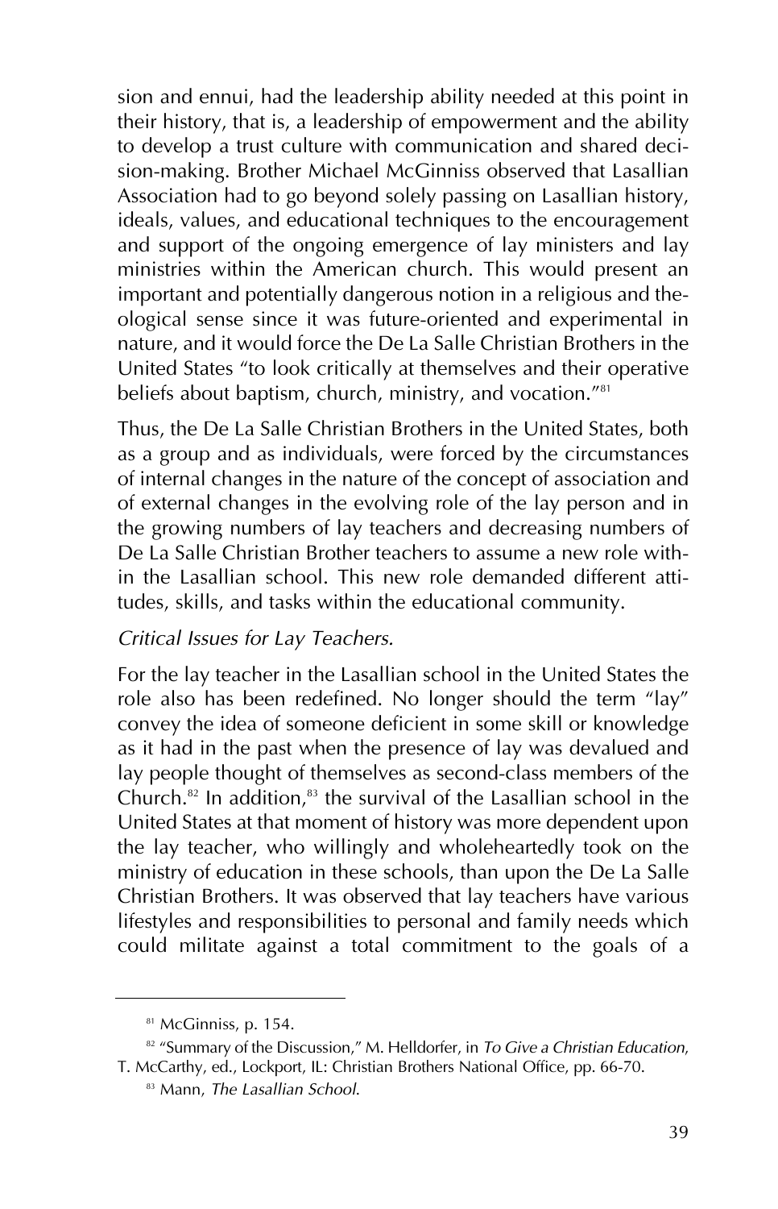sion and ennui, had the leadership ability needed at this point in their history, that is, a leadership of empowerment and the ability to develop a trust culture with communication and shared decision-making. Brother Michael McGinniss observed that Lasallian Association had to go beyond solely passing on Lasallian history, ideals, values, and educational techniques to the encouragement and support of the ongoing emergence of lay ministers and lay ministries within the American church. This would present an important and potentially dangerous notion in a religious and theological sense since it was future-oriented and experimental in nature, and it would force the De La Salle Christian Brothers in the United States "to look critically at themselves and their operative beliefs about baptism, church, ministry, and vocation."[81]

Thus, the De La Salle Christian Brothers in the United States, both as a group and as individuals, were forced by the circumstances of internal changes in the nature of the concept of association and of external changes in the evolving role of the lay person and in the growing numbers of lay teachers and decreasing numbers of De La Salle Christian Brother teachers to assume a new role within the Lasallian school. This new role demanded different attitudes, skills, and tasks within the educational community.

*Critical Issues for Lay Teachers.*

For the lay teacher in the Lasallian school in the United States the role also has been redefined. No longer should the term "lay" convey the idea of someone deficient in some skill or knowledge as it had in the past when the presence of lay was devalued and lay people thought of themselves as second-class members of the Church.[82] In addition,[83] the survival of the Lasallian school in the United States at that moment of history was more dependent upon the lay teacher, who willingly and wholeheartedly took on the ministry of education in these schools, than upon the De La Salle Christian Brothers. It was observed that lay teachers have various lifestyles and responsibilities to personal and family needs which could militate against a total commitment to the goals of a

---

[81] McGinniss, p. 154.

[82] "Summary of the Discussion," M. Helldorfer, in *To Give a Christian Education*, T. McCarthy, ed., Lockport, IL: Christian Brothers National Office, pp. 66-70.

[83] Mann, *The Lasallian School.*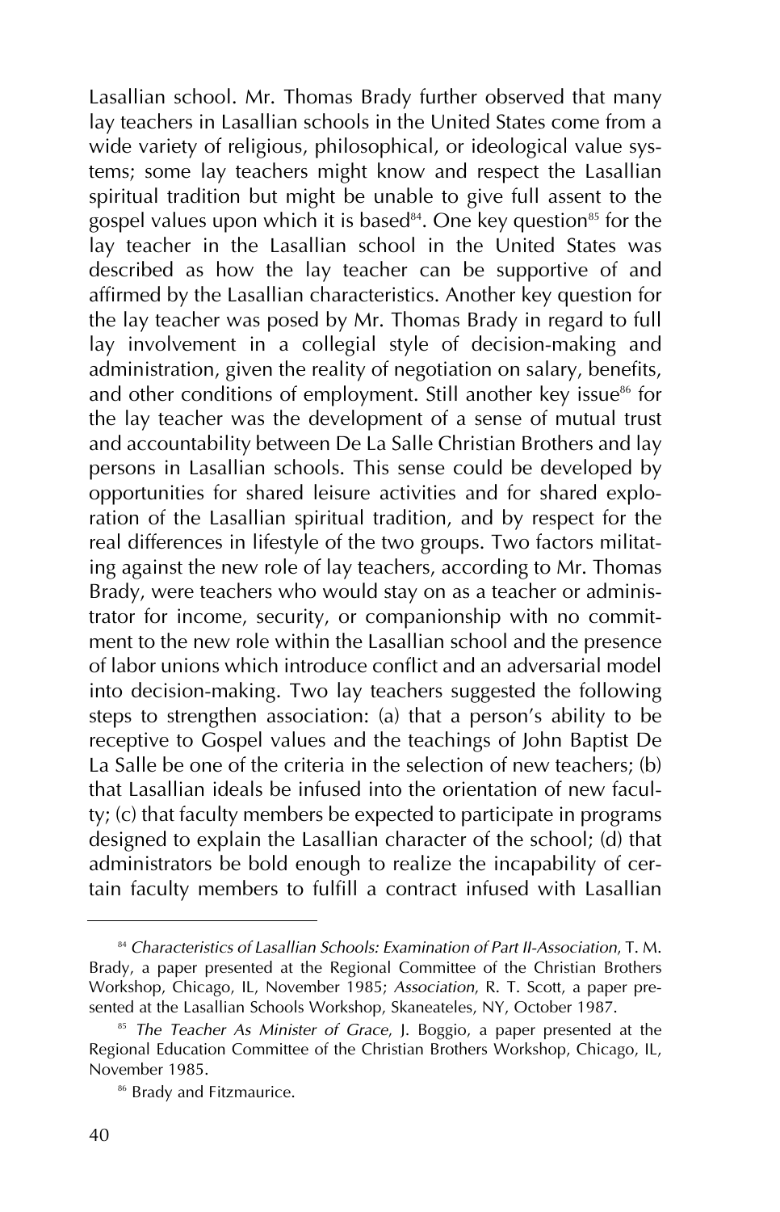Lasallian school. Mr. Thomas Brady further observed that many lay teachers in Lasallian schools in the United States come from a wide variety of religious, philosophical, or ideological value systems; some lay teachers might know and respect the Lasallian spiritual tradition but might be unable to give full assent to the gospel values upon which it is based[84]. One key question[85] for the lay teacher in the Lasallian school in the United States was described as how the lay teacher can be supportive of and affirmed by the Lasallian characteristics. Another key question for the lay teacher was posed by Mr. Thomas Brady in regard to full lay involvement in a collegial style of decision-making and administration, given the reality of negotiation on salary, benefits, and other conditions of employment. Still another key issue[86] for the lay teacher was the development of a sense of mutual trust and accountability between De La Salle Christian Brothers and lay persons in Lasallian schools. This sense could be developed by opportunities for shared leisure activities and for shared exploration of the Lasallian spiritual tradition, and by respect for the real differences in lifestyle of the two groups. Two factors militating against the new role of lay teachers, according to Mr. Thomas Brady, were teachers who would stay on as a teacher or administrator for income, security, or companionship with no commitment to the new role within the Lasallian school and the presence of labor unions which introduce conflict and an adversarial model into decision-making. Two lay teachers suggested the following steps to strengthen association: (a) that a person's ability to be receptive to Gospel values and the teachings of John Baptist De La Salle be one of the criteria in the selection of new teachers; (b) that Lasallian ideals be infused into the orientation of new faculty; (c) that faculty members be expected to participate in programs designed to explain the Lasallian character of the school; (d) that administrators be bold enough to realize the incapability of certain faculty members to fulfill a contract infused with Lasallian

---

[84] *Characteristics of Lasallian Schools: Examination of Part II-Association*, T. M. Brady, a paper presented at the Regional Committee of the Christian Brothers Workshop, Chicago, IL, November 1985; *Association*, R. T. Scott, a paper presented at the Lasallian Schools Workshop, Skaneateles, NY, October 1987.

[85] *The Teacher As Minister of Grace*, J. Boggio, a paper presented at the Regional Education Committee of the Christian Brothers Workshop, Chicago, IL, November 1985.

[86] Brady and Fitzmaurice.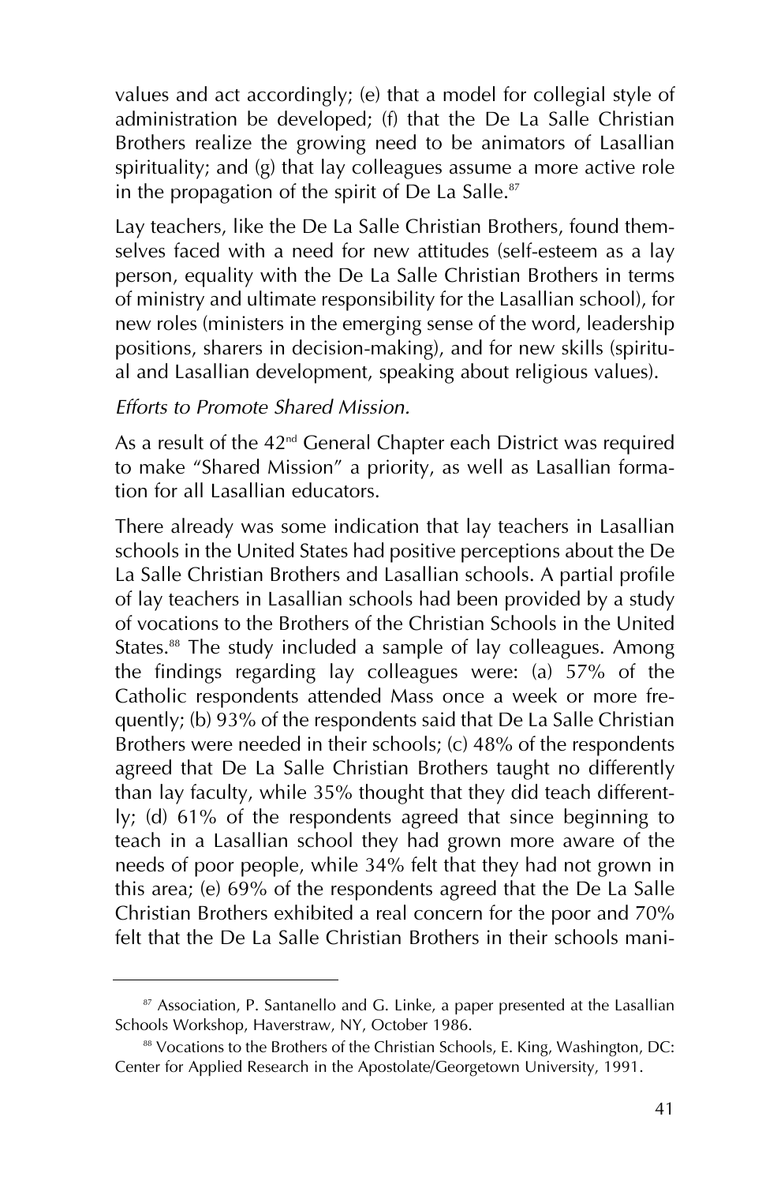values and act accordingly; (e) that a model for collegial style of administration be developed; (f) that the De La Salle Christian Brothers realize the growing need to be animators of Lasallian spirituality; and (g) that lay colleagues assume a more active role in the propagation of the spirit of De La Salle.[87]

Lay teachers, like the De La Salle Christian Brothers, found themselves faced with a need for new attitudes (self-esteem as a lay person, equality with the De La Salle Christian Brothers in terms of ministry and ultimate responsibility for the Lasallian school), for new roles (ministers in the emerging sense of the word, leadership positions, sharers in decision-making), and for new skills (spiritual and Lasallian development, speaking about religious values).

*Efforts to Promote Shared Mission.*

As a result of the 42nd General Chapter each District was required to make "Shared Mission" a priority, as well as Lasallian formation for all Lasallian educators.

There already was some indication that lay teachers in Lasallian schools in the United States had positive perceptions about the De La Salle Christian Brothers and Lasallian schools. A partial profile of lay teachers in Lasallian schools had been provided by a study of vocations to the Brothers of the Christian Schools in the United States.[88] The study included a sample of lay colleagues. Among the findings regarding lay colleagues were: (a) 57% of the Catholic respondents attended Mass once a week or more frequently; (b) 93% of the respondents said that De La Salle Christian Brothers were needed in their schools; (c) 48% of the respondents agreed that De La Salle Christian Brothers taught no differently than lay faculty, while 35% thought that they did teach differently; (d) 61% of the respondents agreed that since beginning to teach in a Lasallian school they had grown more aware of the needs of poor people, while 34% felt that they had not grown in this area; (e) 69% of the respondents agreed that the De La Salle Christian Brothers exhibited a real concern for the poor and 70% felt that the De La Salle Christian Brothers in their schools mani-

---

[87] Association, P. Santanello and G. Linke, a paper presented at the Lasallian Schools Workshop, Haverstraw, NY, October 1986.

[88] Vocations to the Brothers of the Christian Schools, E. King, Washington, DC: Center for Applied Research in the Apostolate/Georgetown University, 1991.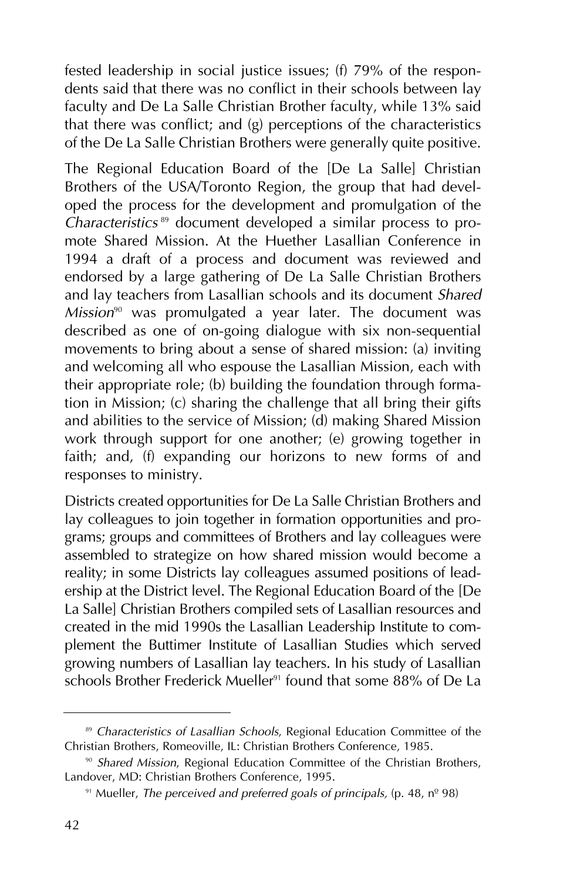fested leadership in social justice issues; (f) 79% of the respondents said that there was no conflict in their schools between lay faculty and De La Salle Christian Brother faculty, while 13% said that there was conflict; and (g) perceptions of the characteristics of the De La Salle Christian Brothers were generally quite positive.

The Regional Education Board of the [De La Salle] Christian Brothers of the USA/Toronto Region, the group that had developed the process for the development and promulgation of the *Characteristics*[89] document developed a similar process to promote Shared Mission. At the Huether Lasallian Conference in 1994 a draft of a process and document was reviewed and endorsed by a large gathering of De La Salle Christian Brothers and lay teachers from Lasallian schools and its document *Shared Mission*[90] was promulgated a year later. The document was described as one of on-going dialogue with six non-sequential movements to bring about a sense of shared mission: (a) inviting and welcoming all who espouse the Lasallian Mission, each with their appropriate role; (b) building the foundation through formation in Mission; (c) sharing the challenge that all bring their gifts and abilities to the service of Mission; (d) making Shared Mission work through support for one another; (e) growing together in faith; and, (f) expanding our horizons to new forms of and responses to ministry.

Districts created opportunities for De La Salle Christian Brothers and lay colleagues to join together in formation opportunities and programs; groups and committees of Brothers and lay colleagues were assembled to strategize on how shared mission would become a reality; in some Districts lay colleagues assumed positions of leadership at the District level. The Regional Education Board of the [De La Salle] Christian Brothers compiled sets of Lasallian resources and created in the mid 1990s the Lasallian Leadership Institute to complement the Buttimer Institute of Lasallian Studies which served growing numbers of Lasallian lay teachers. In his study of Lasallian schools Brother Frederick Mueller[91] found that some 88% of De La

---

[89] *Characteristics of Lasallian Schools*, Regional Education Committee of the Christian Brothers, Romeoville, IL: Christian Brothers Conference, 1985.

[90] *Shared Mission*, Regional Education Committee of the Christian Brothers, Landover, MD: Christian Brothers Conference, 1995.

[91] Mueller, *The perceived and preferred goals of principals,* (p. 48, nº 98)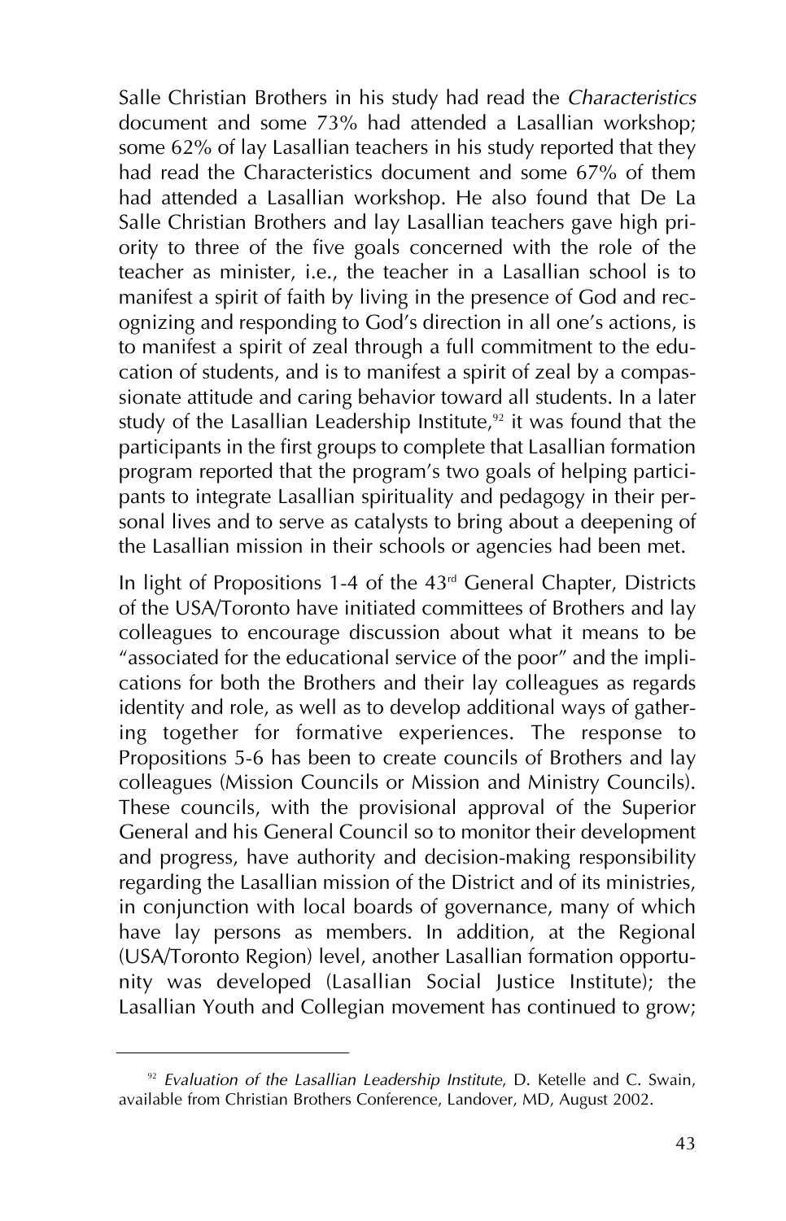Salle Christian Brothers in his study had read the *Characteristics* document and some 73% had attended a Lasallian workshop; some 62% of lay Lasallian teachers in his study reported that they had read the Characteristics document and some 67% of them had attended a Lasallian workshop. He also found that De La Salle Christian Brothers and lay Lasallian teachers gave high priority to three of the five goals concerned with the role of the teacher as minister, i.e., the teacher in a Lasallian school is to manifest a spirit of faith by living in the presence of God and recognizing and responding to God's direction in all one's actions, is to manifest a spirit of zeal through a full commitment to the education of students, and is to manifest a spirit of zeal by a compassionate attitude and caring behavior toward all students. In a later study of the Lasallian Leadership Institute,[92] it was found that the participants in the first groups to complete that Lasallian formation program reported that the program's two goals of helping participants to integrate Lasallian spirituality and pedagogy in their personal lives and to serve as catalysts to bring about a deepening of the Lasallian mission in their schools or agencies had been met.

In light of Propositions 1-4 of the 43rd General Chapter, Districts of the USA/Toronto have initiated committees of Brothers and lay colleagues to encourage discussion about what it means to be "associated for the educational service of the poor" and the implications for both the Brothers and their lay colleagues as regards identity and role, as well as to develop additional ways of gathering together for formative experiences. The response to Propositions 5-6 has been to create councils of Brothers and lay colleagues (Mission Councils or Mission and Ministry Councils). These councils, with the provisional approval of the Superior General and his General Council so to monitor their development and progress, have authority and decision-making responsibility regarding the Lasallian mission of the District and of its ministries, in conjunction with local boards of governance, many of which have lay persons as members. In addition, at the Regional (USA/Toronto Region) level, another Lasallian formation opportunity was developed (Lasallian Social Justice Institute); the Lasallian Youth and Collegian movement has continued to grow;

[92] *Evaluation of the Lasallian Leadership Institute*, D. Ketelle and C. Swain, available from Christian Brothers Conference, Landover, MD, August 2002.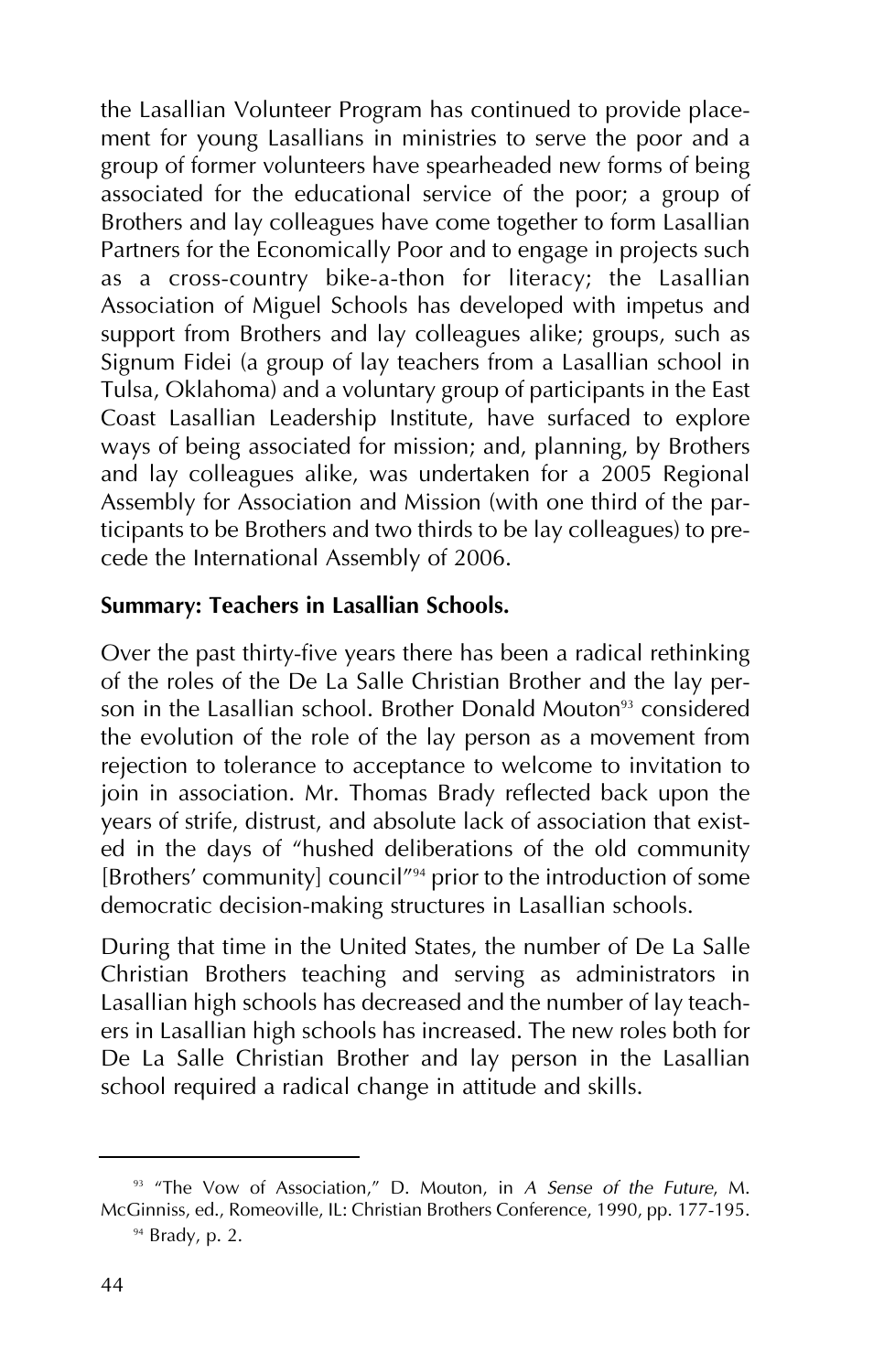the Lasallian Volunteer Program has continued to provide placement for young Lasallians in ministries to serve the poor and a group of former volunteers have spearheaded new forms of being associated for the educational service of the poor; a group of Brothers and lay colleagues have come together to form Lasallian Partners for the Economically Poor and to engage in projects such as a cross-country bike-a-thon for literacy; the Lasallian Association of Miguel Schools has developed with impetus and support from Brothers and lay colleagues alike; groups, such as Signum Fidei (a group of lay teachers from a Lasallian school in Tulsa, Oklahoma) and a voluntary group of participants in the East Coast Lasallian Leadership Institute, have surfaced to explore ways of being associated for mission; and, planning, by Brothers and lay colleagues alike, was undertaken for a 2005 Regional Assembly for Association and Mission (with one third of the participants to be Brothers and two thirds to be lay colleagues) to precede the International Assembly of 2006.

**Summary: Teachers in Lasallian Schools.**

Over the past thirty-five years there has been a radical rethinking of the roles of the De La Salle Christian Brother and the lay person in the Lasallian school. Brother Donald Mouton[93] considered the evolution of the role of the lay person as a movement from rejection to tolerance to acceptance to welcome to invitation to join in association. Mr. Thomas Brady reflected back upon the years of strife, distrust, and absolute lack of association that existed in the days of "hushed deliberations of the old community [Brothers' community] council"[94] prior to the introduction of some democratic decision-making structures in Lasallian schools.

During that time in the United States, the number of De La Salle Christian Brothers teaching and serving as administrators in Lasallian high schools has decreased and the number of lay teachers in Lasallian high schools has increased. The new roles both for De La Salle Christian Brother and lay person in the Lasallian school required a radical change in attitude and skills.

---

[93] "The Vow of Association," D. Mouton, in *A Sense of the Future*, M. McGinniss, ed., Romeoville, IL: Christian Brothers Conference, 1990, pp. 177-195.

[94] Brady, p. 2.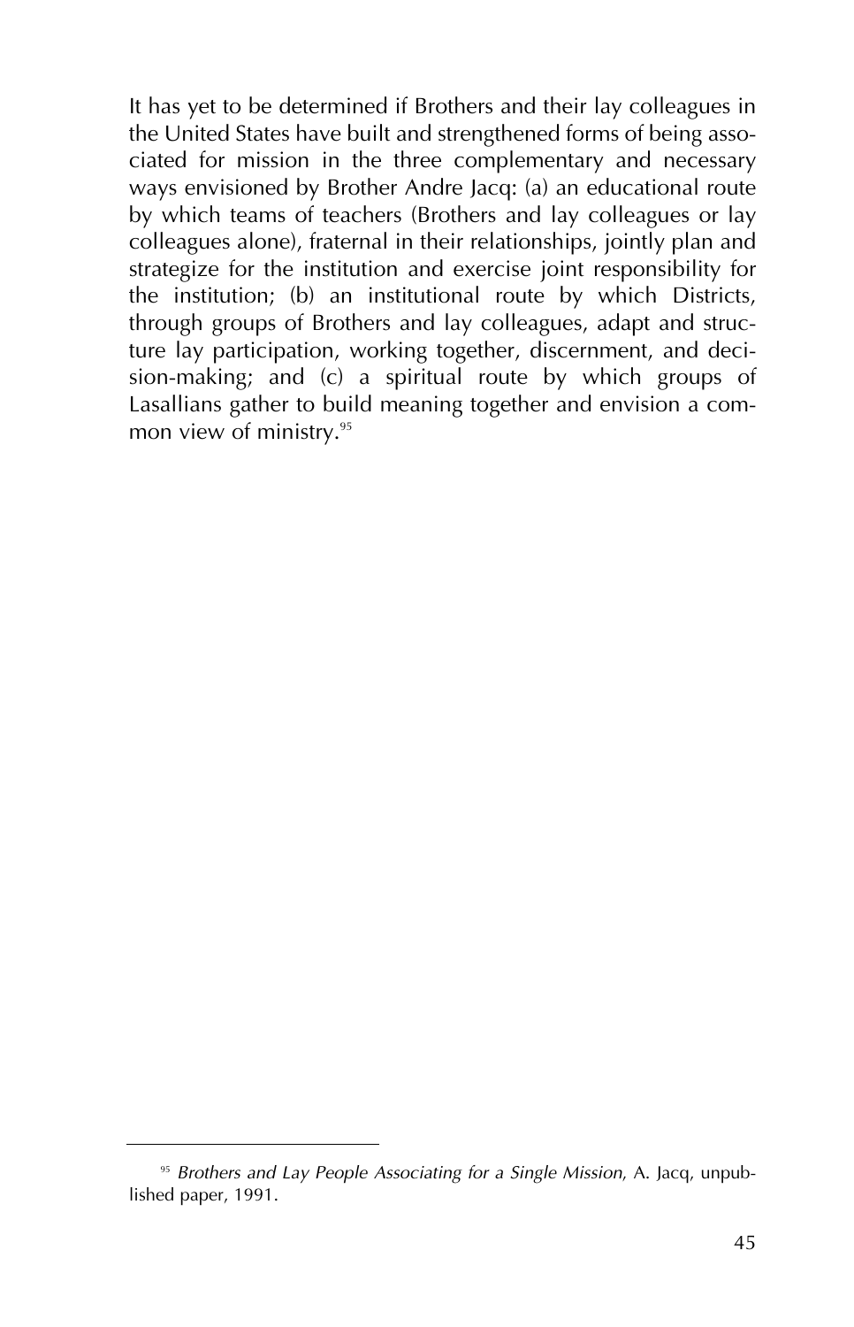It has yet to be determined if Brothers and their lay colleagues in the United States have built and strengthened forms of being associated for mission in the three complementary and necessary ways envisioned by Brother Andre Jacq: (a) an educational route by which teams of teachers (Brothers and lay colleagues or lay colleagues alone), fraternal in their relationships, jointly plan and strategize for the institution and exercise joint responsibility for the institution; (b) an institutional route by which Districts, through groups of Brothers and lay colleagues, adapt and structure lay participation, working together, discernment, and decision-making; and (c) a spiritual route by which groups of Lasallians gather to build meaning together and envision a common view of ministry.[95]

---

[95] *Brothers and Lay People Associating for a Single Mission*, A. Jacq, unpublished paper, 1991.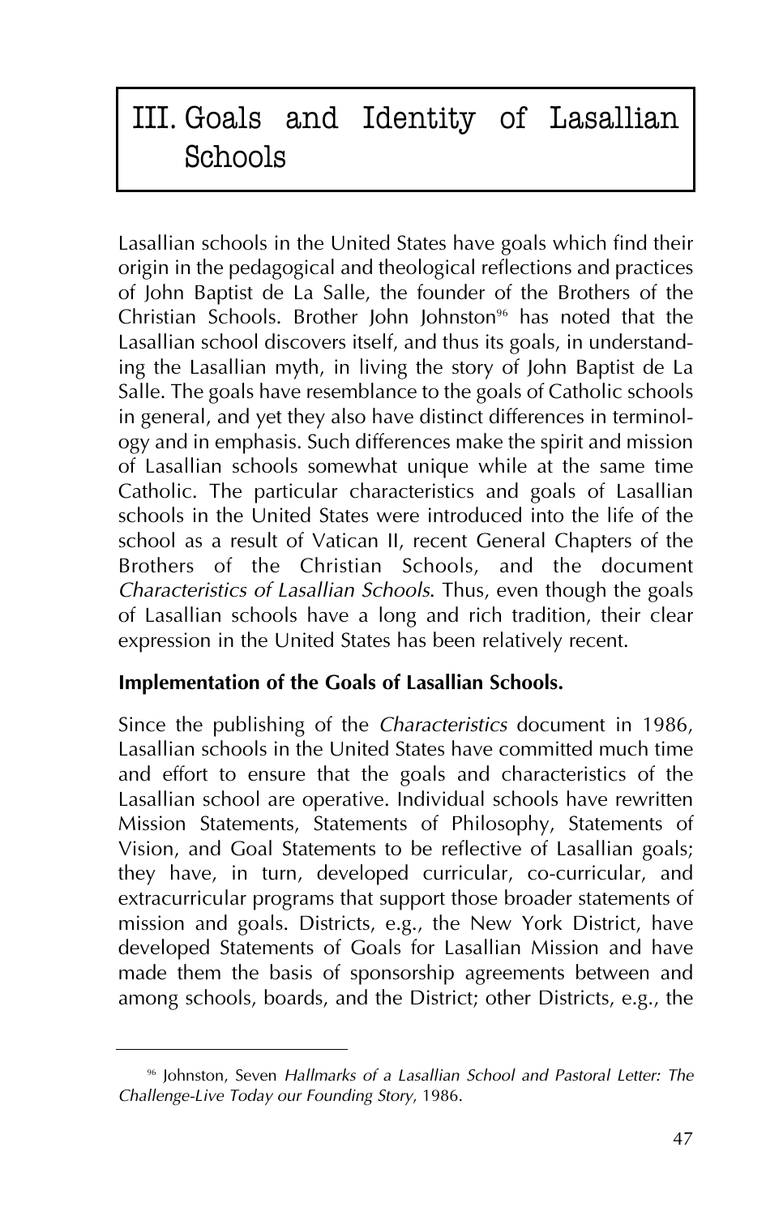# III. Goals and Identity of Lasallian Schools

Lasallian schools in the United States have goals which find their origin in the pedagogical and theological reflections and practices of John Baptist de La Salle, the founder of the Brothers of the Christian Schools. Brother John Johnston[96] has noted that the Lasallian school discovers itself, and thus its goals, in understanding the Lasallian myth, in living the story of John Baptist de La Salle. The goals have resemblance to the goals of Catholic schools in general, and yet they also have distinct differences in terminology and in emphasis. Such differences make the spirit and mission of Lasallian schools somewhat unique while at the same time Catholic. The particular characteristics and goals of Lasallian schools in the United States were introduced into the life of the school as a result of Vatican II, recent General Chapters of the Brothers of the Christian Schools, and the document *Characteristics of Lasallian Schools*. Thus, even though the goals of Lasallian schools have a long and rich tradition, their clear expression in the United States has been relatively recent.

**Implementation of the Goals of Lasallian Schools.**

Since the publishing of the *Characteristics* document in 1986, Lasallian schools in the United States have committed much time and effort to ensure that the goals and characteristics of the Lasallian school are operative. Individual schools have rewritten Mission Statements, Statements of Philosophy, Statements of Vision, and Goal Statements to be reflective of Lasallian goals; they have, in turn, developed curricular, co-curricular, and extracurricular programs that support those broader statements of mission and goals. Districts, e.g., the New York District, have developed Statements of Goals for Lasallian Mission and have made them the basis of sponsorship agreements between and among schools, boards, and the District; other Districts, e.g., the

---

[96] Johnston, Seven *Hallmarks of a Lasallian School and Pastoral Letter: The Challenge-Live Today our Founding Story*, 1986.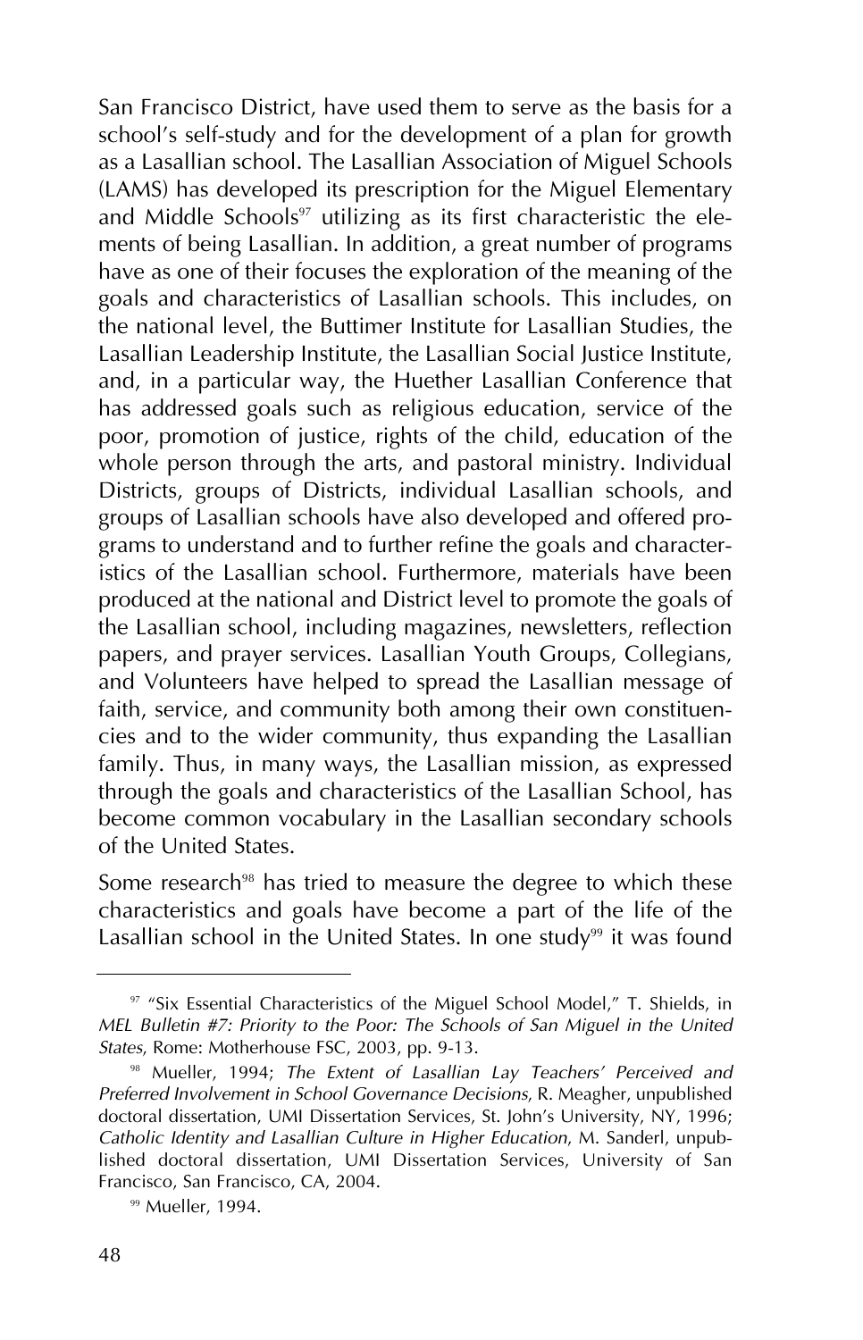San Francisco District, have used them to serve as the basis for a school's self-study and for the development of a plan for growth as a Lasallian school. The Lasallian Association of Miguel Schools (LAMS) has developed its prescription for the Miguel Elementary and Middle Schools[97] utilizing as its first characteristic the elements of being Lasallian. In addition, a great number of programs have as one of their focuses the exploration of the meaning of the goals and characteristics of Lasallian schools. This includes, on the national level, the Buttimer Institute for Lasallian Studies, the Lasallian Leadership Institute, the Lasallian Social Justice Institute, and, in a particular way, the Huether Lasallian Conference that has addressed goals such as religious education, service of the poor, promotion of justice, rights of the child, education of the whole person through the arts, and pastoral ministry. Individual Districts, groups of Districts, individual Lasallian schools, and groups of Lasallian schools have also developed and offered programs to understand and to further refine the goals and characteristics of the Lasallian school. Furthermore, materials have been produced at the national and District level to promote the goals of the Lasallian school, including magazines, newsletters, reflection papers, and prayer services. Lasallian Youth Groups, Collegians, and Volunteers have helped to spread the Lasallian message of faith, service, and community both among their own constituencies and to the wider community, thus expanding the Lasallian family. Thus, in many ways, the Lasallian mission, as expressed through the goals and characteristics of the Lasallian School, has become common vocabulary in the Lasallian secondary schools of the United States.

Some research[98] has tried to measure the degree to which these characteristics and goals have become a part of the life of the Lasallian school in the United States. In one study[99] it was found

---

[97] "Six Essential Characteristics of the Miguel School Model," T. Shields, in *MEL Bulletin #7: Priority to the Poor: The Schools of San Miguel in the United States*, Rome: Motherhouse FSC, 2003, pp. 9-13.

[98] Mueller, 1994; *The Extent of Lasallian Lay Teachers' Perceived and Preferred Involvement in School Governance Decisions*, R. Meagher, unpublished doctoral dissertation, UMI Dissertation Services, St. John's University, NY, 1996; *Catholic Identity and Lasallian Culture in Higher Education*, M. Sanderl, unpublished doctoral dissertation, UMI Dissertation Services, University of San Francisco, San Francisco, CA, 2004.

[99] Mueller, 1994.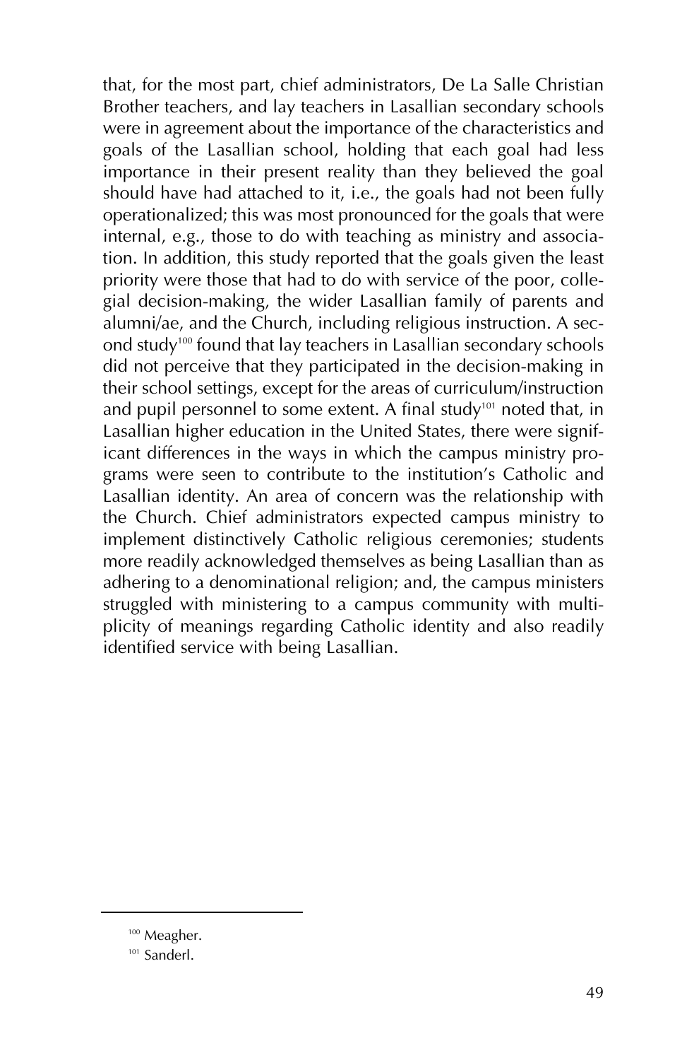that, for the most part, chief administrators, De La Salle Christian Brother teachers, and lay teachers in Lasallian secondary schools were in agreement about the importance of the characteristics and goals of the Lasallian school, holding that each goal had less importance in their present reality than they believed the goal should have had attached to it, i.e., the goals had not been fully operationalized; this was most pronounced for the goals that were internal, e.g., those to do with teaching as ministry and association. In addition, this study reported that the goals given the least priority were those that had to do with service of the poor, collegial decision-making, the wider Lasallian family of parents and alumni/ae, and the Church, including religious instruction. A second study[100] found that lay teachers in Lasallian secondary schools did not perceive that they participated in the decision-making in their school settings, except for the areas of curriculum/instruction and pupil personnel to some extent. A final study[101] noted that, in Lasallian higher education in the United States, there were significant differences in the ways in which the campus ministry programs were seen to contribute to the institution's Catholic and Lasallian identity. An area of concern was the relationship with the Church. Chief administrators expected campus ministry to implement distinctively Catholic religious ceremonies; students more readily acknowledged themselves as being Lasallian than as adhering to a denominational religion; and, the campus ministers struggled with ministering to a campus community with multiplicity of meanings regarding Catholic identity and also readily identified service with being Lasallian.

---

[100] Meagher.

[101] Sanderl.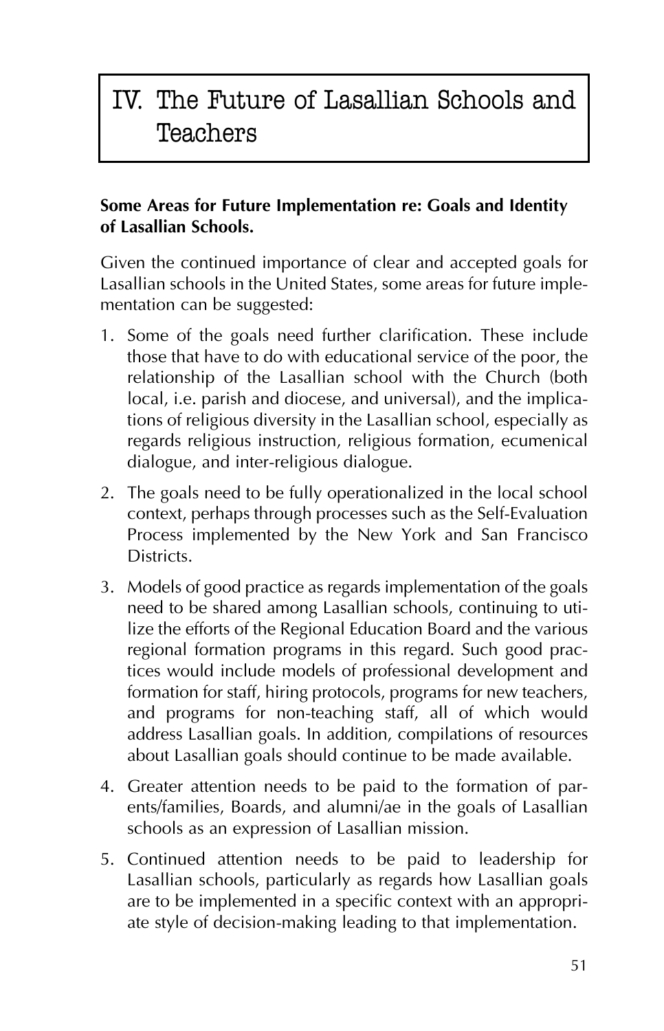# IV. The Future of Lasallian Schools and Teachers

**Some Areas for Future Implementation re: Goals and Identity of Lasallian Schools.**

Given the continued importance of clear and accepted goals for Lasallian schools in the United States, some areas for future implementation can be suggested:

1. Some of the goals need further clarification. These include those that have to do with educational service of the poor, the relationship of the Lasallian school with the Church (both local, i.e. parish and diocese, and universal), and the implications of religious diversity in the Lasallian school, especially as regards religious instruction, religious formation, ecumenical dialogue, and inter-religious dialogue.
2. The goals need to be fully operationalized in the local school context, perhaps through processes such as the Self-Evaluation Process implemented by the New York and San Francisco Districts.
3. Models of good practice as regards implementation of the goals need to be shared among Lasallian schools, continuing to utilize the efforts of the Regional Education Board and the various regional formation programs in this regard. Such good practices would include models of professional development and formation for staff, hiring protocols, programs for new teachers, and programs for non-teaching staff, all of which would address Lasallian goals. In addition, compilations of resources about Lasallian goals should continue to be made available.
4. Greater attention needs to be paid to the formation of parents/families, Boards, and alumni/ae in the goals of Lasallian schools as an expression of Lasallian mission.
5. Continued attention needs to be paid to leadership for Lasallian schools, particularly as regards how Lasallian goals are to be implemented in a specific context with an appropriate style of decision-making leading to that implementation.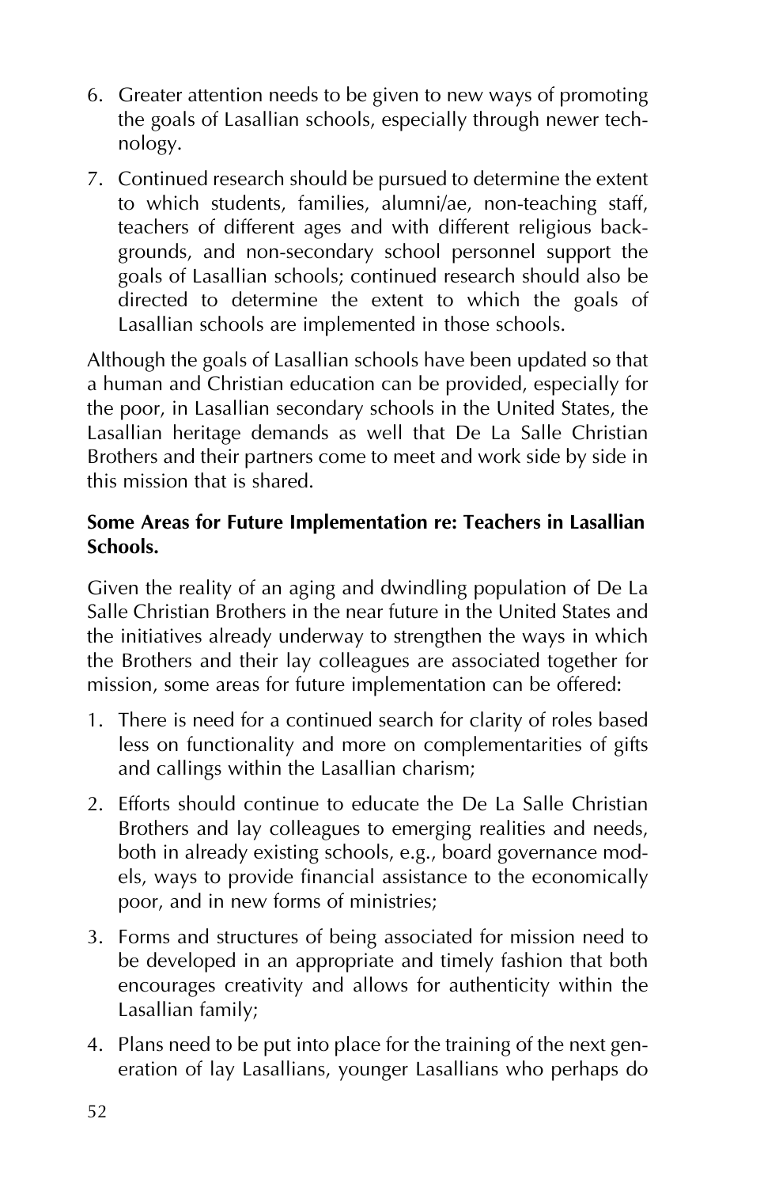6. Greater attention needs to be given to new ways of promoting the goals of Lasallian schools, especially through newer technology.

7. Continued research should be pursued to determine the extent to which students, families, alumni/ae, non-teaching staff, teachers of different ages and with different religious backgrounds, and non-secondary school personnel support the goals of Lasallian schools; continued research should also be directed to determine the extent to which the goals of Lasallian schools are implemented in those schools.

Although the goals of Lasallian schools have been updated so that a human and Christian education can be provided, especially for the poor, in Lasallian secondary schools in the United States, the Lasallian heritage demands as well that De La Salle Christian Brothers and their partners come to meet and work side by side in this mission that is shared.

**Some Areas for Future Implementation re: Teachers in Lasallian Schools.**

Given the reality of an aging and dwindling population of De La Salle Christian Brothers in the near future in the United States and the initiatives already underway to strengthen the ways in which the Brothers and their lay colleagues are associated together for mission, some areas for future implementation can be offered:

1. There is need for a continued search for clarity of roles based less on functionality and more on complementarities of gifts and callings within the Lasallian charism;

2. Efforts should continue to educate the De La Salle Christian Brothers and lay colleagues to emerging realities and needs, both in already existing schools, e.g., board governance models, ways to provide financial assistance to the economically poor, and in new forms of ministries;

3. Forms and structures of being associated for mission need to be developed in an appropriate and timely fashion that both encourages creativity and allows for authenticity within the Lasallian family;

4. Plans need to be put into place for the training of the next generation of lay Lasallians, younger Lasallians who perhaps do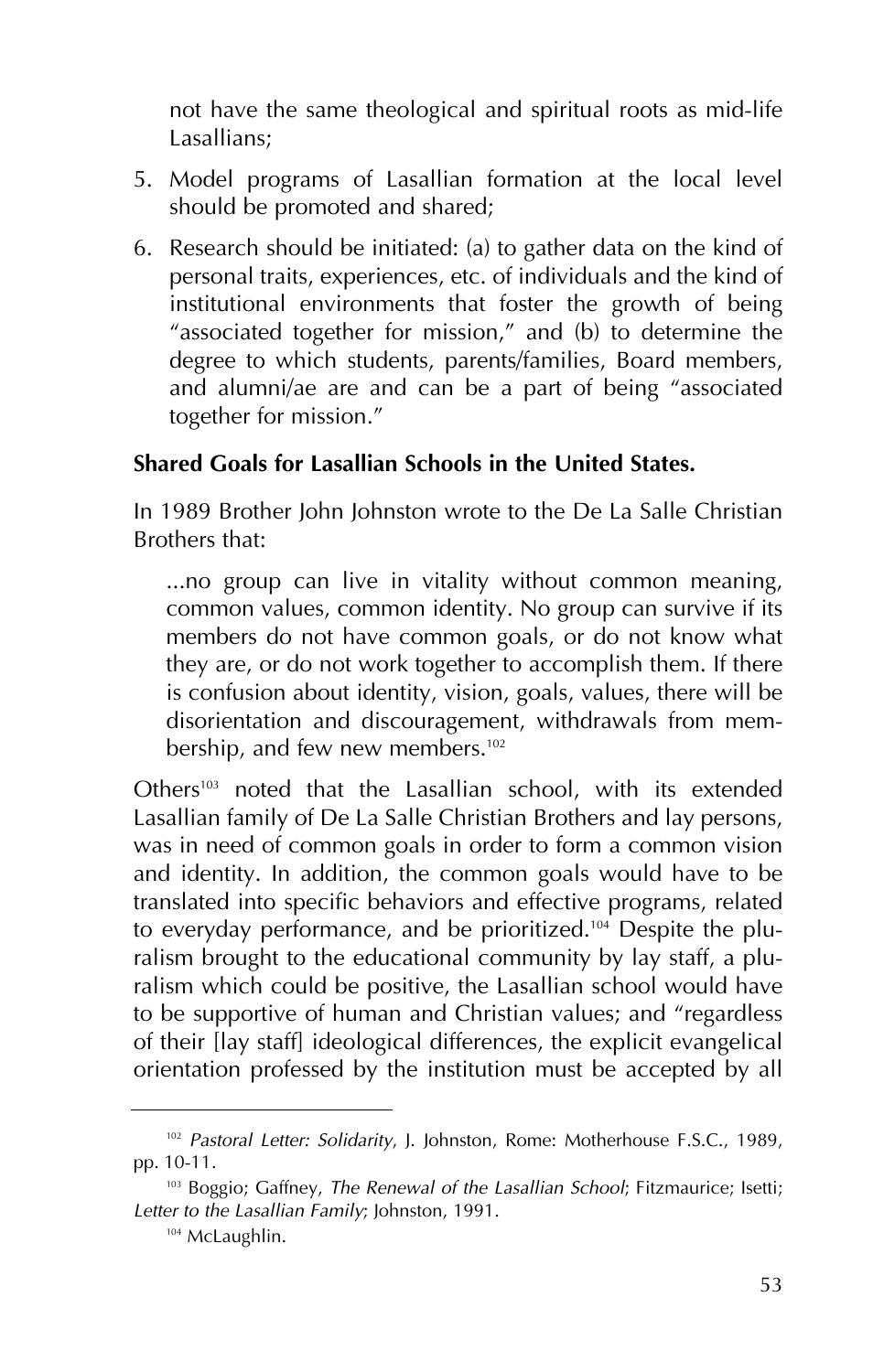not have the same theological and spiritual roots as mid-life Lasallians;

5. Model programs of Lasallian formation at the local level should be promoted and shared;
6. Research should be initiated: (a) to gather data on the kind of personal traits, experiences, etc. of individuals and the kind of institutional environments that foster the growth of being "associated together for mission," and (b) to determine the degree to which students, parents/families, Board members, and alumni/ae are and can be a part of being "associated together for mission."

**Shared Goals for Lasallian Schools in the United States.**

In 1989 Brother John Johnston wrote to the De La Salle Christian Brothers that:

> ...no group can live in vitality without common meaning, common values, common identity. No group can survive if its members do not have common goals, or do not know what they are, or do not work together to accomplish them. If there is confusion about identity, vision, goals, values, there will be disorientation and discouragement, withdrawals from membership, and few new members.[102]

Others[103] noted that the Lasallian school, with its extended Lasallian family of De La Salle Christian Brothers and lay persons, was in need of common goals in order to form a common vision and identity. In addition, the common goals would have to be translated into specific behaviors and effective programs, related to everyday performance, and be prioritized.[104] Despite the pluralism brought to the educational community by lay staff, a pluralism which could be positive, the Lasallian school would have to be supportive of human and Christian values; and "regardless of their [lay staff] ideological differences, the explicit evangelical orientation professed by the institution must be accepted by all

---

[102] *Pastoral Letter: Solidarity*, J. Johnston, Rome: Motherhouse F.S.C., 1989, pp. 10-11.

[103] Boggio; Gaffney, *The Renewal of the Lasallian School*; Fitzmaurice; Isetti; *Letter to the Lasallian Family*; Johnston, 1991.

[104] McLaughlin.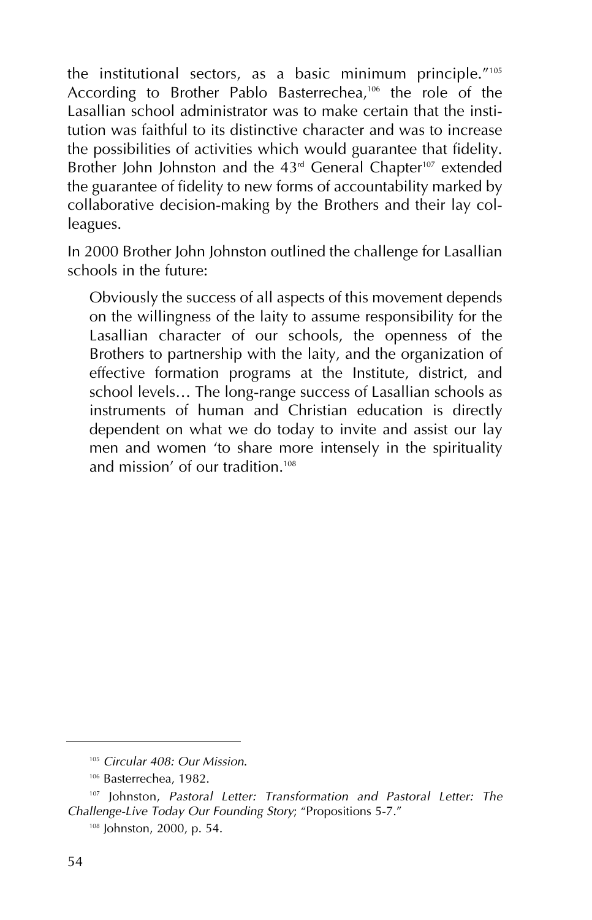the institutional sectors, as a basic minimum principle."[105] According to Brother Pablo Basterrechea,[106] the role of the Lasallian school administrator was to make certain that the institution was faithful to its distinctive character and was to increase the possibilities of activities which would guarantee that fidelity. Brother John Johnston and the 43rd General Chapter[107] extended the guarantee of fidelity to new forms of accountability marked by collaborative decision-making by the Brothers and their lay colleagues.

In 2000 Brother John Johnston outlined the challenge for Lasallian schools in the future:

> Obviously the success of all aspects of this movement depends on the willingness of the laity to assume responsibility for the Lasallian character of our schools, the openness of the Brothers to partnership with the laity, and the organization of effective formation programs at the Institute, district, and school levels… The long-range success of Lasallian schools as instruments of human and Christian education is directly dependent on what we do today to invite and assist our lay men and women 'to share more intensely in the spirituality and mission' of our tradition.[108]

---

[105] *Circular 408: Our Mission*.

[106] Basterrechea, 1982.

[107] Johnston, *Pastoral Letter: Transformation and Pastoral Letter: The Challenge-Live Today Our Founding Story*; "Propositions 5-7."

[108] Johnston, 2000, p. 54.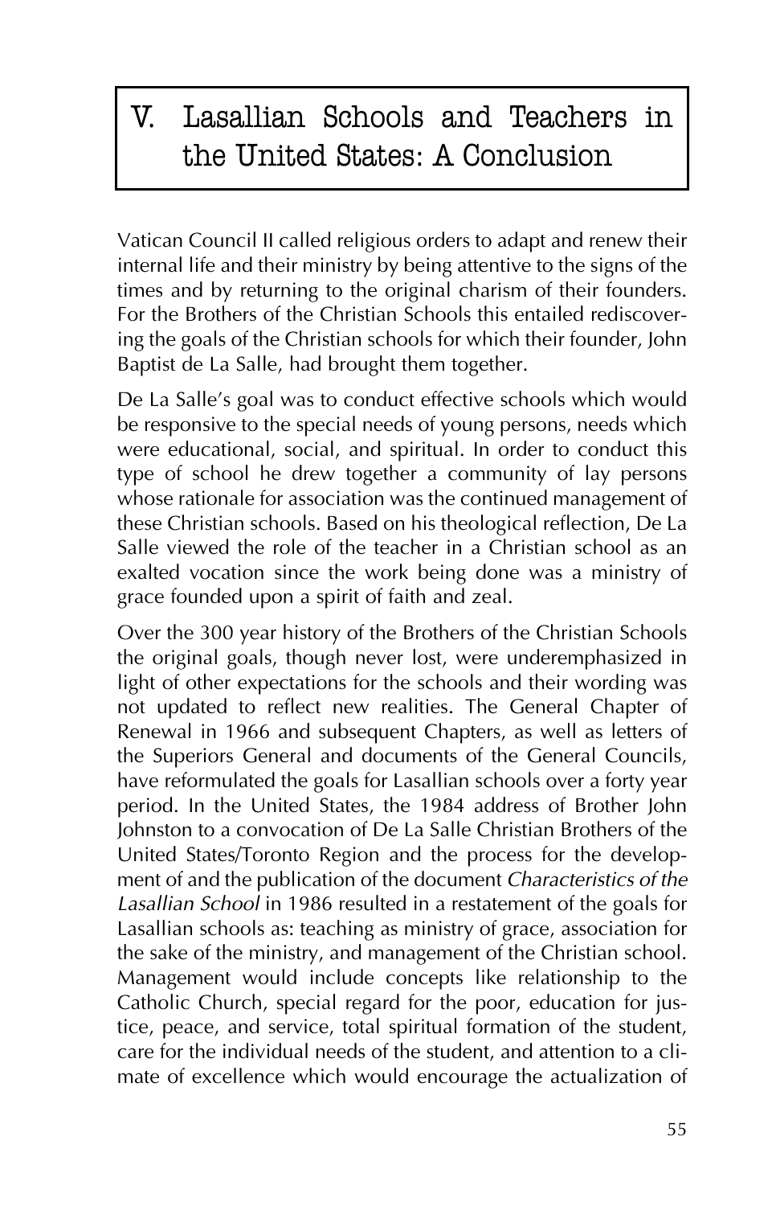# V. Lasallian Schools and Teachers in the United States: A Conclusion

Vatican Council II called religious orders to adapt and renew their internal life and their ministry by being attentive to the signs of the times and by returning to the original charism of their founders. For the Brothers of the Christian Schools this entailed rediscovering the goals of the Christian schools for which their founder, John Baptist de La Salle, had brought them together.

De La Salle's goal was to conduct effective schools which would be responsive to the special needs of young persons, needs which were educational, social, and spiritual. In order to conduct this type of school he drew together a community of lay persons whose rationale for association was the continued management of these Christian schools. Based on his theological reflection, De La Salle viewed the role of the teacher in a Christian school as an exalted vocation since the work being done was a ministry of grace founded upon a spirit of faith and zeal.

Over the 300 year history of the Brothers of the Christian Schools the original goals, though never lost, were underemphasized in light of other expectations for the schools and their wording was not updated to reflect new realities. The General Chapter of Renewal in 1966 and subsequent Chapters, as well as letters of the Superiors General and documents of the General Councils, have reformulated the goals for Lasallian schools over a forty year period. In the United States, the 1984 address of Brother John Johnston to a convocation of De La Salle Christian Brothers of the United States/Toronto Region and the process for the development of and the publication of the document *Characteristics of the Lasallian School* in 1986 resulted in a restatement of the goals for Lasallian schools as: teaching as ministry of grace, association for the sake of the ministry, and management of the Christian school. Management would include concepts like relationship to the Catholic Church, special regard for the poor, education for justice, peace, and service, total spiritual formation of the student, care for the individual needs of the student, and attention to a climate of excellence which would encourage the actualization of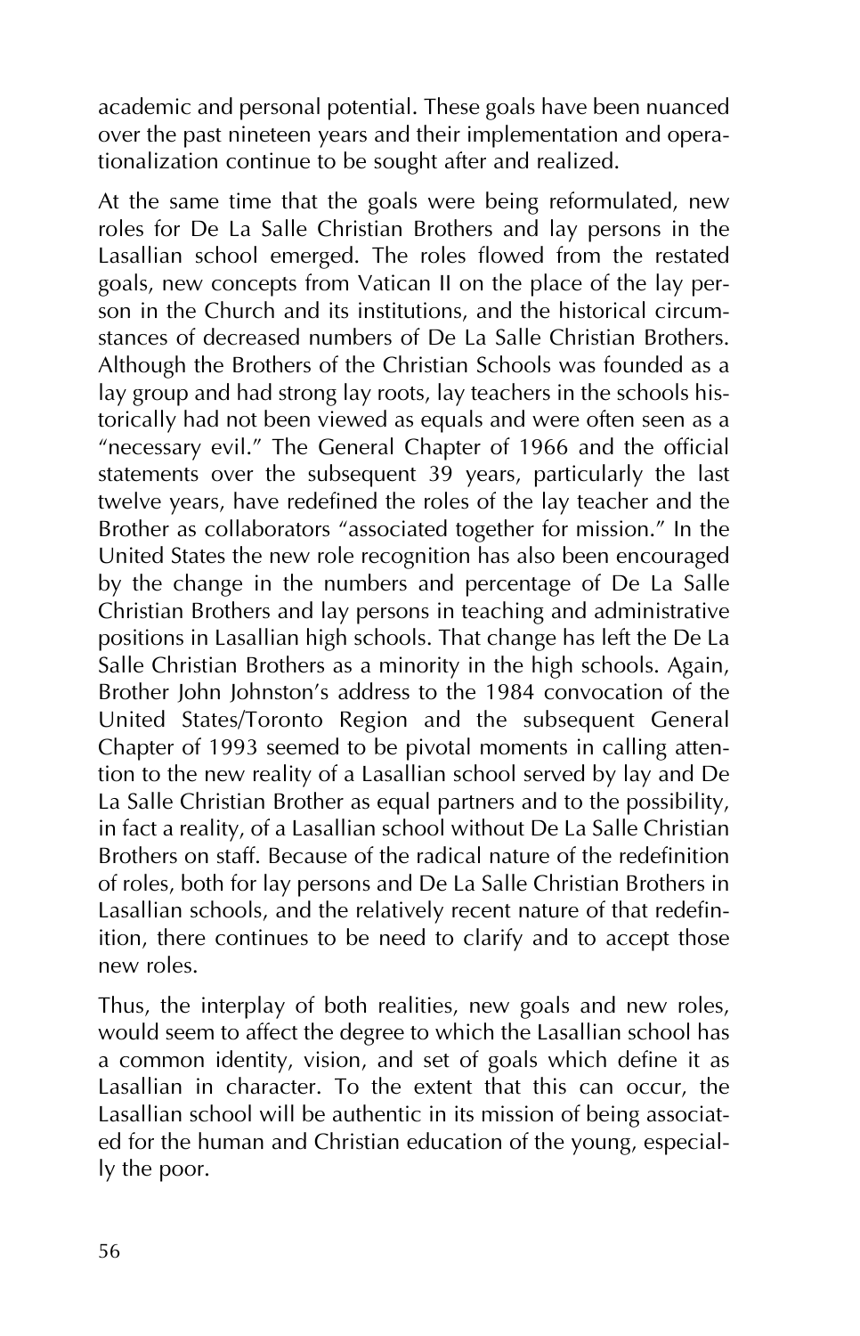academic and personal potential. These goals have been nuanced over the past nineteen years and their implementation and operationalization continue to be sought after and realized.

At the same time that the goals were being reformulated, new roles for De La Salle Christian Brothers and lay persons in the Lasallian school emerged. The roles flowed from the restated goals, new concepts from Vatican II on the place of the lay person in the Church and its institutions, and the historical circumstances of decreased numbers of De La Salle Christian Brothers. Although the Brothers of the Christian Schools was founded as a lay group and had strong lay roots, lay teachers in the schools historically had not been viewed as equals and were often seen as a "necessary evil." The General Chapter of 1966 and the official statements over the subsequent 39 years, particularly the last twelve years, have redefined the roles of the lay teacher and the Brother as collaborators "associated together for mission." In the United States the new role recognition has also been encouraged by the change in the numbers and percentage of De La Salle Christian Brothers and lay persons in teaching and administrative positions in Lasallian high schools. That change has left the De La Salle Christian Brothers as a minority in the high schools. Again, Brother John Johnston's address to the 1984 convocation of the United States/Toronto Region and the subsequent General Chapter of 1993 seemed to be pivotal moments in calling attention to the new reality of a Lasallian school served by lay and De La Salle Christian Brother as equal partners and to the possibility, in fact a reality, of a Lasallian school without De La Salle Christian Brothers on staff. Because of the radical nature of the redefinition of roles, both for lay persons and De La Salle Christian Brothers in Lasallian schools, and the relatively recent nature of that redefinition, there continues to be need to clarify and to accept those new roles.

Thus, the interplay of both realities, new goals and new roles, would seem to affect the degree to which the Lasallian school has a common identity, vision, and set of goals which define it as Lasallian in character. To the extent that this can occur, the Lasallian school will be authentic in its mission of being associated for the human and Christian education of the young, especially the poor.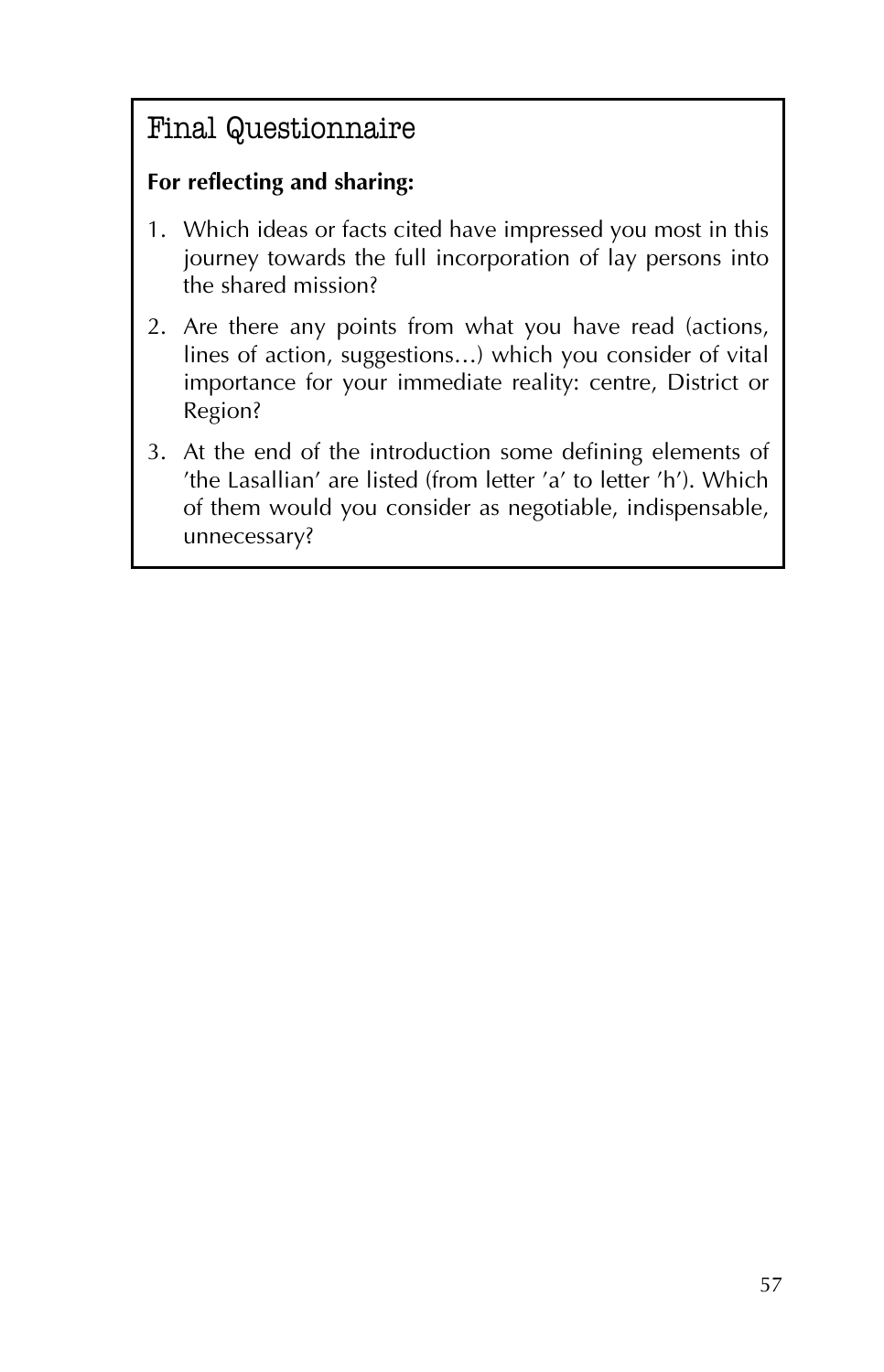## Final Questionnaire

**For reflecting and sharing:**

1. Which ideas or facts cited have impressed you most in this journey towards the full incorporation of lay persons into the shared mission?
2. Are there any points from what you have read (actions, lines of action, suggestions…) which you consider of vital importance for your immediate reality: centre, District or Region?
3. At the end of the introduction some defining elements of 'the Lasallian' are listed (from letter 'a' to letter 'h'). Which of them would you consider as negotiable, indispensable, unnecessary?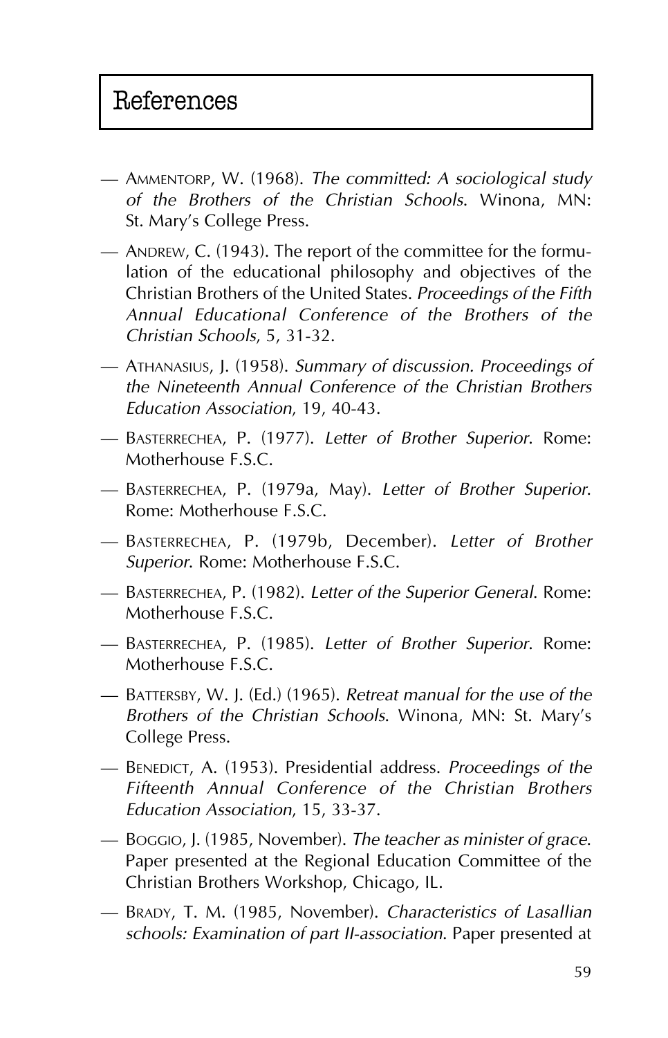# References

- — Ammentorp, W. (1968). *The committed: A sociological study of the Brothers of the Christian Schools*. Winona, MN: St. Mary's College Press.
- — Andrew, C. (1943). The report of the committee for the formulation of the educational philosophy and objectives of the Christian Brothers of the United States. *Proceedings of the Fifth Annual Educational Conference of the Brothers of the Christian Schools*, 5, 31-32.
- — Athanasius, J. (1958). *Summary of discussion. Proceedings of the Nineteenth Annual Conference of the Christian Brothers Education Association*, 19, 40-43.
- — Basterrechea, P. (1977). *Letter of Brother Superior*. Rome: Motherhouse F.S.C.
- — Basterrechea, P. (1979a, May). *Letter of Brother Superior*. Rome: Motherhouse F.S.C.
- — Basterrechea, P. (1979b, December). *Letter of Brother Superior*. Rome: Motherhouse F.S.C.
- — Basterrechea, P. (1982). *Letter of the Superior General*. Rome: Motherhouse F.S.C.
- — Basterrechea, P. (1985). *Letter of Brother Superior*. Rome: Motherhouse F.S.C.
- — Battersby, W. J. (Ed.) (1965). *Retreat manual for the use of the Brothers of the Christian Schools*. Winona, MN: St. Mary's College Press.
- — Benedict, A. (1953). Presidential address. *Proceedings of the Fifteenth Annual Conference of the Christian Brothers Education Association*, 15, 33-37.
- — Boggio, J. (1985, November). *The teacher as minister of grace*. Paper presented at the Regional Education Committee of the Christian Brothers Workshop, Chicago, IL.
- — Brady, T. M. (1985, November). *Characteristics of Lasallian schools: Examination of part II-association*. Paper presented at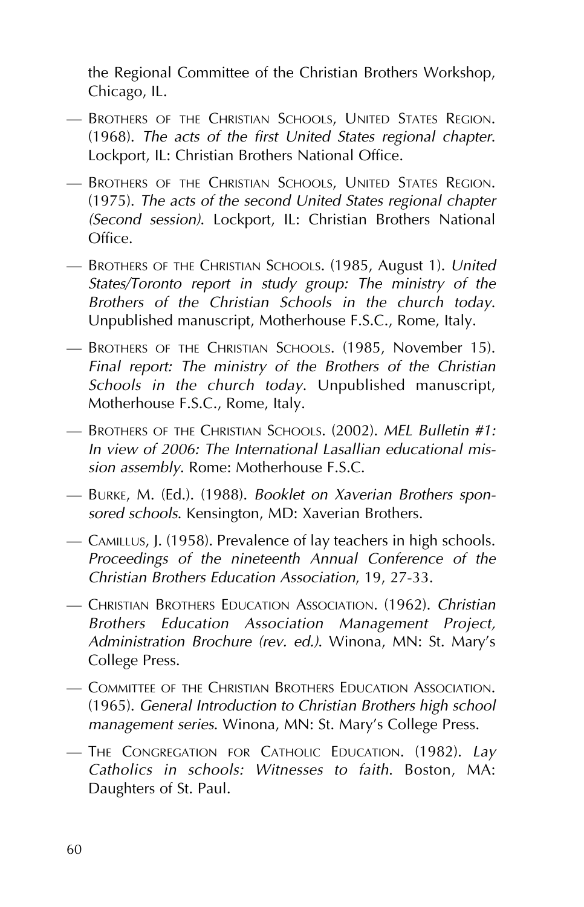the Regional Committee of the Christian Brothers Workshop, Chicago, IL.

— Brothers of the Christian Schools, United States Region. (1968). *The acts of the first United States regional chapter*. Lockport, IL: Christian Brothers National Office.

— Brothers of the Christian Schools, United States Region. (1975). *The acts of the second United States regional chapter (Second session)*. Lockport, IL: Christian Brothers National Office.

— Brothers of the Christian Schools. (1985, August 1). *United States/Toronto report in study group: The ministry of the Brothers of the Christian Schools in the church today*. Unpublished manuscript, Motherhouse F.S.C., Rome, Italy.

— Brothers of the Christian Schools. (1985, November 15). *Final report: The ministry of the Brothers of the Christian Schools in the church today*. Unpublished manuscript, Motherhouse F.S.C., Rome, Italy.

— Brothers of the Christian Schools. (2002). *MEL Bulletin #1: In view of 2006: The International Lasallian educational mission assembly*. Rome: Motherhouse F.S.C.

— Burke, M. (Ed.). (1988). *Booklet on Xaverian Brothers sponsored schools*. Kensington, MD: Xaverian Brothers.

— Camillus, J. (1958). Prevalence of lay teachers in high schools. *Proceedings of the nineteenth Annual Conference of the Christian Brothers Education Association*, 19, 27-33.

— Christian Brothers Education Association. (1962). *Christian Brothers Education Association Management Project, Administration Brochure (rev. ed.)*. Winona, MN: St. Mary's College Press.

— Committee of the Christian Brothers Education Association. (1965). *General Introduction to Christian Brothers high school management series*. Winona, MN: St. Mary's College Press.

— The Congregation for Catholic Education. (1982). *Lay Catholics in schools: Witnesses to faith*. Boston, MA: Daughters of St. Paul.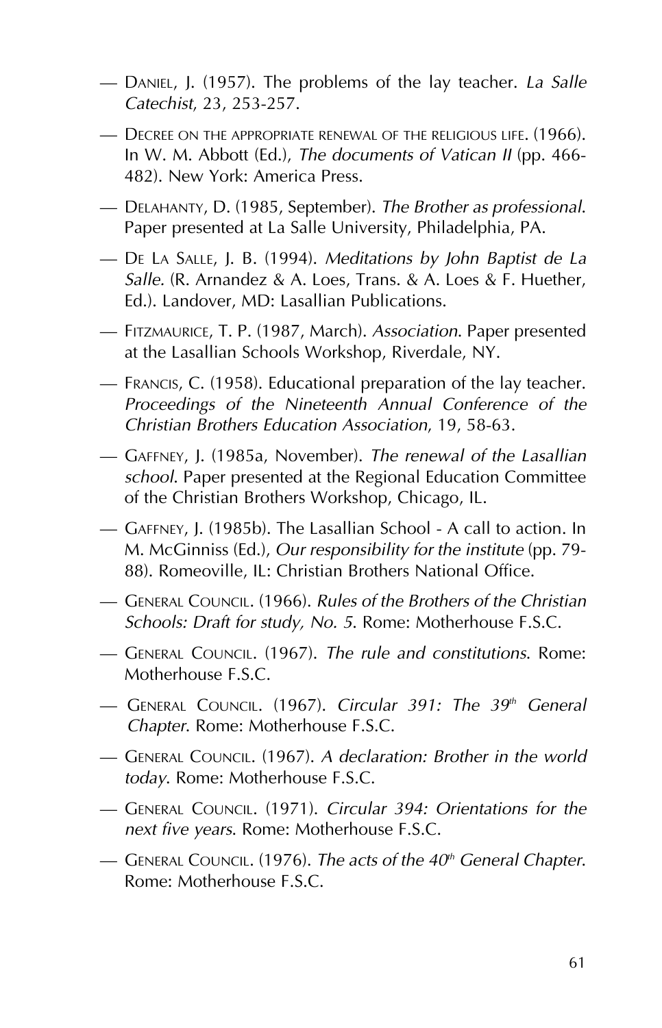— Daniel, J. (1957). The problems of the lay teacher. *La Salle Catechist*, 23, 253-257.

— Decree on the appropriate renewal of the religious life. (1966). In W. M. Abbott (Ed.), *The documents of Vatican II* (pp. 466-482). New York: America Press.

— Delahanty, D. (1985, September). *The Brother as professional*. Paper presented at La Salle University, Philadelphia, PA.

— De La Salle, J. B. (1994). *Meditations by John Baptist de La Salle*. (R. Arnandez & A. Loes, Trans. & A. Loes & F. Huether, Ed.). Landover, MD: Lasallian Publications.

— Fitzmaurice, T. P. (1987, March). *Association*. Paper presented at the Lasallian Schools Workshop, Riverdale, NY.

— Francis, C. (1958). Educational preparation of the lay teacher. *Proceedings of the Nineteenth Annual Conference of the Christian Brothers Education Association*, 19, 58-63.

— Gaffney, J. (1985a, November). *The renewal of the Lasallian school*. Paper presented at the Regional Education Committee of the Christian Brothers Workshop, Chicago, IL.

— Gaffney, J. (1985b). The Lasallian School - A call to action. In M. McGinniss (Ed.), *Our responsibility for the institute* (pp. 79-88). Romeoville, IL: Christian Brothers National Office.

— General Council. (1966). *Rules of the Brothers of the Christian Schools: Draft for study, No. 5*. Rome: Motherhouse F.S.C.

— General Council. (1967). *The rule and constitutions*. Rome: Motherhouse F.S.C.

— General Council. (1967). *Circular 391: The 39th General Chapter*. Rome: Motherhouse F.S.C.

— General Council. (1967). *A declaration: Brother in the world today*. Rome: Motherhouse F.S.C.

— General Council. (1971). *Circular 394: Orientations for the next five years*. Rome: Motherhouse F.S.C.

— General Council. (1976). *The acts of the 40th General Chapter*. Rome: Motherhouse F.S.C.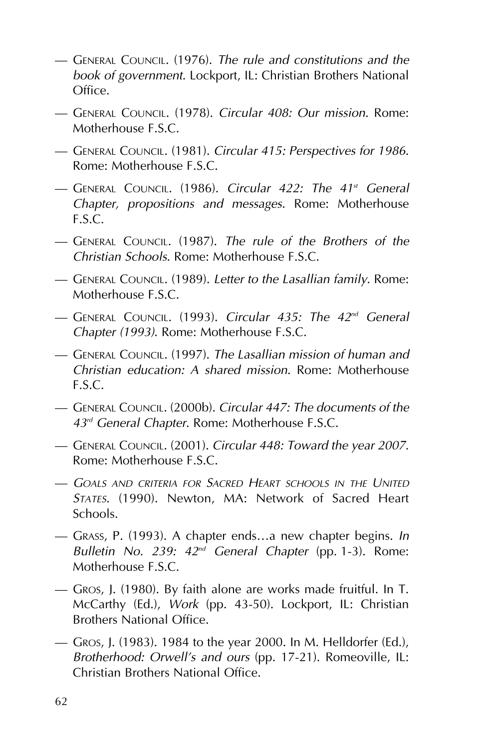— General Council. (1976). *The rule and constitutions and the book of government*. Lockport, IL: Christian Brothers National Office.

— General Council. (1978). *Circular 408: Our mission*. Rome: Motherhouse F.S.C.

— General Council. (1981). *Circular 415: Perspectives for 1986*. Rome: Motherhouse F.S.C.

— General Council. (1986). *Circular 422: The 41st General Chapter, propositions and messages*. Rome: Motherhouse F.S.C.

— General Council. (1987). *The rule of the Brothers of the Christian Schools*. Rome: Motherhouse F.S.C.

— General Council. (1989). *Letter to the Lasallian family*. Rome: Motherhouse F.S.C.

— General Council. (1993). *Circular 435: The 42nd General Chapter (1993)*. Rome: Motherhouse F.S.C.

— General Council. (1997). *The Lasallian mission of human and Christian education: A shared mission*. Rome: Motherhouse F.S.C.

— General Council. (2000b). *Circular 447: The documents of the 43rd General Chapter*. Rome: Motherhouse F.S.C.

— General Council. (2001). *Circular 448: Toward the year 2007*. Rome: Motherhouse F.S.C.

— *Goals and criteria for Sacred Heart schools in the United States*. (1990). Newton, MA: Network of Sacred Heart Schools.

— Grass, P. (1993). A chapter ends…a new chapter begins. *In Bulletin No. 239: 42nd General Chapter* (pp. 1-3). Rome: Motherhouse F.S.C.

— Gros, J. (1980). By faith alone are works made fruitful. In T. McCarthy (Ed.), *Work* (pp. 43-50). Lockport, IL: Christian Brothers National Office.

— Gros, J. (1983). 1984 to the year 2000. In M. Helldorfer (Ed.), *Brotherhood: Orwell's and ours* (pp. 17-21). Romeoville, IL: Christian Brothers National Office.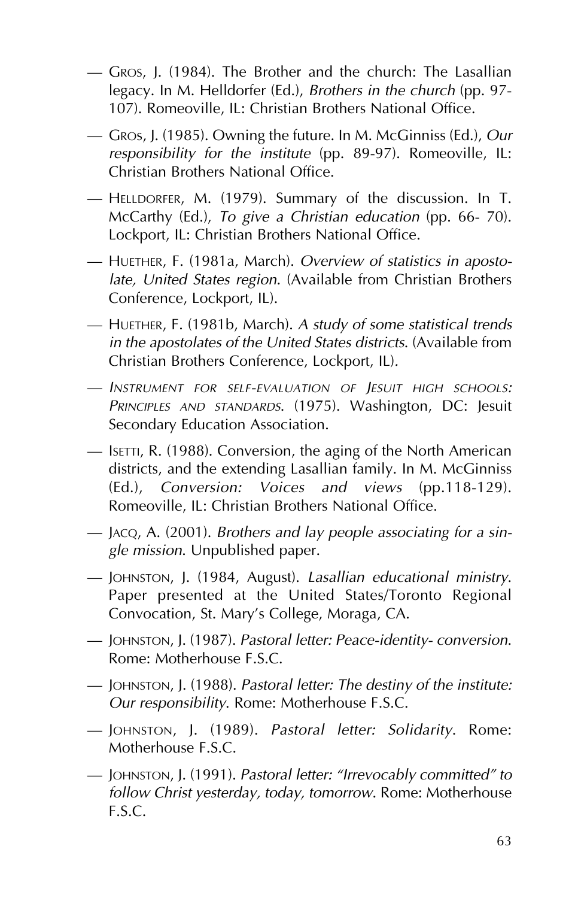— GROS, J. (1984). The Brother and the church: The Lasallian legacy. In M. Helldorfer (Ed.), *Brothers in the church* (pp. 97-107). Romeoville, IL: Christian Brothers National Office.

— GROS, J. (1985). Owning the future. In M. McGinniss (Ed.), *Our responsibility for the institute* (pp. 89-97). Romeoville, IL: Christian Brothers National Office.

— HELLDORFER, M. (1979). Summary of the discussion. In T. McCarthy (Ed.), *To give a Christian education* (pp. 66- 70). Lockport, IL: Christian Brothers National Office.

— HUETHER, F. (1981a, March). *Overview of statistics in apostolate, United States region*. (Available from Christian Brothers Conference, Lockport, IL).

— HUETHER, F. (1981b, March). *A study of some statistical trends in the apostolates of the United States districts*. (Available from Christian Brothers Conference, Lockport, IL).

— *INSTRUMENT FOR SELF-EVALUATION OF JESUIT HIGH SCHOOLS: PRINCIPLES AND STANDARDS*. (1975). Washington, DC: Jesuit Secondary Education Association.

— ISETTI, R. (1988). Conversion, the aging of the North American districts, and the extending Lasallian family. In M. McGinniss (Ed.), *Conversion: Voices and views* (pp.118-129). Romeoville, IL: Christian Brothers National Office.

— JACQ, A. (2001). *Brothers and lay people associating for a single mission*. Unpublished paper.

— JOHNSTON, J. (1984, August). *Lasallian educational ministry*. Paper presented at the United States/Toronto Regional Convocation, St. Mary's College, Moraga, CA.

— JOHNSTON, J. (1987). *Pastoral letter: Peace-identity- conversion*. Rome: Motherhouse F.S.C.

— JOHNSTON, J. (1988). *Pastoral letter: The destiny of the institute: Our responsibility*. Rome: Motherhouse F.S.C.

— JOHNSTON, J. (1989). *Pastoral letter: Solidarity*. Rome: Motherhouse F.S.C.

— JOHNSTON, J. (1991). *Pastoral letter: "Irrevocably committed" to follow Christ yesterday, today, tomorrow*. Rome: Motherhouse F.S.C.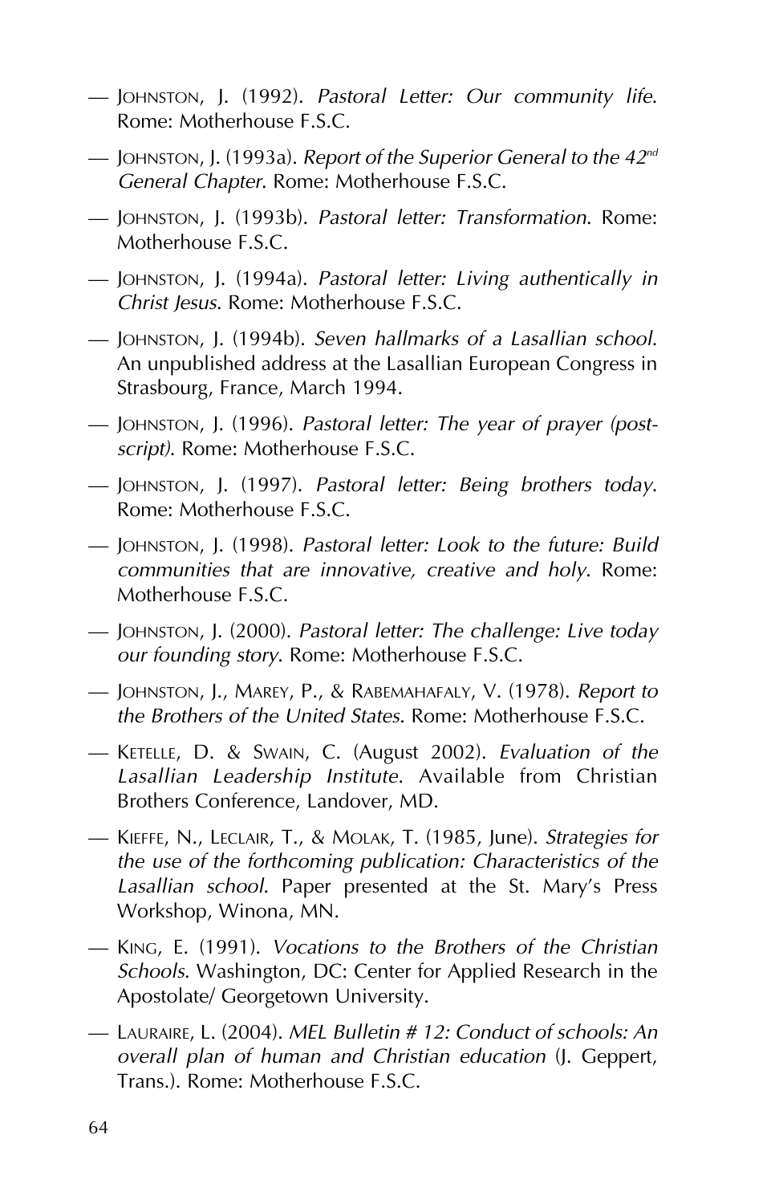— Johnston, J. (1992). *Pastoral Letter: Our community life*. Rome: Motherhouse F.S.C.

— Johnston, J. (1993a). *Report of the Superior General to the 42nd General Chapter*. Rome: Motherhouse F.S.C.

— Johnston, J. (1993b). *Pastoral letter: Transformation*. Rome: Motherhouse F.S.C.

— Johnston, J. (1994a). *Pastoral letter: Living authentically in Christ Jesus*. Rome: Motherhouse F.S.C.

— Johnston, J. (1994b). *Seven hallmarks of a Lasallian school*. An unpublished address at the Lasallian European Congress in Strasbourg, France, March 1994.

— Johnston, J. (1996). *Pastoral letter: The year of prayer (post-script)*. Rome: Motherhouse F.S.C.

— Johnston, J. (1997). *Pastoral letter: Being brothers today*. Rome: Motherhouse F.S.C.

— Johnston, J. (1998). *Pastoral letter: Look to the future: Build communities that are innovative, creative and holy*. Rome: Motherhouse F.S.C.

— Johnston, J. (2000). *Pastoral letter: The challenge: Live today our founding story*. Rome: Motherhouse F.S.C.

— Johnston, J., Marey, P., & Rabemahafaly, V. (1978). *Report to the Brothers of the United States*. Rome: Motherhouse F.S.C.

— Ketelle, D. & Swain, C. (August 2002). *Evaluation of the Lasallian Leadership Institute*. Available from Christian Brothers Conference, Landover, MD.

— Kieffe, N., Leclair, T., & Molak, T. (1985, June). *Strategies for the use of the forthcoming publication: Characteristics of the Lasallian school*. Paper presented at the St. Mary's Press Workshop, Winona, MN.

— King, E. (1991). *Vocations to the Brothers of the Christian Schools*. Washington, DC: Center for Applied Research in the Apostolate/ Georgetown University.

— Lauraire, L. (2004). *MEL Bulletin # 12: Conduct of schools: An overall plan of human and Christian education* (J. Geppert, Trans.). Rome: Motherhouse F.S.C.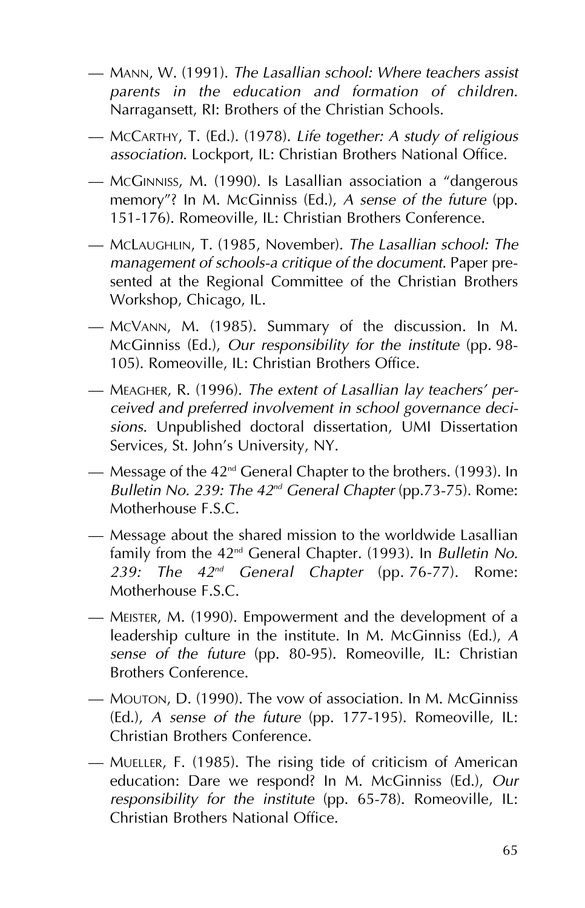— MANN, W. (1991). *The Lasallian school: Where teachers assist parents in the education and formation of children*. Narragansett, RI: Brothers of the Christian Schools.

— MCCARTHY, T. (Ed.). (1978). *Life together: A study of religious association*. Lockport, IL: Christian Brothers National Office.

— MCGINNISS, M. (1990). Is Lasallian association a "dangerous memory"? In M. McGinniss (Ed.), *A sense of the future* (pp. 151-176). Romeoville, IL: Christian Brothers Conference.

— MCLAUGHLIN, T. (1985, November). *The Lasallian school: The management of schools-a critique of the document*. Paper presented at the Regional Committee of the Christian Brothers Workshop, Chicago, IL.

— MCVANN, M. (1985). Summary of the discussion. In M. McGinniss (Ed.), *Our responsibility for the institute* (pp. 98-105). Romeoville, IL: Christian Brothers Office.

— MEAGHER, R. (1996). *The extent of Lasallian lay teachers' perceived and preferred involvement in school governance decisions*. Unpublished doctoral dissertation, UMI Dissertation Services, St. John's University, NY.

— Message of the 42nd General Chapter to the brothers. (1993). In *Bulletin No. 239: The 42nd General Chapter* (pp.73-75). Rome: Motherhouse F.S.C.

— Message about the shared mission to the worldwide Lasallian family from the 42nd General Chapter. (1993). In *Bulletin No. 239: The 42nd General Chapter* (pp. 76-77). Rome: Motherhouse F.S.C.

— MEISTER, M. (1990). Empowerment and the development of a leadership culture in the institute. In M. McGinniss (Ed.), *A sense of the future* (pp. 80-95). Romeoville, IL: Christian Brothers Conference.

— MOUTON, D. (1990). The vow of association. In M. McGinniss (Ed.), *A sense of the future* (pp. 177-195). Romeoville, IL: Christian Brothers Conference.

— MUELLER, F. (1985). The rising tide of criticism of American education: Dare we respond? In M. McGinniss (Ed.), *Our responsibility for the institute* (pp. 65-78). Romeoville, IL: Christian Brothers National Office.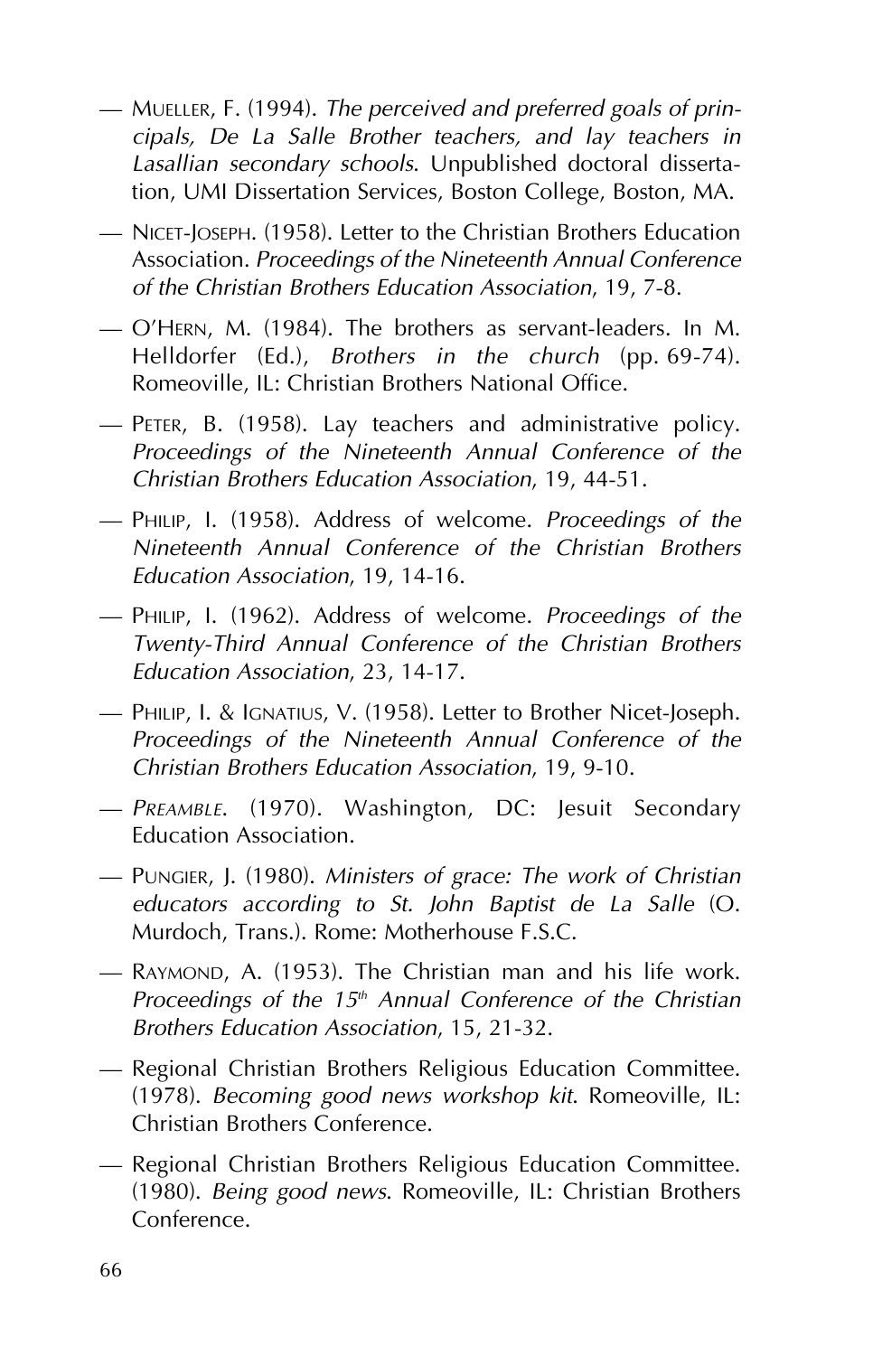— Mueller, F. (1994). *The perceived and preferred goals of principals, De La Salle Brother teachers, and lay teachers in Lasallian secondary schools*. Unpublished doctoral dissertation, UMI Dissertation Services, Boston College, Boston, MA.

— Nicet-Joseph. (1958). Letter to the Christian Brothers Education Association. *Proceedings of the Nineteenth Annual Conference of the Christian Brothers Education Association*, 19, 7-8.

— O'Hern, M. (1984). The brothers as servant-leaders. In M. Helldorfer (Ed.), *Brothers in the church* (pp. 69-74). Romeoville, IL: Christian Brothers National Office.

— Peter, B. (1958). Lay teachers and administrative policy. *Proceedings of the Nineteenth Annual Conference of the Christian Brothers Education Association*, 19, 44-51.

— Philip, I. (1958). Address of welcome. *Proceedings of the Nineteenth Annual Conference of the Christian Brothers Education Association*, 19, 14-16.

— Philip, I. (1962). Address of welcome. *Proceedings of the Twenty-Third Annual Conference of the Christian Brothers Education Association*, 23, 14-17.

— Philip, I. & Ignatius, V. (1958). Letter to Brother Nicet-Joseph. *Proceedings of the Nineteenth Annual Conference of the Christian Brothers Education Association*, 19, 9-10.

— *Preamble*. (1970). Washington, DC: Jesuit Secondary Education Association.

— Pungier, J. (1980). *Ministers of grace: The work of Christian educators according to St. John Baptist de La Salle* (O. Murdoch, Trans.). Rome: Motherhouse F.S.C.

— Raymond, A. (1953). The Christian man and his life work. *Proceedings of the 15th Annual Conference of the Christian Brothers Education Association*, 15, 21-32.

— Regional Christian Brothers Religious Education Committee. (1978). *Becoming good news workshop kit*. Romeoville, IL: Christian Brothers Conference.

— Regional Christian Brothers Religious Education Committee. (1980). *Being good news*. Romeoville, IL: Christian Brothers Conference.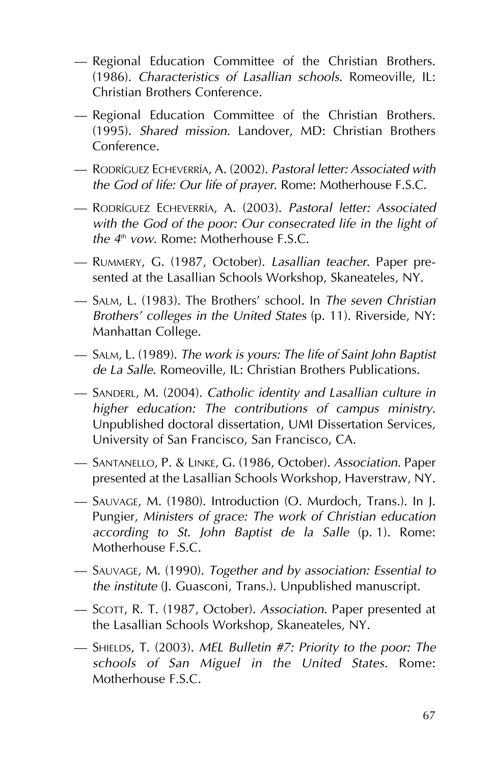— Regional Education Committee of the Christian Brothers. (1986). *Characteristics of Lasallian schools*. Romeoville, IL: Christian Brothers Conference.

— Regional Education Committee of the Christian Brothers. (1995). *Shared mission*. Landover, MD: Christian Brothers Conference.

— Rodríguez Echeverría, A. (2002). *Pastoral letter: Associated with the God of life: Our life of prayer*. Rome: Motherhouse F.S.C.

— Rodríguez Echeverría, A. (2003). *Pastoral letter: Associated with the God of the poor: Our consecrated life in the light of the 4th vow*. Rome: Motherhouse F.S.C.

— Rummery, G. (1987, October). *Lasallian teacher*. Paper presented at the Lasallian Schools Workshop, Skaneateles, NY.

— Salm, L. (1983). The Brothers' school. In *The seven Christian Brothers' colleges in the United States* (p. 11). Riverside, NY: Manhattan College.

— Salm, L. (1989). *The work is yours: The life of Saint John Baptist de La Salle*. Romeoville, IL: Christian Brothers Publications.

— Sanderl, M. (2004). *Catholic identity and Lasallian culture in higher education: The contributions of campus ministry*. Unpublished doctoral dissertation, UMI Dissertation Services, University of San Francisco, San Francisco, CA.

— Santanello, P. & Linke, G. (1986, October). *Association*. Paper presented at the Lasallian Schools Workshop, Haverstraw, NY.

— Sauvage, M. (1980). Introduction (O. Murdoch, Trans.). In J. Pungier, *Ministers of grace: The work of Christian education according to St. John Baptist de la Salle* (p. 1). Rome: Motherhouse F.S.C.

— Sauvage, M. (1990). *Together and by association: Essential to the institute* (J. Guasconi, Trans.). Unpublished manuscript.

— Scott, R. T. (1987, October). *Association*. Paper presented at the Lasallian Schools Workshop, Skaneateles, NY.

— Shields, T. (2003). *MEL Bulletin #7: Priority to the poor: The schools of San Miguel in the United States*. Rome: Motherhouse F.S.C.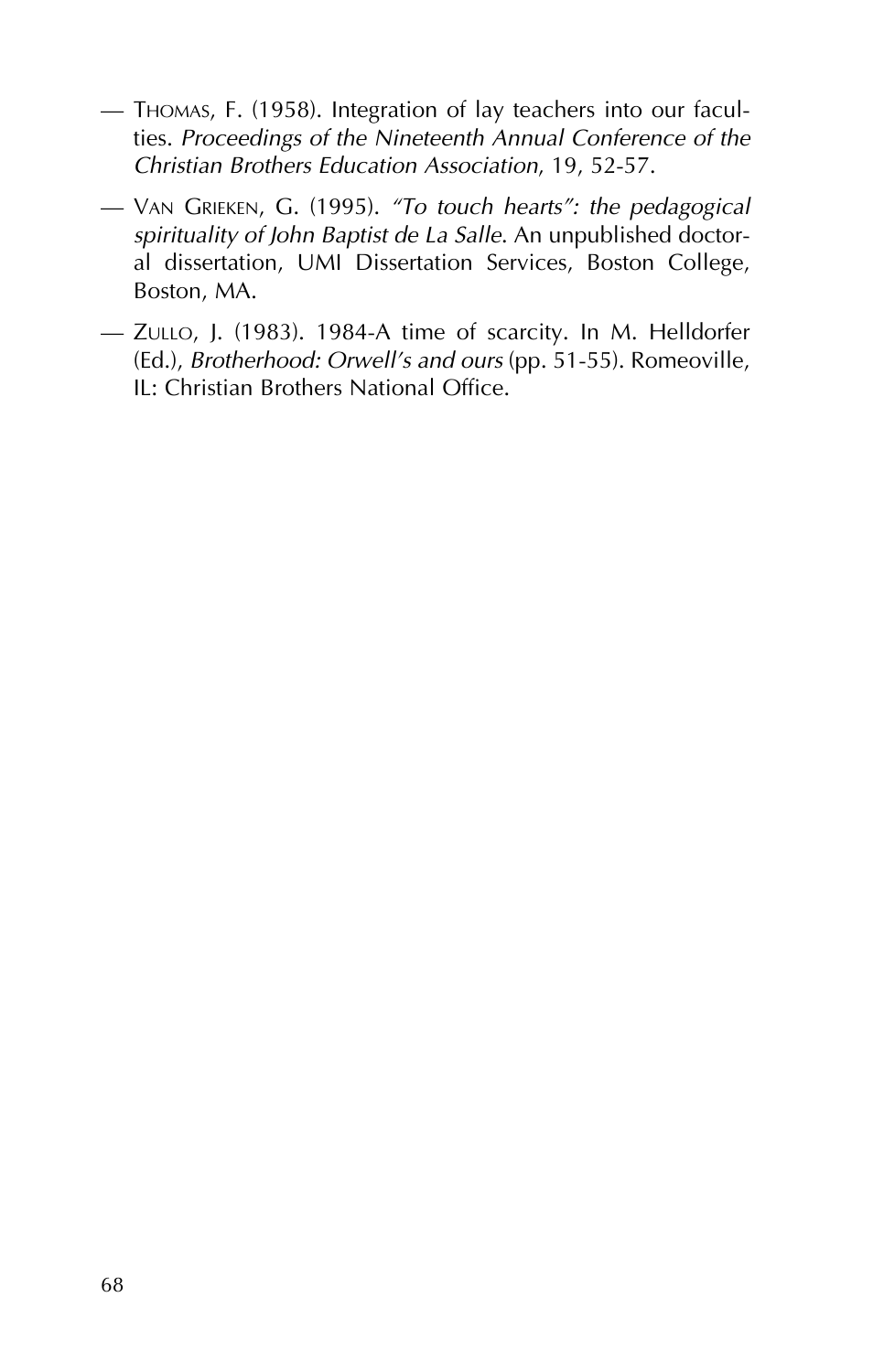— Thomas, F. (1958). Integration of lay teachers into our faculties. *Proceedings of the Nineteenth Annual Conference of the Christian Brothers Education Association*, 19, 52-57.

— Van Grieken, G. (1995). *"To touch hearts": the pedagogical spirituality of John Baptist de La Salle*. An unpublished doctoral dissertation, UMI Dissertation Services, Boston College, Boston, MA.

— Zullo, J. (1983). 1984-A time of scarcity. In M. Helldorfer (Ed.), *Brotherhood: Orwell's and ours* (pp. 51-55). Romeoville, IL: Christian Brothers National Office.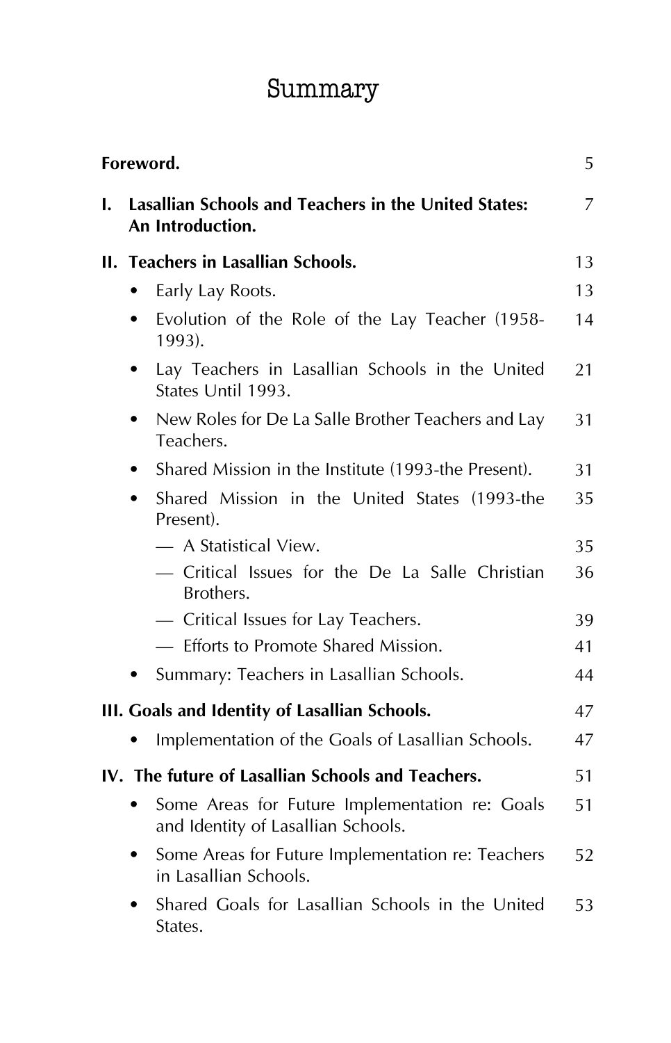# Summary

**Foreword.** 5

**I. Lasallian Schools and Teachers in the United States: An Introduction.** 7

**II. Teachers in Lasallian Schools.** 13

- Early Lay Roots. 13
- Evolution of the Role of the Lay Teacher (1958-1993). 14
- Lay Teachers in Lasallian Schools in the United States Until 1993. 21
- New Roles for De La Salle Brother Teachers and Lay Teachers. 31
- Shared Mission in the Institute (1993-the Present). 31
- Shared Mission in the United States (1993-the Present). 35
  - — A Statistical View. 35
  - — Critical Issues for the De La Salle Christian Brothers. 36
  - — Critical Issues for Lay Teachers. 39
  - — Efforts to Promote Shared Mission. 41
- Summary: Teachers in Lasallian Schools. 44

**III. Goals and Identity of Lasallian Schools.** 47

- Implementation of the Goals of Lasallian Schools. 47

**IV. The future of Lasallian Schools and Teachers.** 51

- Some Areas for Future Implementation re: Goals and Identity of Lasallian Schools. 51
- Some Areas for Future Implementation re: Teachers in Lasallian Schools. 52
- Shared Goals for Lasallian Schools in the United States. 53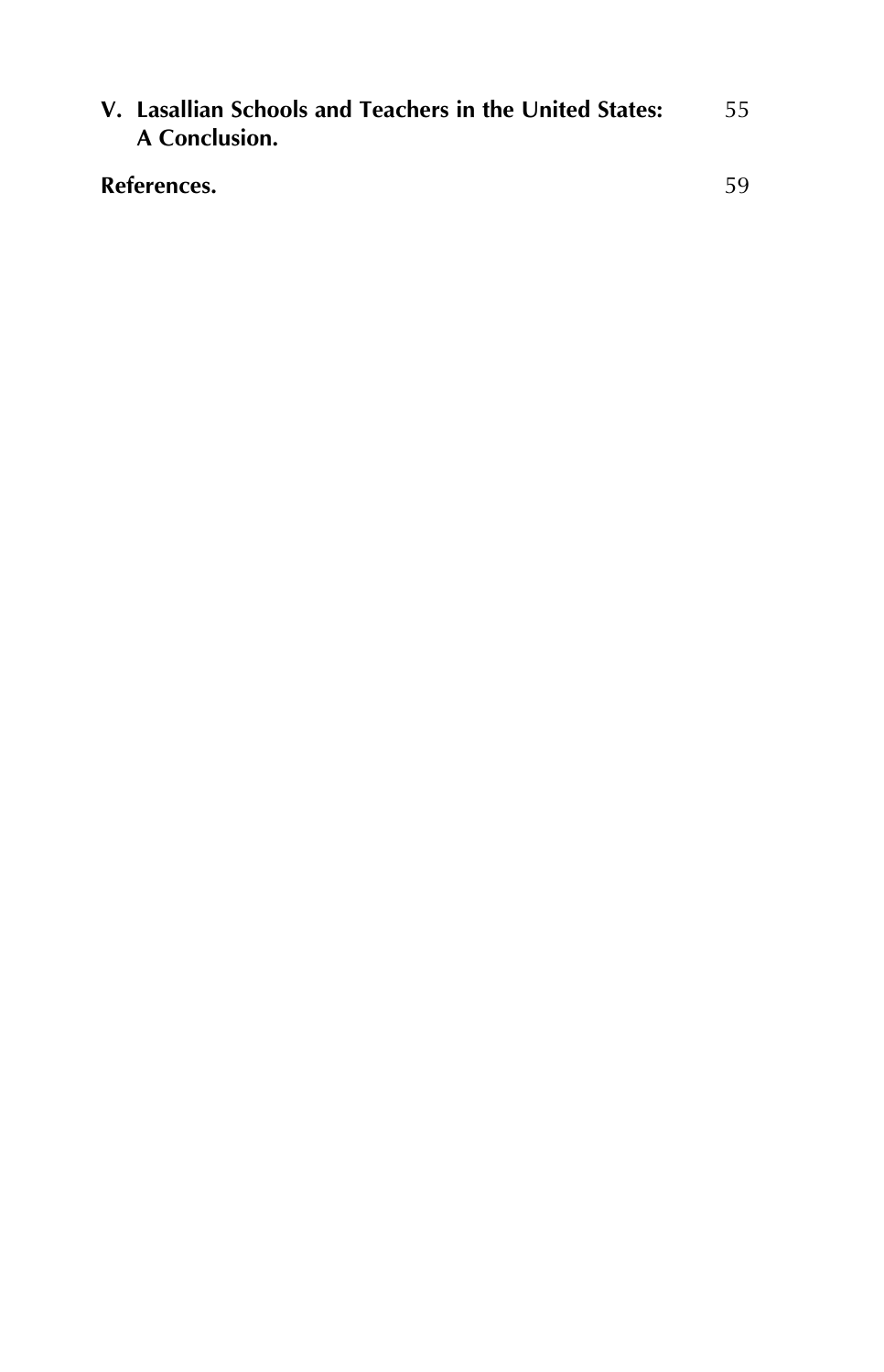**V. Lasallian Schools and Teachers in the United States: A Conclusion.** 55

**References.** 59